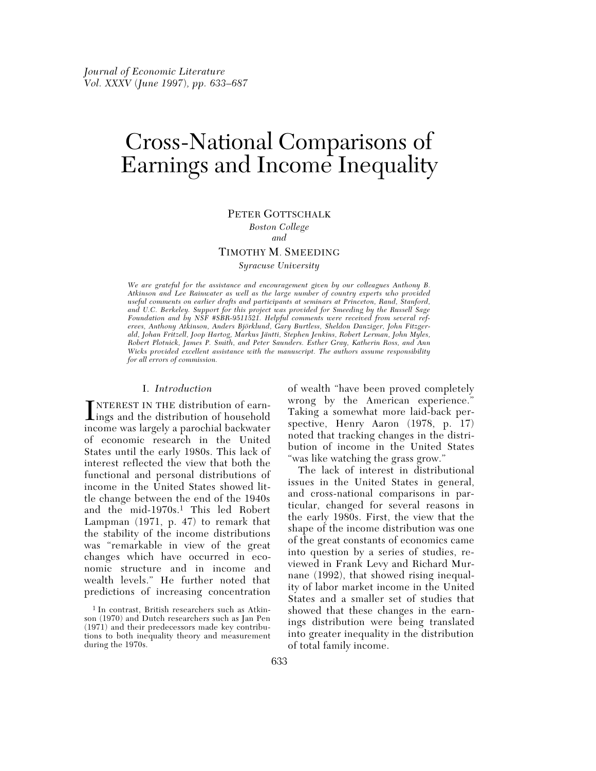# Cross-National Comparisons of Earnings and Income Inequality

PETER GOTTSCHALK
*Boston College*
*and*
TIMOTHY M. SMEEDING
*Syracuse University*

*We are grateful for the assistance and encouragement given by our colleagues Anthony B. Atkinson and Lee Rainwater as well as the large number of country experts who provided useful comments on earlier drafts and participants at seminars at Princeton, Rand, Stanford, and U.C. Berkeley. Support for this project was provided for Smeeding by the Russell Sage Foundation and by NSF #SBR-9511521. Helpful comments were received from several referees, Anthony Atkinson, Anders Björklund, Gary Burtless, Sheldon Danziger, John Fitzgerald, Johan Fritzell, Joop Hartog, Markus Jäntti, Stephen Jenkins, Robert Lerman, John Myles, Robert Plotnick, James P. Smith, and Peter Saunders. Esther Gray, Katherin Ross, and Ann Wicks provided excellent assistance with the manuscript. The authors assume responsibility for all errors of commission.*

## I. *Introduction*

INTEREST IN THE distribution of earnings and the distribution of household income was largely a parochial backwater of economic research in the United States until the early 1980s. This lack of interest reflected the view that both the functional and personal distributions of income in the United States showed little change between the end of the 1940s and the mid-1970s.[1] This led Robert Lampman (1971, p. 47) to remark that the stability of the income distributions was "remarkable in view of the great changes which have occurred in economic structure and in income and wealth levels." He further noted that predictions of increasing concentration of wealth "have been proved completely wrong by the American experience." Taking a somewhat more laid-back perspective, Henry Aaron (1978, p. 17) noted that tracking changes in the distribution of income in the United States "was like watching the grass grow."

The lack of interest in distributional issues in the United States in general, and cross-national comparisons in particular, changed for several reasons in the early 1980s. First, the view that the shape of the income distribution was one of the great constants of economics came into question by a series of studies, reviewed in Frank Levy and Richard Murnane (1992), that showed rising inequality of labor market income in the United States and a smaller set of studies that showed that these changes in the earnings distribution were being translated into greater inequality in the distribution of total family income.

[1] In contrast, British researchers such as Atkinson (1970) and Dutch researchers such as Jan Pen (1971) and their predecessors made key contributions to both inequality theory and measurement during the 1970s.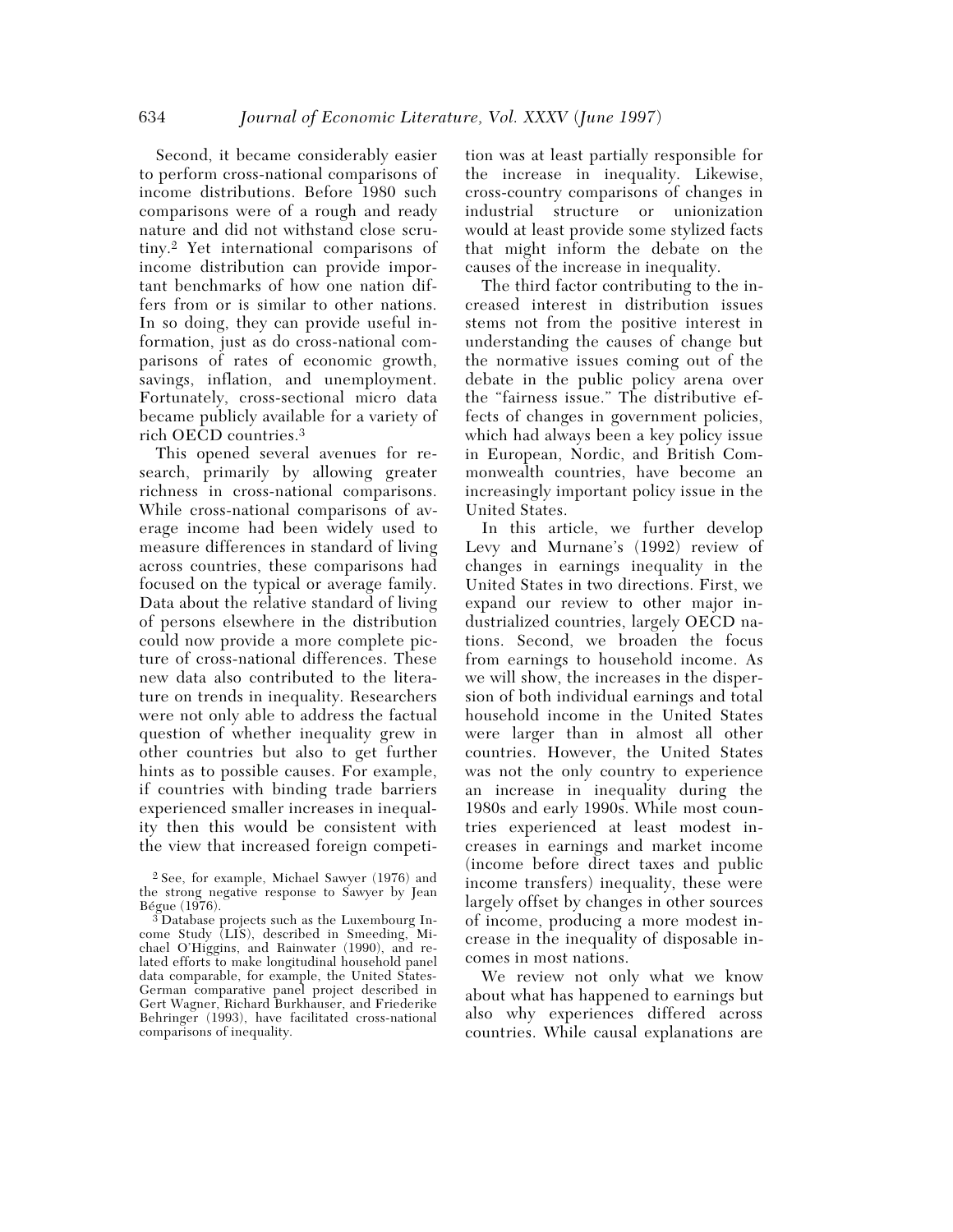Second, it became considerably easier to perform cross-national comparisons of income distributions. Before 1980 such comparisons were of a rough and ready nature and did not withstand close scrutiny.[2] Yet international comparisons of income distribution can provide important benchmarks of how one nation differs from or is similar to other nations. In so doing, they can provide useful information, just as do cross-national comparisons of rates of economic growth, savings, inflation, and unemployment. Fortunately, cross-sectional micro data became publicly available for a variety of rich OECD countries.[3]

This opened several avenues for research, primarily by allowing greater richness in cross-national comparisons. While cross-national comparisons of average income had been widely used to measure differences in standard of living across countries, these comparisons had focused on the typical or average family. Data about the relative standard of living of persons elsewhere in the distribution could now provide a more complete picture of cross-national differences. These new data also contributed to the literature on trends in inequality. Researchers were not only able to address the factual question of whether inequality grew in other countries but also to get further hints as to possible causes. For example, if countries with binding trade barriers experienced smaller increases in inequality then this would be consistent with the view that increased foreign competition was at least partially responsible for the increase in inequality. Likewise, cross-country comparisons of changes in industrial structure or unionization would at least provide some stylized facts that might inform the debate on the causes of the increase in inequality.

The third factor contributing to the increased interest in distribution issues stems not from the positive interest in understanding the causes of change but the normative issues coming out of the debate in the public policy arena over the "fairness issue." The distributive effects of changes in government policies, which had always been a key policy issue in European, Nordic, and British Commonwealth countries, have become an increasingly important policy issue in the United States.

In this article, we further develop Levy and Murnane's (1992) review of changes in earnings inequality in the United States in two directions. First, we expand our review to other major industrialized countries, largely OECD nations. Second, we broaden the focus from earnings to household income. As we will show, the increases in the dispersion of both individual earnings and total household income in the United States were larger than in almost all other countries. However, the United States was not the only country to experience an increase in inequality during the 1980s and early 1990s. While most countries experienced at least modest increases in earnings and market income (income before direct taxes and public income transfers) inequality, these were largely offset by changes in other sources of income, producing a more modest increase in the inequality of disposable incomes in most nations.

We review not only what we know about what has happened to earnings but also why experiences differed across countries. While causal explanations are

[2] See, for example, Michael Sawyer (1976) and the strong negative response to Sawyer by Jean Bégue (1976).

[3] Database projects such as the Luxembourg Income Study (LIS), described in Smeeding, Michael O'Higgins, and Rainwater (1990), and related efforts to make longitudinal household panel data comparable, for example, the United States-German comparative panel project described in Gert Wagner, Richard Burkhauser, and Friederike Behringer (1993), have facilitated cross-national comparisons of inequality.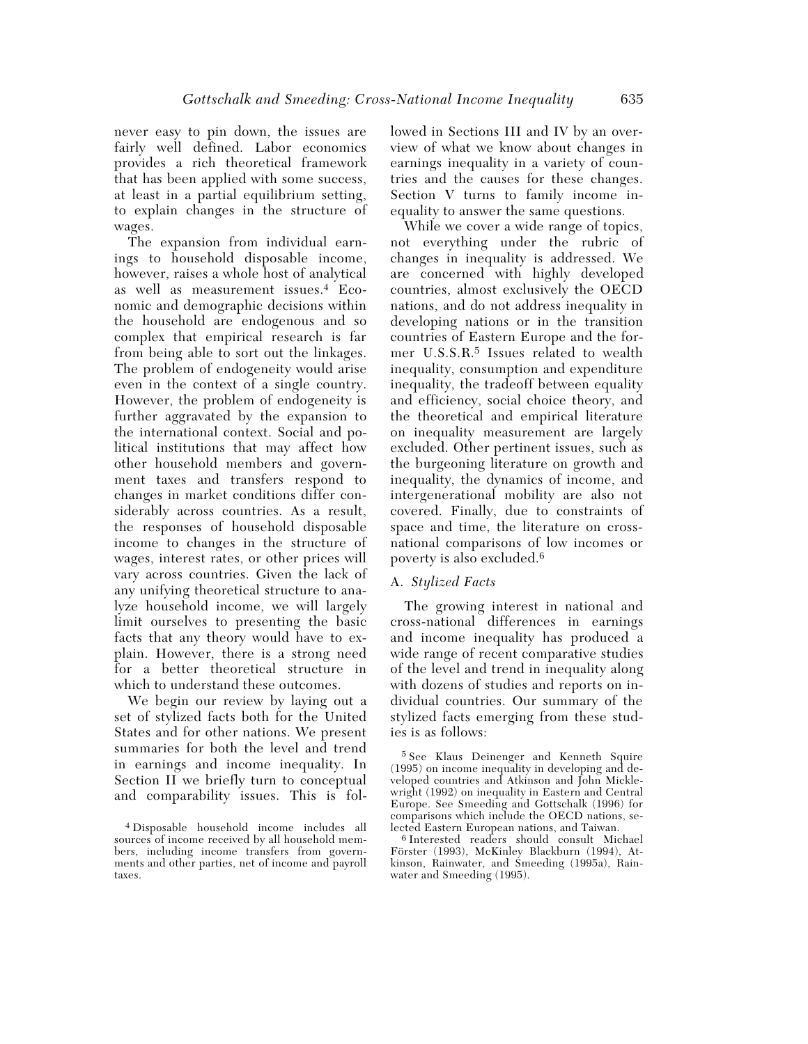never easy to pin down, the issues are fairly well defined. Labor economics provides a rich theoretical framework that has been applied with some success, at least in a partial equilibrium setting, to explain changes in the structure of wages.

The expansion from individual earnings to household disposable income, however, raises a whole host of analytical as well as measurement issues.[4] Economic and demographic decisions within the household are endogenous and so complex that empirical research is far from being able to sort out the linkages. The problem of endogeneity would arise even in the context of a single country. However, the problem of endogeneity is further aggravated by the expansion to the international context. Social and political institutions that may affect how other household members and government taxes and transfers respond to changes in market conditions differ considerably across countries. As a result, the responses of household disposable income to changes in the structure of wages, interest rates, or other prices will vary across countries. Given the lack of any unifying theoretical structure to analyze household income, we will largely limit ourselves to presenting the basic facts that any theory would have to explain. However, there is a strong need for a better theoretical structure in which to understand these outcomes.

We begin our review by laying out a set of stylized facts both for the United States and for other nations. We present summaries for both the level and trend in earnings and income inequality. In Section II we briefly turn to conceptual and comparability issues. This is followed in Sections III and IV by an overview of what we know about changes in earnings inequality in a variety of countries and the causes for these changes. Section V turns to family income inequality to answer the same questions.

While we cover a wide range of topics, not everything under the rubric of changes in inequality is addressed. We are concerned with highly developed countries, almost exclusively the OECD nations, and do not address inequality in developing nations or in the transition countries of Eastern Europe and the former U.S.S.R.[5] Issues related to wealth inequality, consumption and expenditure inequality, the tradeoff between equality and efficiency, social choice theory, and the theoretical and empirical literature on inequality measurement are largely excluded. Other pertinent issues, such as the burgeoning literature on growth and inequality, the dynamics of income, and intergenerational mobility are also not covered. Finally, due to constraints of space and time, the literature on cross-national comparisons of low incomes or poverty is also excluded.[6]

### A. *Stylized Facts*

The growing interest in national and cross-national differences in earnings and income inequality has produced a wide range of recent comparative studies of the level and trend in inequality along with dozens of studies and reports on individual countries. Our summary of the stylized facts emerging from these studies is as follows:

[4] Disposable household income includes all sources of income received by all household members, including income transfers from governments and other parties, net of income and payroll taxes.

[5] See Klaus Deinenger and Kenneth Squire (1995) on income inequality in developing and developed countries and Atkinson and John Micklewright (1992) on inequality in Eastern and Central Europe. See Smeeding and Gottschalk (1996) for comparisons which include the OECD nations, selected Eastern European nations, and Taiwan.

[6] Interested readers should consult Michael Förster (1993), McKinley Blackburn (1994), Atkinson, Rainwater, and Smeeding (1995a), Rainwater and Smeeding (1995).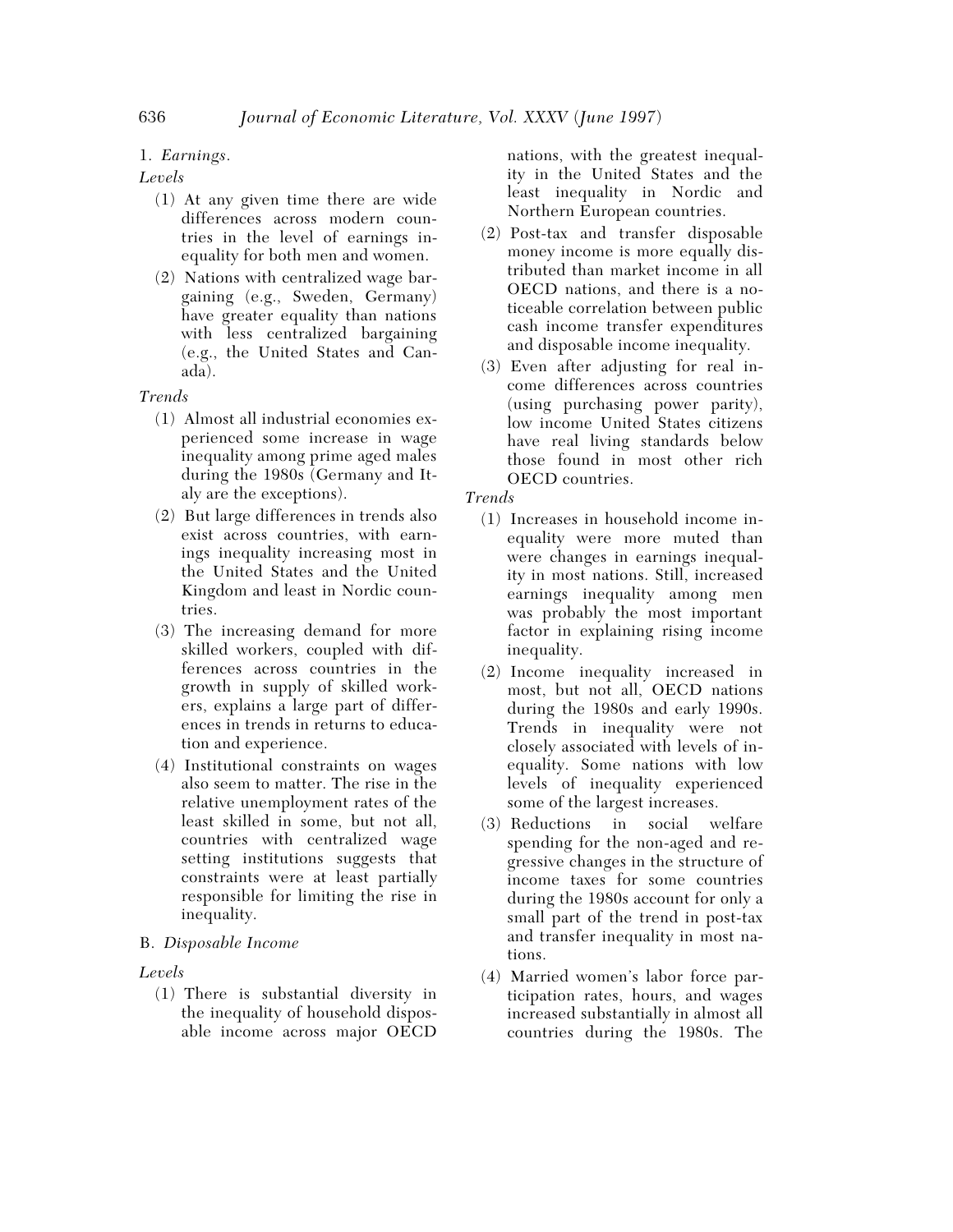1. *Earnings*.

*Levels*

(1) At any given time there are wide differences across modern countries in the level of earnings inequality for both men and women.

(2) Nations with centralized wage bargaining (e.g., Sweden, Germany) have greater equality than nations with less centralized bargaining (e.g., the United States and Canada).

*Trends*

(1) Almost all industrial economies experienced some increase in wage inequality among prime aged males during the 1980s (Germany and Italy are the exceptions).

(2) But large differences in trends also exist across countries, with earnings inequality increasing most in the United States and the United Kingdom and least in Nordic countries.

(3) The increasing demand for more skilled workers, coupled with differences across countries in the growth in supply of skilled workers, explains a large part of differences in trends in returns to education and experience.

(4) Institutional constraints on wages also seem to matter. The rise in the relative unemployment rates of the least skilled in some, but not all, countries with centralized wage setting institutions suggests that constraints were at least partially responsible for limiting the rise in inequality.

B. *Disposable Income*

*Levels*

(1) There is substantial diversity in the inequality of household disposable income across major OECD nations, with the greatest inequality in the United States and the least inequality in Nordic and Northern European countries.

(2) Post-tax and transfer disposable money income is more equally distributed than market income in all OECD nations, and there is a noticeable correlation between public cash income transfer expenditures and disposable income inequality.

(3) Even after adjusting for real income differences across countries (using purchasing power parity), low income United States citizens have real living standards below those found in most other rich OECD countries.

*Trends*

(1) Increases in household income inequality were more muted than were changes in earnings inequality in most nations. Still, increased earnings inequality among men was probably the most important factor in explaining rising income inequality.

(2) Income inequality increased in most, but not all, OECD nations during the 1980s and early 1990s. Trends in inequality were not closely associated with levels of inequality. Some nations with low levels of inequality experienced some of the largest increases.

(3) Reductions in social welfare spending for the non-aged and regressive changes in the structure of income taxes for some countries during the 1980s account for only a small part of the trend in post-tax and transfer inequality in most nations.

(4) Married women's labor force participation rates, hours, and wages increased substantially in almost all countries during the 1980s. The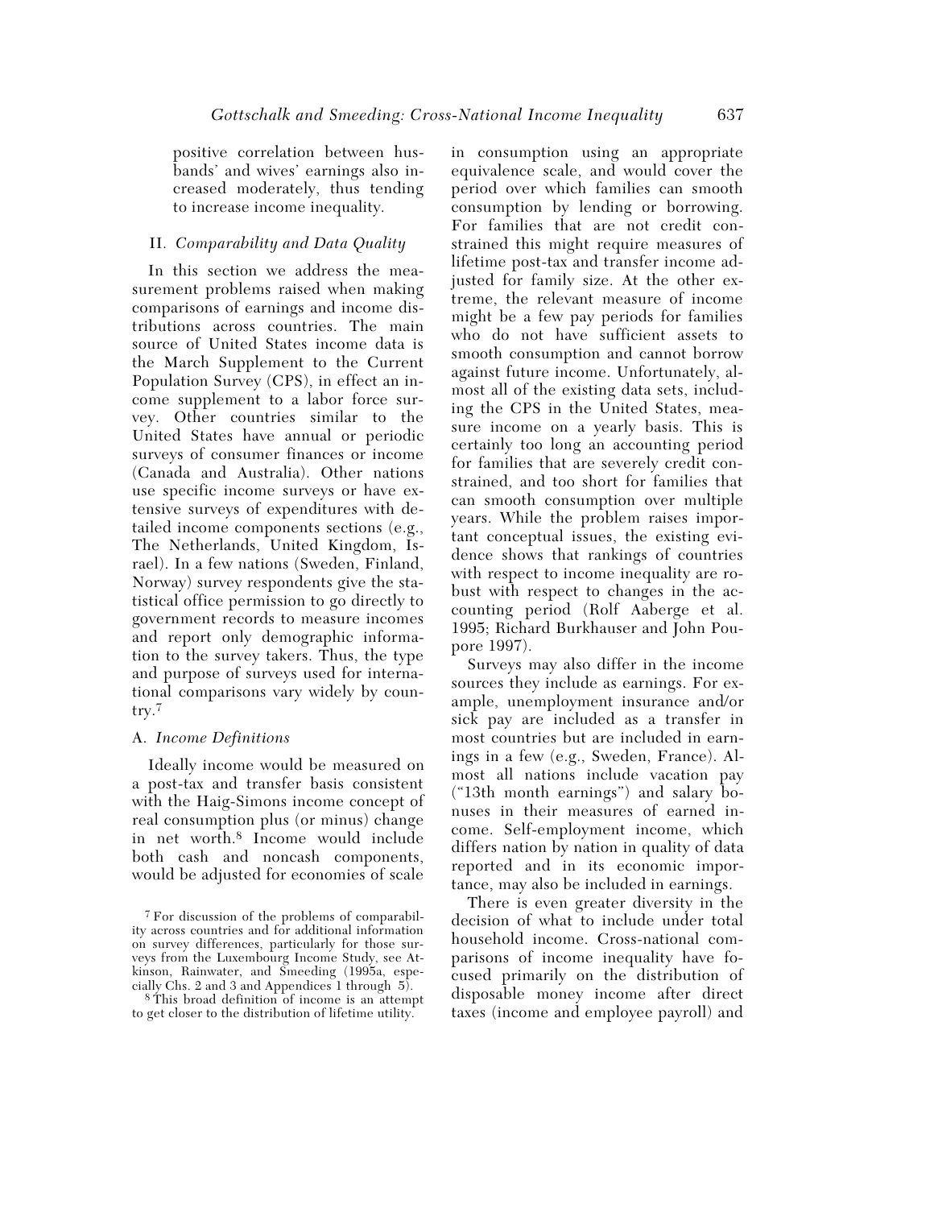positive correlation between husbands' and wives' earnings also increased moderately, thus tending to increase income inequality.

## II. *Comparability and Data Quality*

In this section we address the measurement problems raised when making comparisons of earnings and income distributions across countries. The main source of United States income data is the March Supplement to the Current Population Survey (CPS), in effect an income supplement to a labor force survey. Other countries similar to the United States have annual or periodic surveys of consumer finances or income (Canada and Australia). Other nations use specific income surveys or have extensive surveys of expenditures with detailed income components sections (e.g., The Netherlands, United Kingdom, Israel). In a few nations (Sweden, Finland, Norway) survey respondents give the statistical office permission to go directly to government records to measure incomes and report only demographic information to the survey takers. Thus, the type and purpose of surveys used for international comparisons vary widely by country.[7]

### A. *Income Definitions*

Ideally income would be measured on a post-tax and transfer basis consistent with the Haig-Simons income concept of real consumption plus (or minus) change in net worth.[8] Income would include both cash and noncash components, would be adjusted for economies of scale in consumption using an appropriate equivalence scale, and would cover the period over which families can smooth consumption by lending or borrowing. For families that are not credit constrained this might require measures of lifetime post-tax and transfer income adjusted for family size. At the other extreme, the relevant measure of income might be a few pay periods for families who do not have sufficient assets to smooth consumption and cannot borrow against future income. Unfortunately, almost all of the existing data sets, including the CPS in the United States, measure income on a yearly basis. This is certainly too long an accounting period for families that are severely credit constrained, and too short for families that can smooth consumption over multiple years. While the problem raises important conceptual issues, the existing evidence shows that rankings of countries with respect to income inequality are robust with respect to changes in the accounting period (Rolf Aaberge et al. 1995; Richard Burkhauser and John Poupore 1997).

Surveys may also differ in the income sources they include as earnings. For example, unemployment insurance and/or sick pay are included as a transfer in most countries but are included in earnings in a few (e.g., Sweden, France). Almost all nations include vacation pay ("13th month earnings") and salary bonuses in their measures of earned income. Self-employment income, which differs nation by nation in quality of data reported and in its economic importance, may also be included in earnings.

There is even greater diversity in the decision of what to include under total household income. Cross-national comparisons of income inequality have focused primarily on the distribution of disposable money income after direct taxes (income and employee payroll) and

[7] For discussion of the problems of comparability across countries and for additional information on survey differences, particularly for those surveys from the Luxembourg Income Study, see Atkinson, Rainwater, and Smeeding (1995a, especially Chs. 2 and 3 and Appendices 1 through 5).

[8] This broad definition of income is an attempt to get closer to the distribution of lifetime utility.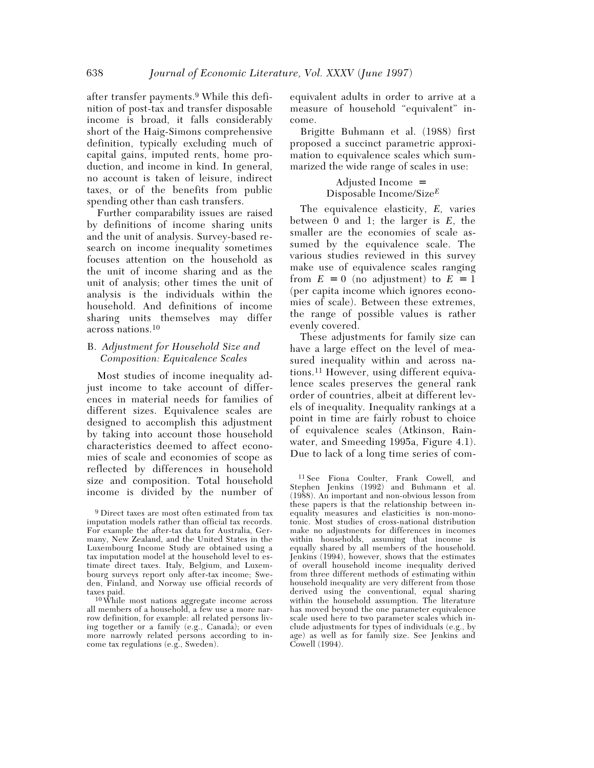after transfer payments.[9] While this definition of post-tax and transfer disposable income is broad, it falls considerably short of the Haig-Simons comprehensive definition, typically excluding much of capital gains, imputed rents, home production, and income in kind. In general, no account is taken of leisure, indirect taxes, or of the benefits from public spending other than cash transfers.

Further comparability issues are raised by definitions of income sharing units and the unit of analysis. Survey-based research on income inequality sometimes focuses attention on the household as the unit of income sharing and as the unit of analysis; other times the unit of analysis is the individuals within the household. And definitions of income sharing units themselves may differ across nations.[10]

### B. *Adjustment for Household Size and Composition: Equivalence Scales*

Most studies of income inequality adjust income to take account of differences in material needs for families of different sizes. Equivalence scales are designed to accomplish this adjustment by taking into account those household characteristics deemed to affect economies of scale and economies of scope as reflected by differences in household size and composition. Total household income is divided by the number of equivalent adults in order to arrive at a measure of household "equivalent" income.

Brigitte Buhmann et al. (1988) first proposed a succinct parametric approximation to equivalence scales which summarized the wide range of scales in use:

$$\text{Adjusted Income} = \text{Disposable Income}/\text{Size}^{E}$$

The equivalence elasticity, $E$, varies between 0 and 1; the larger is $E$, the smaller are the economies of scale assumed by the equivalence scale. The various studies reviewed in this survey make use of equivalence scales ranging from $E = 0$ (no adjustment) to $E = 1$ (per capita income which ignores economies of scale). Between these extremes, the range of possible values is rather evenly covered.

These adjustments for family size can have a large effect on the level of measured inequality within and across nations.[11] However, using different equivalence scales preserves the general rank order of countries, albeit at different levels of inequality. Inequality rankings at a point in time are fairly robust to choice of equivalence scales (Atkinson, Rainwater, and Smeeding 1995a, Figure 4.1). Due to lack of a long time series of com-

[9] Direct taxes are most often estimated from tax imputation models rather than official tax records. For example the after-tax data for Australia, Germany, New Zealand, and the United States in the Luxembourg Income Study are obtained using a tax imputation model at the household level to estimate direct taxes. Italy, Belgium, and Luxembourg surveys report only after-tax income; Sweden, Finland, and Norway use official records of taxes paid.

[10] While most nations aggregate income across all members of a household, a few use a more narrow definition, for example: all related persons living together or a family (e.g., Canada); or even more narrowly related persons according to income tax regulations (e.g., Sweden).

[11] See Fiona Coulter, Frank Cowell, and Stephen Jenkins (1992) and Buhmann et al. (1988). An important and non-obvious lesson from these papers is that the relationship between inequality measures and elasticities is non-monotonic. Most studies of cross-national distribution make no adjustments for differences in incomes within households, assuming that income is equally shared by all members of the household. Jenkins (1994), however, shows that the estimates of overall household income inequality derived from three different methods of estimating within household inequality are very different from those derived using the conventional, equal sharing within the household assumption. The literature has moved beyond the one parameter equivalence scale used here to two parameter scales which include adjustments for types of individuals (e.g., by age) as well as for family size. See Jenkins and Cowell (1994).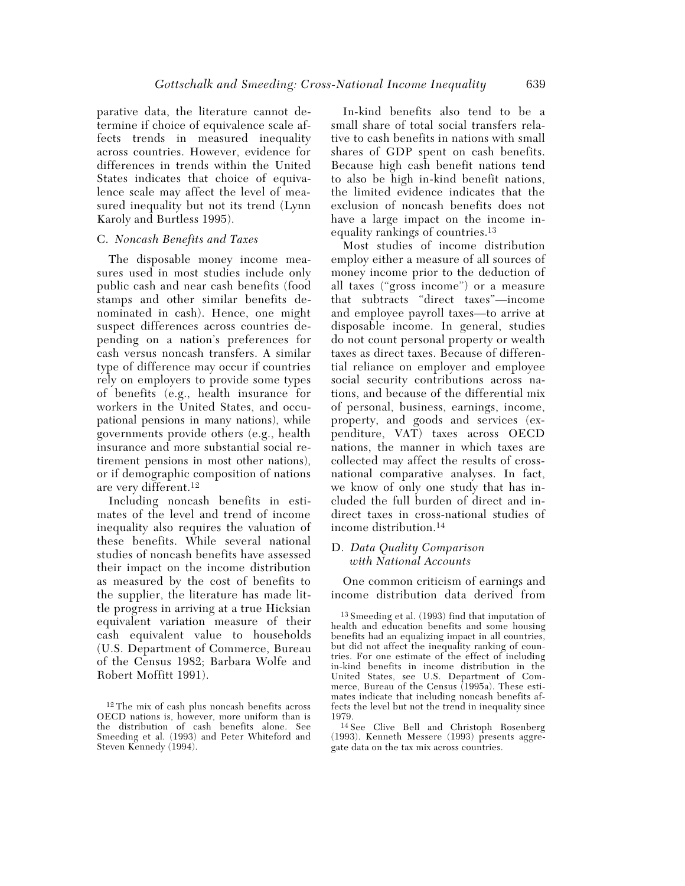parative data, the literature cannot determine if choice of equivalence scale affects trends in measured inequality across countries. However, evidence for differences in trends within the United States indicates that choice of equivalence scale may affect the level of measured inequality but not its trend (Lynn Karoly and Burtless 1995).

### C. *Noncash Benefits and Taxes*

The disposable money income measures used in most studies include only public cash and near cash benefits (food stamps and other similar benefits denominated in cash). Hence, one might suspect differences across countries depending on a nation's preferences for cash versus noncash transfers. A similar type of difference may occur if countries rely on employers to provide some types of benefits (e.g., health insurance for workers in the United States, and occupational pensions in many nations), while governments provide others (e.g., health insurance and more substantial social retirement pensions in most other nations), or if demographic composition of nations are very different.[12]

Including noncash benefits in estimates of the level and trend of income inequality also requires the valuation of these benefits. While several national studies of noncash benefits have assessed their impact on the income distribution as measured by the cost of benefits to the supplier, the literature has made little progress in arriving at a true Hicksian equivalent variation measure of their cash equivalent value to households (U.S. Department of Commerce, Bureau of the Census 1982; Barbara Wolfe and Robert Moffitt 1991).

In-kind benefits also tend to be a small share of total social transfers relative to cash benefits in nations with small shares of GDP spent on cash benefits. Because high cash benefit nations tend to also be high in-kind benefit nations, the limited evidence indicates that the exclusion of noncash benefits does not have a large impact on the income inequality rankings of countries.[13]

Most studies of income distribution employ either a measure of all sources of money income prior to the deduction of all taxes ("gross income") or a measure that subtracts "direct taxes"—income and employee payroll taxes—to arrive at disposable income. In general, studies do not count personal property or wealth taxes as direct taxes. Because of differential reliance on employer and employee social security contributions across nations, and because of the differential mix of personal, business, earnings, income, property, and goods and services (expenditure, VAT) taxes across OECD nations, the manner in which taxes are collected may affect the results of cross-national comparative analyses. In fact, we know of only one study that has included the full burden of direct and indirect taxes in cross-national studies of income distribution.[14]

### D. *Data Quality Comparison with National Accounts*

One common criticism of earnings and income distribution data derived from

[12] The mix of cash plus noncash benefits across OECD nations is, however, more uniform than is the distribution of cash benefits alone. See Smeeding et al. (1993) and Peter Whiteford and Steven Kennedy (1994).

[13] Smeeding et al. (1993) find that imputation of health and education benefits and some housing benefits had an equalizing impact in all countries, but did not affect the inequality ranking of countries. For one estimate of the effect of including in-kind benefits in income distribution in the United States, see U.S. Department of Commerce, Bureau of the Census (1995a). These estimates indicate that including noncash benefits affects the level but not the trend in inequality since 1979.

[14] See Clive Bell and Christoph Rosenberg (1993). Kenneth Messere (1993) presents aggregate data on the tax mix across countries.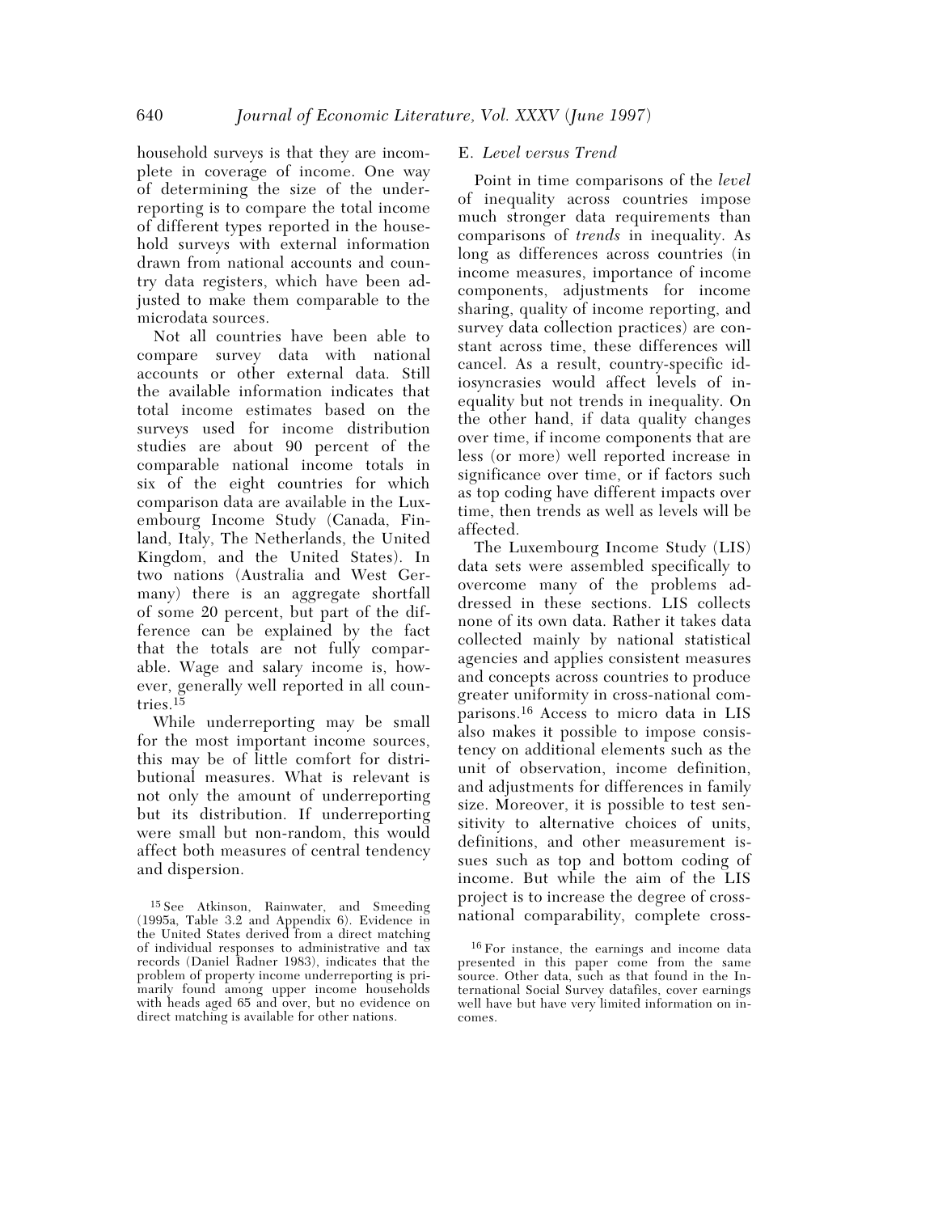household surveys is that they are incomplete in coverage of income. One way of determining the size of the underreporting is to compare the total income of different types reported in the household surveys with external information drawn from national accounts and country data registers, which have been adjusted to make them comparable to the microdata sources.

Not all countries have been able to compare survey data with national accounts or other external data. Still the available information indicates that total income estimates based on the surveys used for income distribution studies are about 90 percent of the comparable national income totals in six of the eight countries for which comparison data are available in the Luxembourg Income Study (Canada, Finland, Italy, The Netherlands, the United Kingdom, and the United States). In two nations (Australia and West Germany) there is an aggregate shortfall of some 20 percent, but part of the difference can be explained by the fact that the totals are not fully comparable. Wage and salary income is, however, generally well reported in all countries.[15]

While underreporting may be small for the most important income sources, this may be of little comfort for distributional measures. What is relevant is not only the amount of underreporting but its distribution. If underreporting were small but non-random, this would affect both measures of central tendency and dispersion.

### E. *Level versus Trend*

Point in time comparisons of the *level* of inequality across countries impose much stronger data requirements than comparisons of *trends* in inequality. As long as differences across countries (in income measures, importance of income components, adjustments for income sharing, quality of income reporting, and survey data collection practices) are constant across time, these differences will cancel. As a result, country-specific idiosyncrasies would affect levels of inequality but not trends in inequality. On the other hand, if data quality changes over time, if income components that are less (or more) well reported increase in significance over time, or if factors such as top coding have different impacts over time, then trends as well as levels will be affected.

The Luxembourg Income Study (LIS) data sets were assembled specifically to overcome many of the problems addressed in these sections. LIS collects none of its own data. Rather it takes data collected mainly by national statistical agencies and applies consistent measures and concepts across countries to produce greater uniformity in cross-national comparisons.[16] Access to micro data in LIS also makes it possible to impose consistency on additional elements such as the unit of observation, income definition, and adjustments for differences in family size. Moreover, it is possible to test sensitivity to alternative choices of units, definitions, and other measurement issues such as top and bottom coding of income. But while the aim of the LIS project is to increase the degree of cross-national comparability, complete cross-

[15] See Atkinson, Rainwater, and Smeeding (1995a, Table 3.2 and Appendix 6). Evidence in the United States derived from a direct matching of individual responses to administrative and tax records (Daniel Radner 1983), indicates that the problem of property income underreporting is primarily found among upper income households with heads aged 65 and over, but no evidence on direct matching is available for other nations.

[16] For instance, the earnings and income data presented in this paper come from the same source. Other data, such as that found in the International Social Survey datafiles, cover earnings well have but have very limited information on incomes.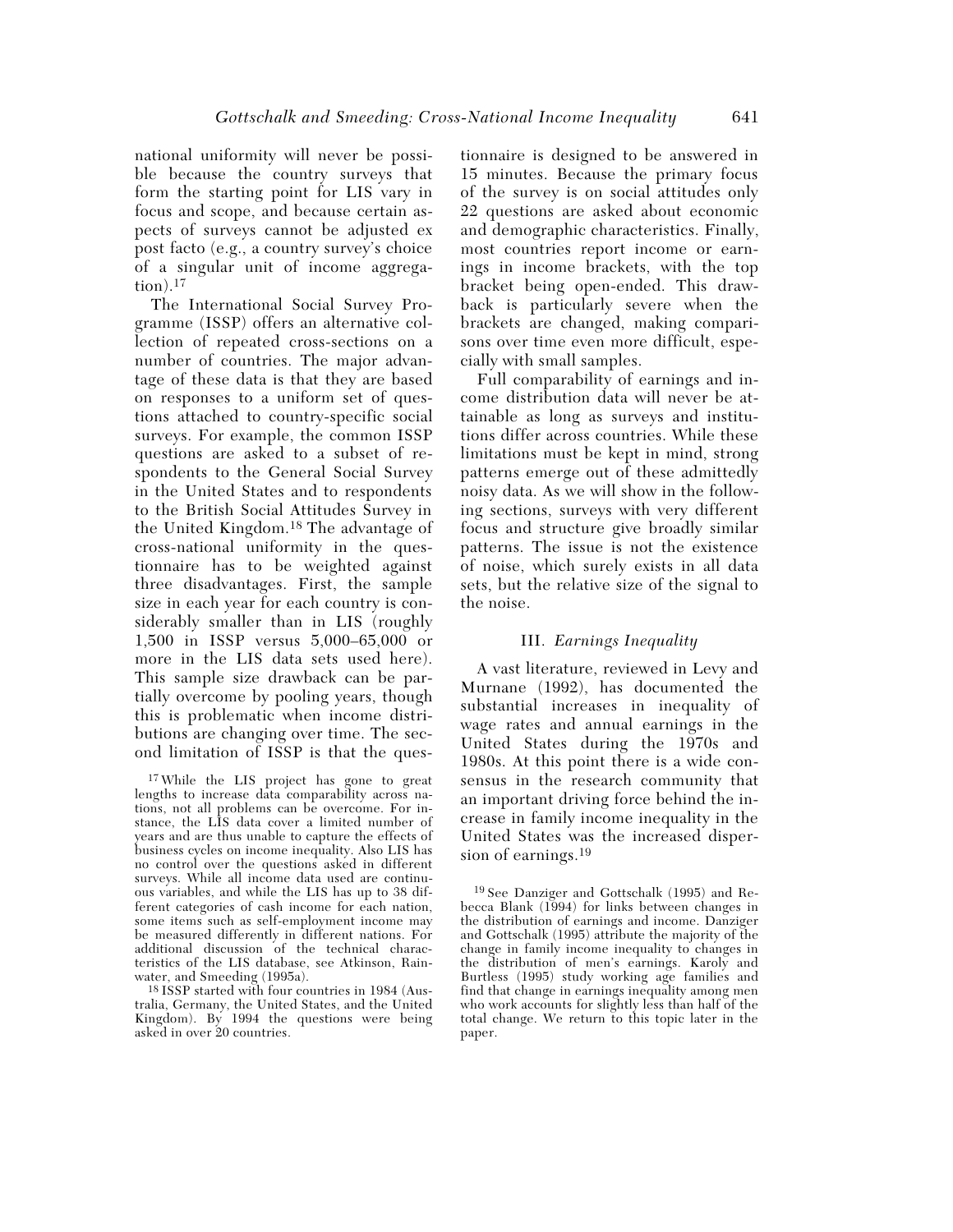national uniformity will never be possible because the country surveys that form the starting point for LIS vary in focus and scope, and because certain aspects of surveys cannot be adjusted ex post facto (e.g., a country survey's choice of a singular unit of income aggregation).[17]

The International Social Survey Programme (ISSP) offers an alternative collection of repeated cross-sections on a number of countries. The major advantage of these data is that they are based on responses to a uniform set of questions attached to country-specific social surveys. For example, the common ISSP questions are asked to a subset of respondents to the General Social Survey in the United States and to respondents to the British Social Attitudes Survey in the United Kingdom.[18] The advantage of cross-national uniformity in the questionnaire has to be weighted against three disadvantages. First, the sample size in each year for each country is considerably smaller than in LIS (roughly 1,500 in ISSP versus 5,000–65,000 or more in the LIS data sets used here). This sample size drawback can be partially overcome by pooling years, though this is problematic when income distributions are changing over time. The second limitation of ISSP is that the questionnaire is designed to be answered in 15 minutes. Because the primary focus of the survey is on social attitudes only 22 questions are asked about economic and demographic characteristics. Finally, most countries report income or earnings in income brackets, with the top bracket being open-ended. This drawback is particularly severe when the brackets are changed, making comparisons over time even more difficult, especially with small samples.

Full comparability of earnings and income distribution data will never be attainable as long as surveys and institutions differ across countries. While these limitations must be kept in mind, strong patterns emerge out of these admittedly noisy data. As we will show in the following sections, surveys with very different focus and structure give broadly similar patterns. The issue is not the existence of noise, which surely exists in all data sets, but the relative size of the signal to the noise.

## III. *Earnings Inequality*

A vast literature, reviewed in Levy and Murnane (1992), has documented the substantial increases in inequality of wage rates and annual earnings in the United States during the 1970s and 1980s. At this point there is a wide consensus in the research community that an important driving force behind the increase in family income inequality in the United States was the increased dispersion of earnings.[19]

[17] While the LIS project has gone to great lengths to increase data comparability across nations, not all problems can be overcome. For instance, the LIS data cover a limited number of years and are thus unable to capture the effects of business cycles on income inequality. Also LIS has no control over the questions asked in different surveys. While all income data used are continuous variables, and while the LIS has up to 38 different categories of cash income for each nation, some items such as self-employment income may be measured differently in different nations. For additional discussion of the technical characteristics of the LIS database, see Atkinson, Rainwater, and Smeeding (1995a).

[18] ISSP started with four countries in 1984 (Australia, Germany, the United States, and the United Kingdom). By 1994 the questions were being asked in over 20 countries.

[19] See Danziger and Gottschalk (1995) and Rebecca Blank (1994) for links between changes in the distribution of earnings and income. Danziger and Gottschalk (1995) attribute the majority of the change in family income inequality to changes in the distribution of men's earnings. Karoly and Burtless (1995) study working age families and find that change in earnings inequality among men who work accounts for slightly less than half of the total change. We return to this topic later in the paper.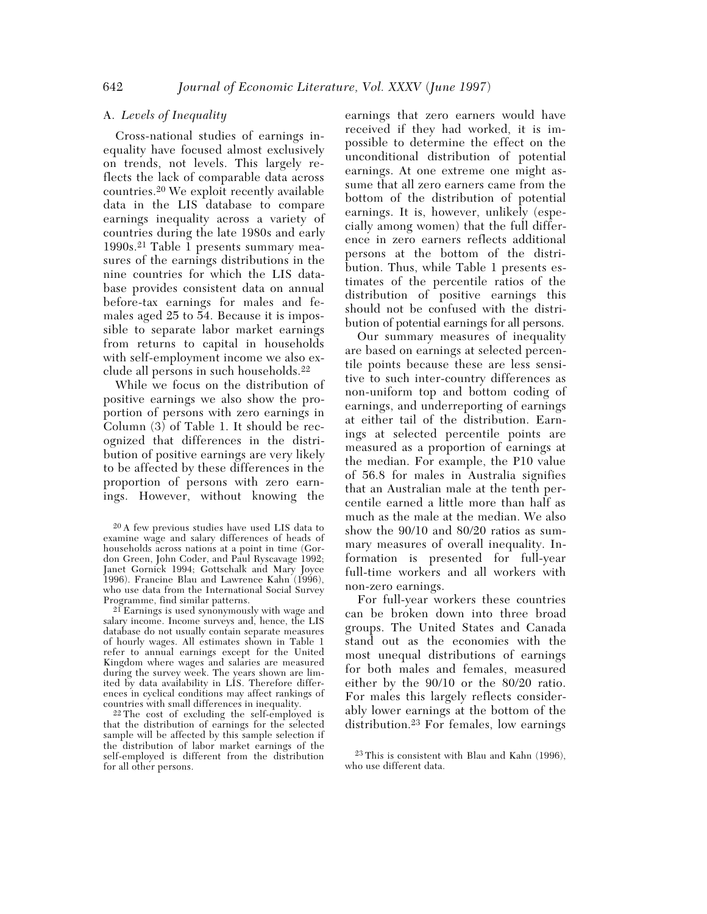### A. *Levels of Inequality*

Cross-national studies of earnings inequality have focused almost exclusively on trends, not levels. This largely reflects the lack of comparable data across countries.[20] We exploit recently available data in the LIS database to compare earnings inequality across a variety of countries during the late 1980s and early 1990s.[21] Table 1 presents summary measures of the earnings distributions in the nine countries for which the LIS database provides consistent data on annual before-tax earnings for males and females aged 25 to 54. Because it is impossible to separate labor market earnings from returns to capital in households with self-employment income we also exclude all persons in such households.[22]

While we focus on the distribution of positive earnings we also show the proportion of persons with zero earnings in Column (3) of Table 1. It should be recognized that differences in the distribution of positive earnings are very likely to be affected by these differences in the proportion of persons with zero earnings. However, without knowing the earnings that zero earners would have received if they had worked, it is impossible to determine the effect on the unconditional distribution of potential earnings. At one extreme one might assume that all zero earners came from the bottom of the distribution of potential earnings. It is, however, unlikely (especially among women) that the full difference in zero earners reflects additional persons at the bottom of the distribution. Thus, while Table 1 presents estimates of the percentile ratios of the distribution of positive earnings this should not be confused with the distribution of potential earnings for all persons.

Our summary measures of inequality are based on earnings at selected percentile points because these are less sensitive to such inter-country differences as non-uniform top and bottom coding of earnings, and underreporting of earnings at either tail of the distribution. Earnings at selected percentile points are measured as a proportion of earnings at the median. For example, the P10 value of 56.8 for males in Australia signifies that an Australian male at the tenth percentile earned a little more than half as much as the male at the median. We also show the 90/10 and 80/20 ratios as summary measures of overall inequality. Information is presented for full-year full-time workers and all workers with non-zero earnings.

For full-year workers these countries can be broken down into three broad groups. The United States and Canada stand out as the economies with the most unequal distributions of earnings for both males and females, measured either by the 90/10 or the 80/20 ratio. For males this largely reflects considerably lower earnings at the bottom of the distribution.[23] For females, low earnings

[20] A few previous studies have used LIS data to examine wage and salary differences of heads of households across nations at a point in time (Gordon Green, John Coder, and Paul Ryscavage 1992; Janet Gornick 1994; Gottschalk and Mary Joyce 1996). Francine Blau and Lawrence Kahn (1996), who use data from the International Social Survey Programme, find similar patterns.

[21] Earnings is used synonymously with wage and salary income. Income surveys and, hence, the LIS database do not usually contain separate measures of hourly wages. All estimates shown in Table 1 refer to annual earnings except for the United Kingdom where wages and salaries are measured during the survey week. The years shown are limited by data availability in LIS. Therefore differences in cyclical conditions may affect rankings of countries with small differences in inequality.

[22] The cost of excluding the self-employed is that the distribution of earnings for the selected sample will be affected by this sample selection if the distribution of labor market earnings of the self-employed is different from the distribution for all other persons.

[23] This is consistent with Blau and Kahn (1996), who use different data.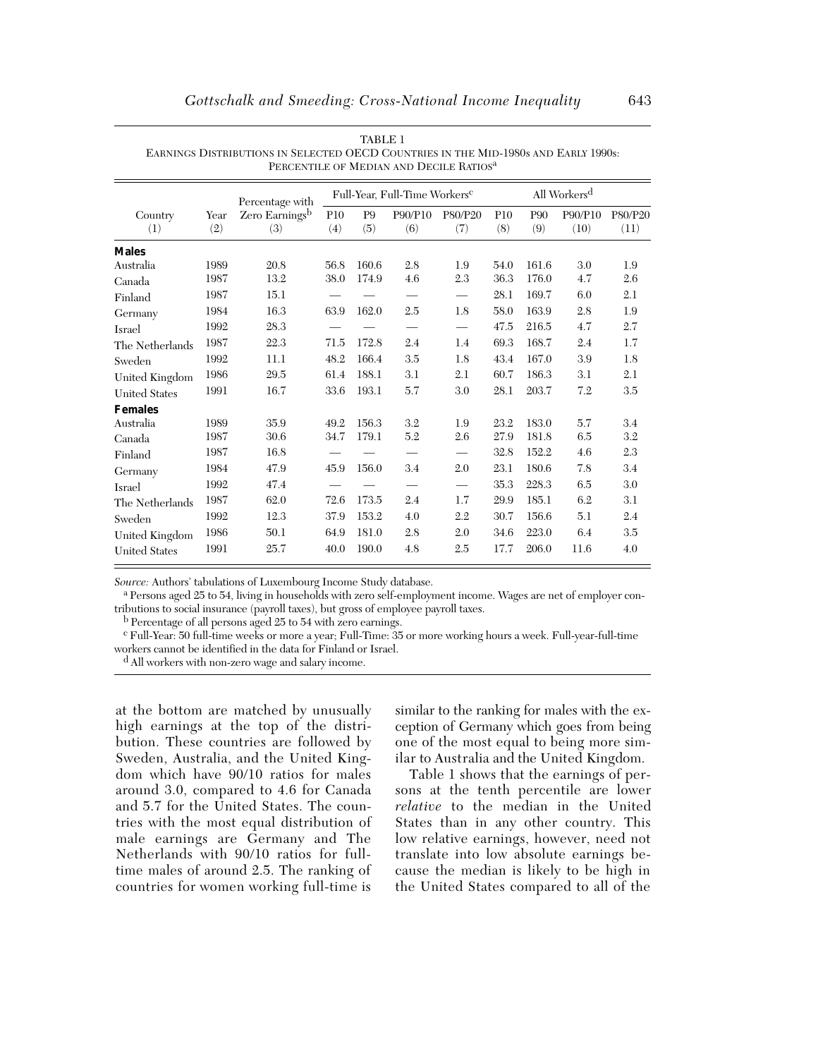TABLE 1
EARNINGS DISTRIBUTIONS IN SELECTED OECD COUNTRIES IN THE MID-1980s AND EARLY 1990s: PERCENTILE OF MEDIAN AND DECILE RATIOS[a]

| Country (1) | Year (2) | Percentage with Zero Earnings[b] (3) | Full-Year, Full-Time Workers[c] P10 (4) | P9 (5) | P90/P10 (6) | P80/P20 (7) | All Workers[d] P10 (8) | P90 (9) | P90/P10 (10) | P80/P20 (11) |
|---|---|---|---|---|---|---|---|---|---|---|
| **Males** | | | | | | | | | | |
| Australia | 1989 | 20.8 | 56.8 | 160.6 | 2.8 | 1.9 | 54.0 | 161.6 | 3.0 | 1.9 |
| Canada | 1987 | 13.2 | 38.0 | 174.9 | 4.6 | 2.3 | 36.3 | 176.0 | 4.7 | 2.6 |
| Finland | 1987 | 15.1 | — | — | — | — | 28.1 | 169.7 | 6.0 | 2.1 |
| Germany | 1984 | 16.3 | 63.9 | 162.0 | 2.5 | 1.8 | 58.0 | 163.9 | 2.8 | 1.9 |
| Israel | 1992 | 28.3 | — | — | — | — | 47.5 | 216.5 | 4.7 | 2.7 |
| The Netherlands | 1987 | 22.3 | 71.5 | 172.8 | 2.4 | 1.4 | 69.3 | 168.7 | 2.4 | 1.7 |
| Sweden | 1992 | 11.1 | 48.2 | 166.4 | 3.5 | 1.8 | 43.4 | 167.0 | 3.9 | 1.8 |
| United Kingdom | 1986 | 29.5 | 61.4 | 188.1 | 3.1 | 2.1 | 60.7 | 186.3 | 3.1 | 2.1 |
| United States | 1991 | 16.7 | 33.6 | 193.1 | 5.7 | 3.0 | 28.1 | 203.7 | 7.2 | 3.5 |
| **Females** | | | | | | | | | | |
| Australia | 1989 | 35.9 | 49.2 | 156.3 | 3.2 | 1.9 | 23.2 | 183.0 | 5.7 | 3.4 |
| Canada | 1987 | 30.6 | 34.7 | 179.1 | 5.2 | 2.6 | 27.9 | 181.8 | 6.5 | 3.2 |
| Finland | 1987 | 16.8 | — | — | — | — | 32.8 | 152.2 | 4.6 | 2.3 |
| Germany | 1984 | 47.9 | 45.9 | 156.0 | 3.4 | 2.0 | 23.1 | 180.6 | 7.8 | 3.4 |
| Israel | 1992 | 47.4 | — | — | — | — | 35.3 | 228.3 | 6.5 | 3.0 |
| The Netherlands | 1987 | 62.0 | 72.6 | 173.5 | 2.4 | 1.7 | 29.9 | 185.1 | 6.2 | 3.1 |
| Sweden | 1992 | 12.3 | 37.9 | 153.2 | 4.0 | 2.2 | 30.7 | 156.6 | 5.1 | 2.4 |
| United Kingdom | 1986 | 50.1 | 64.9 | 181.0 | 2.8 | 2.0 | 34.6 | 223.0 | 6.4 | 3.5 |
| United States | 1991 | 25.7 | 40.0 | 190.0 | 4.8 | 2.5 | 17.7 | 206.0 | 11.6 | 4.0 |

*Source:* Authors' tabulations of Luxembourg Income Study database.

[a] Persons aged 25 to 54, living in households with zero self-employment income. Wages are net of employer contributions to social insurance (payroll taxes), but gross of employee payroll taxes.

[b] Percentage of all persons aged 25 to 54 with zero earnings.

[c] Full-Year: 50 full-time weeks or more a year; Full-Time: 35 or more working hours a week. Full-year-full-time workers cannot be identified in the data for Finland or Israel.

[d] All workers with non-zero wage and salary income.

at the bottom are matched by unusually high earnings at the top of the distribution. These countries are followed by Sweden, Australia, and the United Kingdom which have 90/10 ratios for males around 3.0, compared to 4.6 for Canada and 5.7 for the United States. The countries with the most equal distribution of male earnings are Germany and The Netherlands with 90/10 ratios for full-time males of around 2.5. The ranking of countries for women working full-time is similar to the ranking for males with the exception of Germany which goes from being one of the most equal to being more similar to Australia and the United Kingdom.

Table 1 shows that the earnings of persons at the tenth percentile are lower *relative* to the median in the United States than in any other country. This low relative earnings, however, need not translate into low absolute earnings because the median is likely to be high in the United States compared to all of the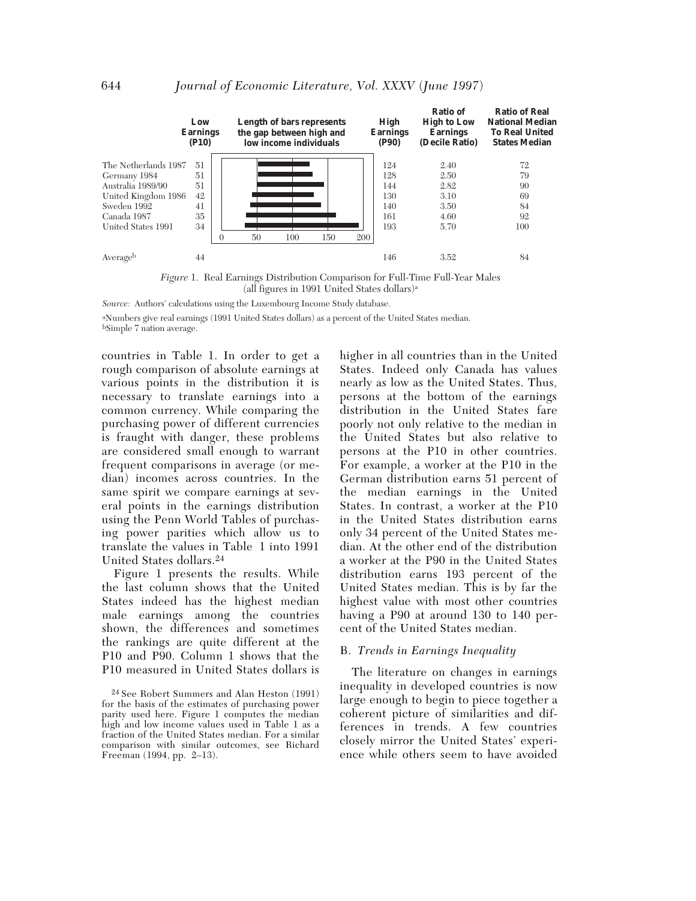| | Low Earnings (P10) | Length of bars represents the gap between high and low income individuals | High Earnings (P90) | Ratio of High to Low Earnings (Decile Ratio) | Ratio of Real National Median To Real United States Median |
|---|---|---|---|---|---|
| The Netherlands 1987 | 51 | | 124 | 2.40 | 72 |
| Germany 1984 | 51 | | 128 | 2.50 | 79 |
| Australia 1989/90 | 51 | | 144 | 2.82 | 90 |
| United Kingdom 1986 | 42 | | 130 | 3.10 | 69 |
| Sweden 1992 | 41 | | 140 | 3.50 | 84 |
| Canada 1987 | 35 | | 161 | 4.60 | 92 |
| United States 1991 | 34 | | 193 | 5.70 | 100 |
| | | 0 50 100 150 200 | | | |
| Average[b] | 44 | | 146 | 3.52 | 84 |

*Figure* 1. Real Earnings Distribution Comparison for Full-Time Full-Year Males (all figures in 1991 United States dollars)[a]

*Source:* Authors' calculations using the Luxembourg Income Study database.

[a]Numbers give real earnings (1991 United States dollars) as a percent of the United States median.
[b]Simple 7 nation average.

countries in Table 1. In order to get a rough comparison of absolute earnings at various points in the distribution it is necessary to translate earnings into a common currency. While comparing the purchasing power of different currencies is fraught with danger, these problems are considered small enough to warrant frequent comparisons in average (or median) incomes across countries. In the same spirit we compare earnings at several points in the earnings distribution using the Penn World Tables of purchasing power parities which allow us to translate the values in Table 1 into 1991 United States dollars.[24]

Figure 1 presents the results. While the last column shows that the United States indeed has the highest median male earnings among the countries shown, the differences and sometimes the rankings are quite different at the P10 and P90. Column 1 shows that the P10 measured in United States dollars is higher in all countries than in the United States. Indeed only Canada has values nearly as low as the United States. Thus, persons at the bottom of the earnings distribution in the United States fare poorly not only relative to the median in the United States but also relative to persons at the P10 in other countries. For example, a worker at the P10 in the German distribution earns 51 percent of the median earnings in the United States. In contrast, a worker at the P10 in the United States distribution earns only 34 percent of the United States median. At the other end of the distribution a worker at the P90 in the United States distribution earns 193 percent of the United States median. This is by far the highest value with most other countries having a P90 at around 130 to 140 percent of the United States median.

### B. *Trends in Earnings Inequality*

The literature on changes in earnings inequality in developed countries is now large enough to begin to piece together a coherent picture of similarities and differences in trends. A few countries closely mirror the United States' experience while others seem to have avoided

[24] See Robert Summers and Alan Heston (1991) for the basis of the estimates of purchasing power parity used here. Figure 1 computes the median high and low income values used in Table 1 as a fraction of the United States median. For a similar comparison with similar outcomes, see Richard Freeman (1994, pp. 2–13).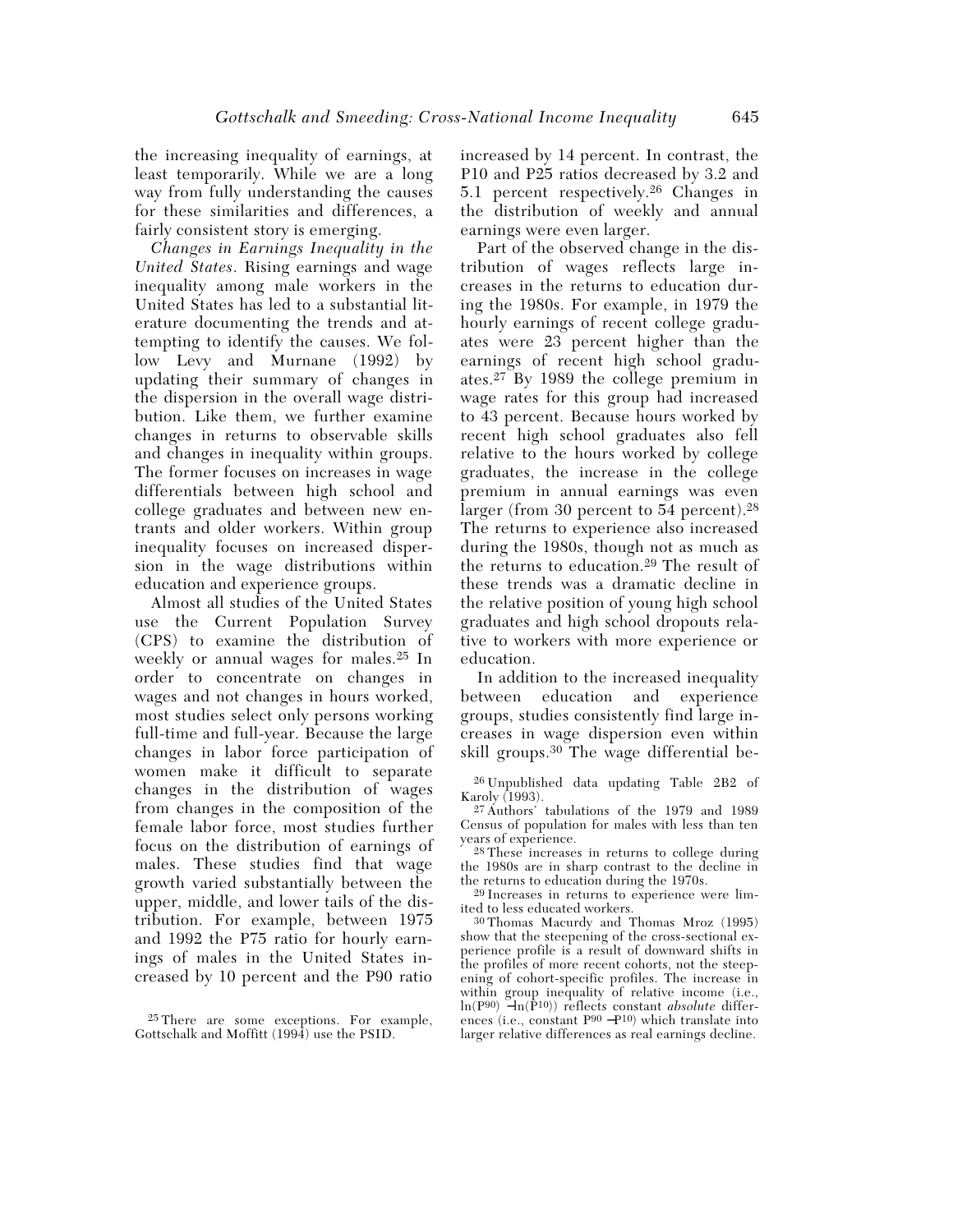the increasing inequality of earnings, at least temporarily. While we are a long way from fully understanding the causes for these similarities and differences, a fairly consistent story is emerging.

*Changes in Earnings Inequality in the United States*. Rising earnings and wage inequality among male workers in the United States has led to a substantial literature documenting the trends and attempting to identify the causes. We follow Levy and Murnane (1992) by updating their summary of changes in the dispersion in the overall wage distribution. Like them, we further examine changes in returns to observable skills and changes in inequality within groups. The former focuses on increases in wage differentials between high school and college graduates and between new entrants and older workers. Within group inequality focuses on increased dispersion in the wage distributions within education and experience groups.

Almost all studies of the United States use the Current Population Survey (CPS) to examine the distribution of weekly or annual wages for males.[25] In order to concentrate on changes in wages and not changes in hours worked, most studies select only persons working full-time and full-year. Because the large changes in labor force participation of women make it difficult to separate changes in the distribution of wages from changes in the composition of the female labor force, most studies further focus on the distribution of earnings of males. These studies find that wage growth varied substantially between the upper, middle, and lower tails of the distribution. For example, between 1975 and 1992 the P75 ratio for hourly earnings of males in the United States increased by 10 percent and the P90 ratio increased by 14 percent. In contrast, the P10 and P25 ratios decreased by 3.2 and 5.1 percent respectively.[26] Changes in the distribution of weekly and annual earnings were even larger.

Part of the observed change in the distribution of wages reflects large increases in the returns to education during the 1980s. For example, in 1979 the hourly earnings of recent college graduates were 23 percent higher than the earnings of recent high school graduates.[27] By 1989 the college premium in wage rates for this group had increased to 43 percent. Because hours worked by recent high school graduates also fell relative to the hours worked by college graduates, the increase in the college premium in annual earnings was even larger (from 30 percent to 54 percent).[28] The returns to experience also increased during the 1980s, though not as much as the returns to education.[29] The result of these trends was a dramatic decline in the relative position of young high school graduates and high school dropouts relative to workers with more experience or education.

In addition to the increased inequality between education and experience groups, studies consistently find large increases in wage dispersion even within skill groups.[30] The wage differential be-

[25] There are some exceptions. For example, Gottschalk and Moffitt (1994) use the PSID.

[26] Unpublished data updating Table 2B2 of Karoly (1993).

[27] Authors' tabulations of the 1979 and 1989 Census of population for males with less than ten years of experience.

[28] These increases in returns to college during the 1980s are in sharp contrast to the decline in the returns to education during the 1970s.

[29] Increases in returns to experience were limited to less educated workers.

[30] Thomas Macurdy and Thomas Mroz (1995) show that the steepening of the cross-sectional experience profile is a result of downward shifts in the profiles of more recent cohorts, not the steepening of cohort-specific profiles. The increase in within group inequality of relative income (i.e., $\ln(P90) - \ln(P10)$) reflects constant *absolute* differences (i.e., constant $P90 - P10$) which translate into larger relative differences as real earnings decline.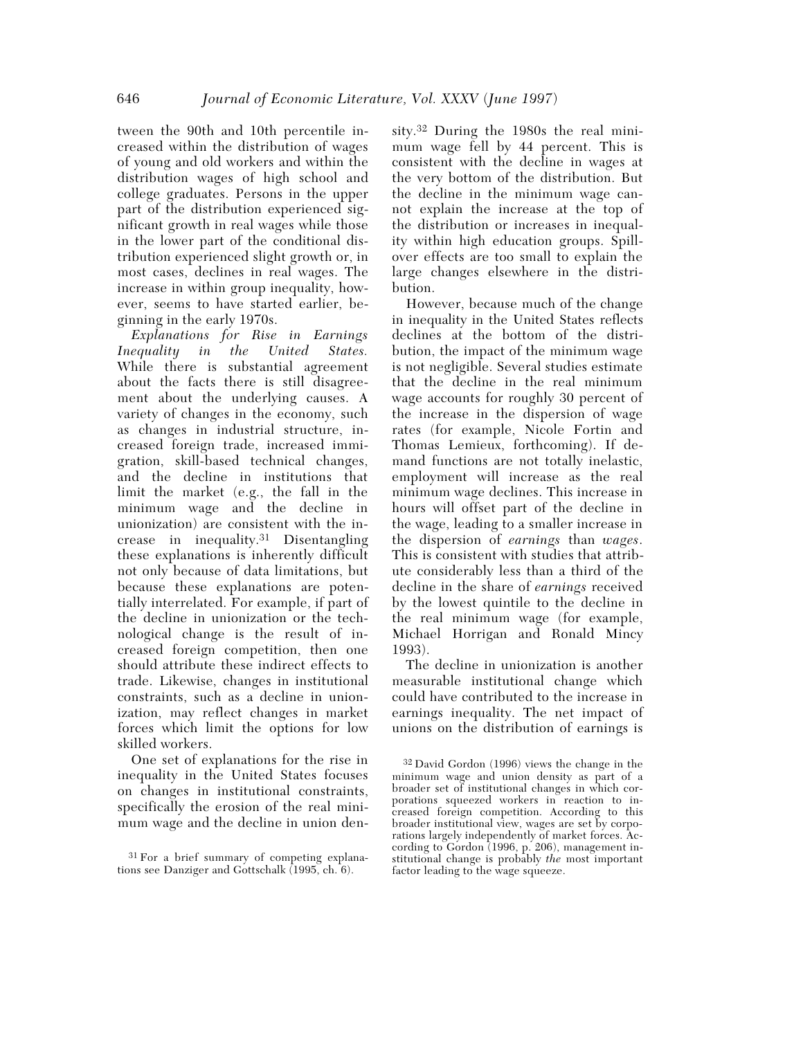tween the 90th and 10th percentile increased within the distribution of wages of young and old workers and within the distribution wages of high school and college graduates. Persons in the upper part of the distribution experienced significant growth in real wages while those in the lower part of the conditional distribution experienced slight growth or, in most cases, declines in real wages. The increase in within group inequality, however, seems to have started earlier, beginning in the early 1970s.

*Explanations for Rise in Earnings Inequality in the United States.* While there is substantial agreement about the facts there is still disagreement about the underlying causes. A variety of changes in the economy, such as changes in industrial structure, increased foreign trade, increased immigration, skill-based technical changes, and the decline in institutions that limit the market (e.g., the fall in the minimum wage and the decline in unionization) are consistent with the increase in inequality.[31] Disentangling these explanations is inherently difficult not only because of data limitations, but because these explanations are potentially interrelated. For example, if part of the decline in unionization or the technological change is the result of increased foreign competition, then one should attribute these indirect effects to trade. Likewise, changes in institutional constraints, such as a decline in unionization, may reflect changes in market forces which limit the options for low skilled workers.

One set of explanations for the rise in inequality in the United States focuses on changes in institutional constraints, specifically the erosion of the real minimum wage and the decline in union density.[32] During the 1980s the real minimum wage fell by 44 percent. This is consistent with the decline in wages at the very bottom of the distribution. But the decline in the minimum wage cannot explain the increase at the top of the distribution or increases in inequality within high education groups. Spillover effects are too small to explain the large changes elsewhere in the distribution.

However, because much of the change in inequality in the United States reflects declines at the bottom of the distribution, the impact of the minimum wage is not negligible. Several studies estimate that the decline in the real minimum wage accounts for roughly 30 percent of the increase in the dispersion of wage rates (for example, Nicole Fortin and Thomas Lemieux, forthcoming). If demand functions are not totally inelastic, employment will increase as the real minimum wage declines. This increase in hours will offset part of the decline in the wage, leading to a smaller increase in the dispersion of *earnings* than *wages*. This is consistent with studies that attribute considerably less than a third of the decline in the share of *earnings* received by the lowest quintile to the decline in the real minimum wage (for example, Michael Horrigan and Ronald Mincy 1993).

The decline in unionization is another measurable institutional change which could have contributed to the increase in earnings inequality. The net impact of unions on the distribution of earnings is

[31] For a brief summary of competing explanations see Danziger and Gottschalk (1995, ch. 6).

[32] David Gordon (1996) views the change in the minimum wage and union density as part of a broader set of institutional changes in which corporations squeezed workers in reaction to increased foreign competition. According to this broader institutional view, wages are set by corporations largely independently of market forces. According to Gordon (1996, p. 206), management institutional change is probably *the* most important factor leading to the wage squeeze.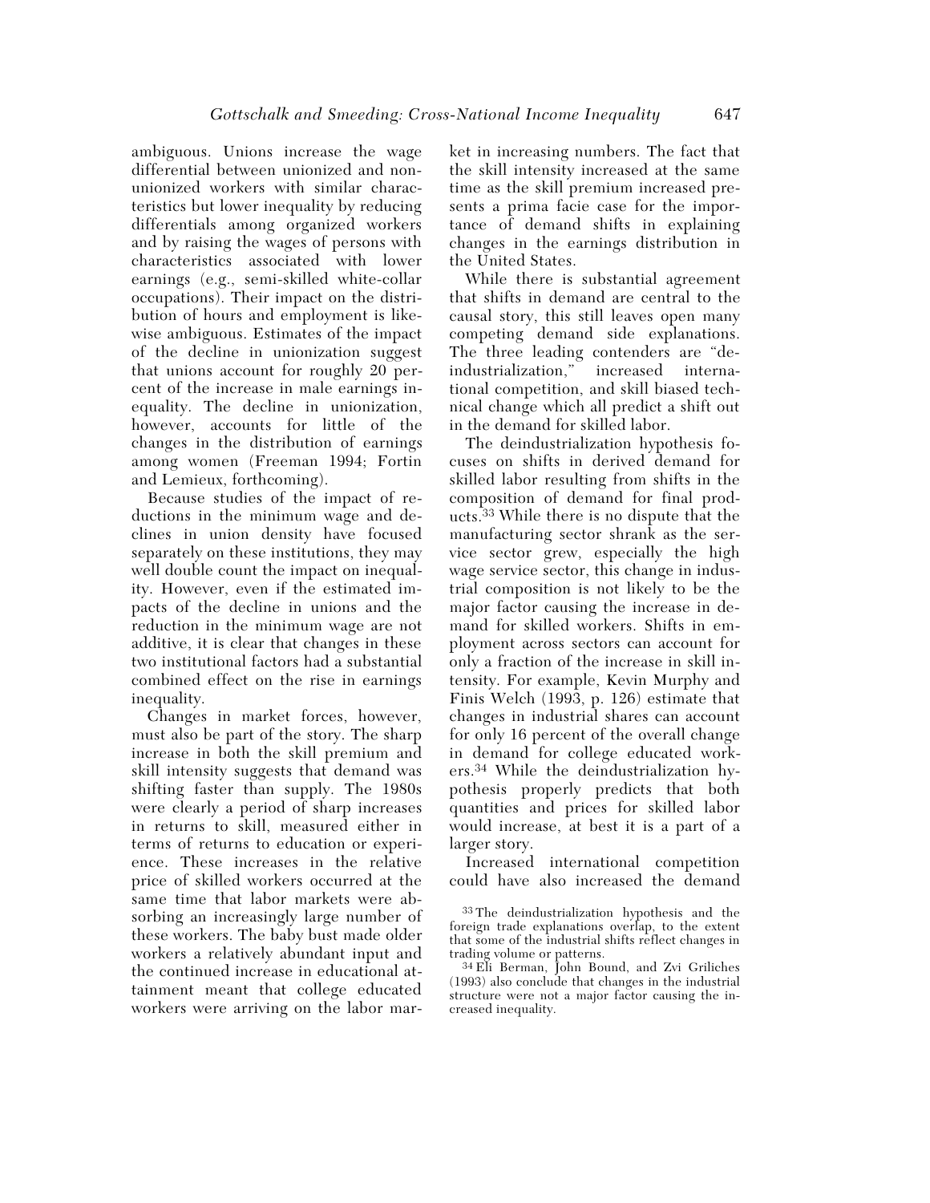ambiguous. Unions increase the wage differential between unionized and nonunionized workers with similar characteristics but lower inequality by reducing differentials among organized workers and by raising the wages of persons with characteristics associated with lower earnings (e.g., semi-skilled white-collar occupations). Their impact on the distribution of hours and employment is likewise ambiguous. Estimates of the impact of the decline in unionization suggest that unions account for roughly 20 percent of the increase in male earnings inequality. The decline in unionization, however, accounts for little of the changes in the distribution of earnings among women (Freeman 1994; Fortin and Lemieux, forthcoming).

Because studies of the impact of reductions in the minimum wage and declines in union density have focused separately on these institutions, they may well double count the impact on inequality. However, even if the estimated impacts of the decline in unions and the reduction in the minimum wage are not additive, it is clear that changes in these two institutional factors had a substantial combined effect on the rise in earnings inequality.

Changes in market forces, however, must also be part of the story. The sharp increase in both the skill premium and skill intensity suggests that demand was shifting faster than supply. The 1980s were clearly a period of sharp increases in returns to skill, measured either in terms of returns to education or experience. These increases in the relative price of skilled workers occurred at the same time that labor markets were absorbing an increasingly large number of these workers. The baby bust made older workers a relatively abundant input and the continued increase in educational attainment meant that college educated workers were arriving on the labor market in increasing numbers. The fact that the skill intensity increased at the same time as the skill premium increased presents a prima facie case for the importance of demand shifts in explaining changes in the earnings distribution in the United States.

While there is substantial agreement that shifts in demand are central to the causal story, this still leaves open many competing demand side explanations. The three leading contenders are "deindustrialization," increased international competition, and skill biased technical change which all predict a shift out in the demand for skilled labor.

The deindustrialization hypothesis focuses on shifts in derived demand for skilled labor resulting from shifts in the composition of demand for final products.[33] While there is no dispute that the manufacturing sector shrank as the service sector grew, especially the high wage service sector, this change in industrial composition is not likely to be the major factor causing the increase in demand for skilled workers. Shifts in employment across sectors can account for only a fraction of the increase in skill intensity. For example, Kevin Murphy and Finis Welch (1993, p. 126) estimate that changes in industrial shares can account for only 16 percent of the overall change in demand for college educated workers.[34] While the deindustrialization hypothesis properly predicts that both quantities and prices for skilled labor would increase, at best it is a part of a larger story.

Increased international competition could have also increased the demand

[33] The deindustrialization hypothesis and the foreign trade explanations overlap, to the extent that some of the industrial shifts reflect changes in trading volume or patterns.

[34] Eli Berman, John Bound, and Zvi Griliches (1993) also conclude that changes in the industrial structure were not a major factor causing the increased inequality.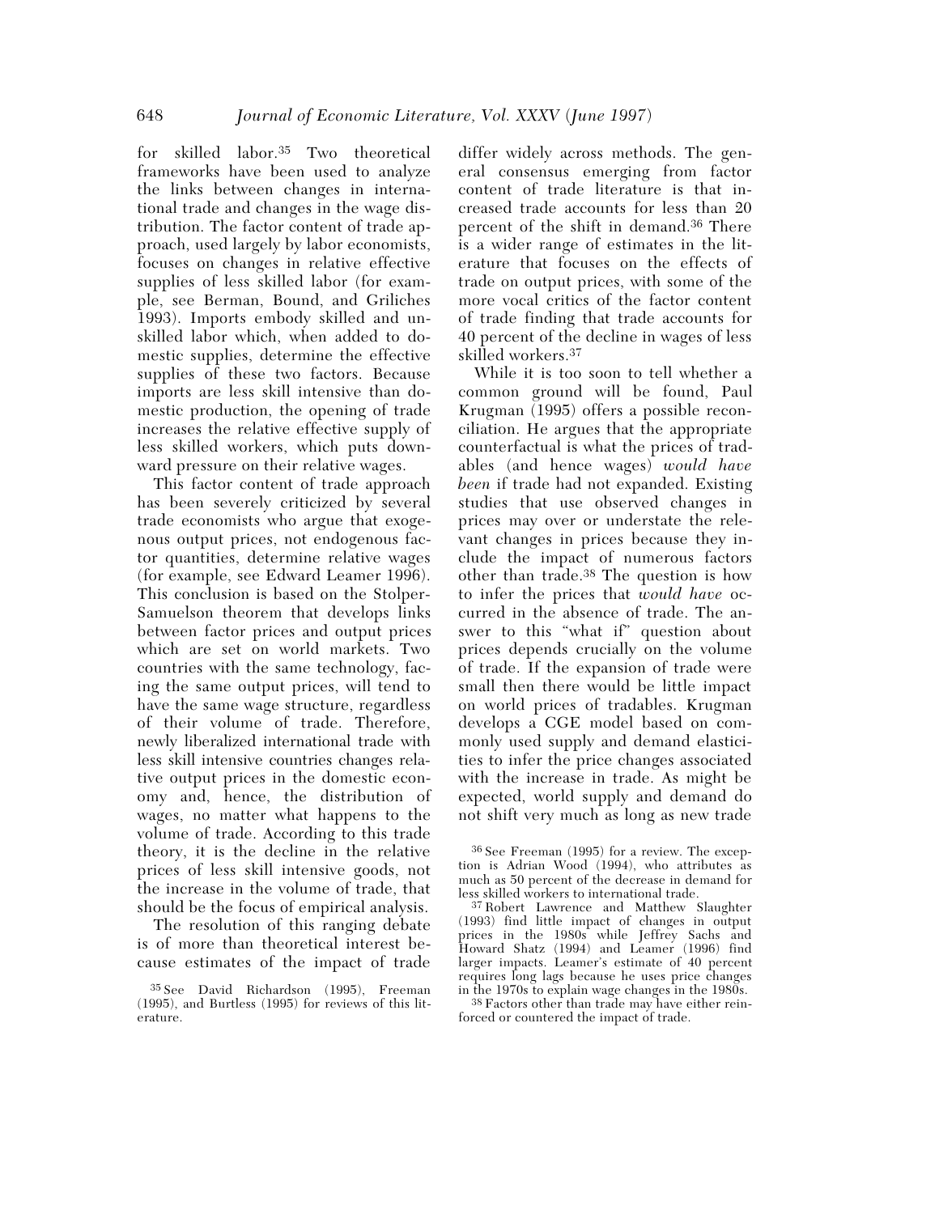for skilled labor.[35] Two theoretical frameworks have been used to analyze the links between changes in international trade and changes in the wage distribution. The factor content of trade approach, used largely by labor economists, focuses on changes in relative effective supplies of less skilled labor (for example, see Berman, Bound, and Griliches 1993). Imports embody skilled and unskilled labor which, when added to domestic supplies, determine the effective supplies of these two factors. Because imports are less skill intensive than domestic production, the opening of trade increases the relative effective supply of less skilled workers, which puts downward pressure on their relative wages.

This factor content of trade approach has been severely criticized by several trade economists who argue that exogenous output prices, not endogenous factor quantities, determine relative wages (for example, see Edward Leamer 1996). This conclusion is based on the Stolper-Samuelson theorem that develops links between factor prices and output prices which are set on world markets. Two countries with the same technology, facing the same output prices, will tend to have the same wage structure, regardless of their volume of trade. Therefore, newly liberalized international trade with less skill intensive countries changes relative output prices in the domestic economy and, hence, the distribution of wages, no matter what happens to the volume of trade. According to this trade theory, it is the decline in the relative prices of less skill intensive goods, not the increase in the volume of trade, that should be the focus of empirical analysis.

The resolution of this ranging debate is of more than theoretical interest because estimates of the impact of trade differ widely across methods. The general consensus emerging from factor content of trade literature is that increased trade accounts for less than 20 percent of the shift in demand.[36] There is a wider range of estimates in the literature that focuses on the effects of trade on output prices, with some of the more vocal critics of the factor content of trade finding that trade accounts for 40 percent of the decline in wages of less skilled workers.[37]

While it is too soon to tell whether a common ground will be found, Paul Krugman (1995) offers a possible reconciliation. He argues that the appropriate counterfactual is what the prices of tradables (and hence wages) *would have been* if trade had not expanded. Existing studies that use observed changes in prices may over or understate the relevant changes in prices because they include the impact of numerous factors other than trade.[38] The question is how to infer the prices that *would have* occurred in the absence of trade. The answer to this "what if" question about prices depends crucially on the volume of trade. If the expansion of trade were small then there would be little impact on world prices of tradables. Krugman develops a CGE model based on commonly used supply and demand elasticities to infer the price changes associated with the increase in trade. As might be expected, world supply and demand do not shift very much as long as new trade

[35] See David Richardson (1995), Freeman (1995), and Burtless (1995) for reviews of this literature.

[36] See Freeman (1995) for a review. The exception is Adrian Wood (1994), who attributes as much as 50 percent of the decrease in demand for less skilled workers to international trade.

[37] Robert Lawrence and Matthew Slaughter (1993) find little impact of changes in output prices in the 1980s while Jeffrey Sachs and Howard Shatz (1994) and Leamer (1996) find larger impacts. Leamer's estimate of 40 percent requires long lags because he uses price changes in the 1970s to explain wage changes in the 1980s.

[38] Factors other than trade may have either reinforced or countered the impact of trade.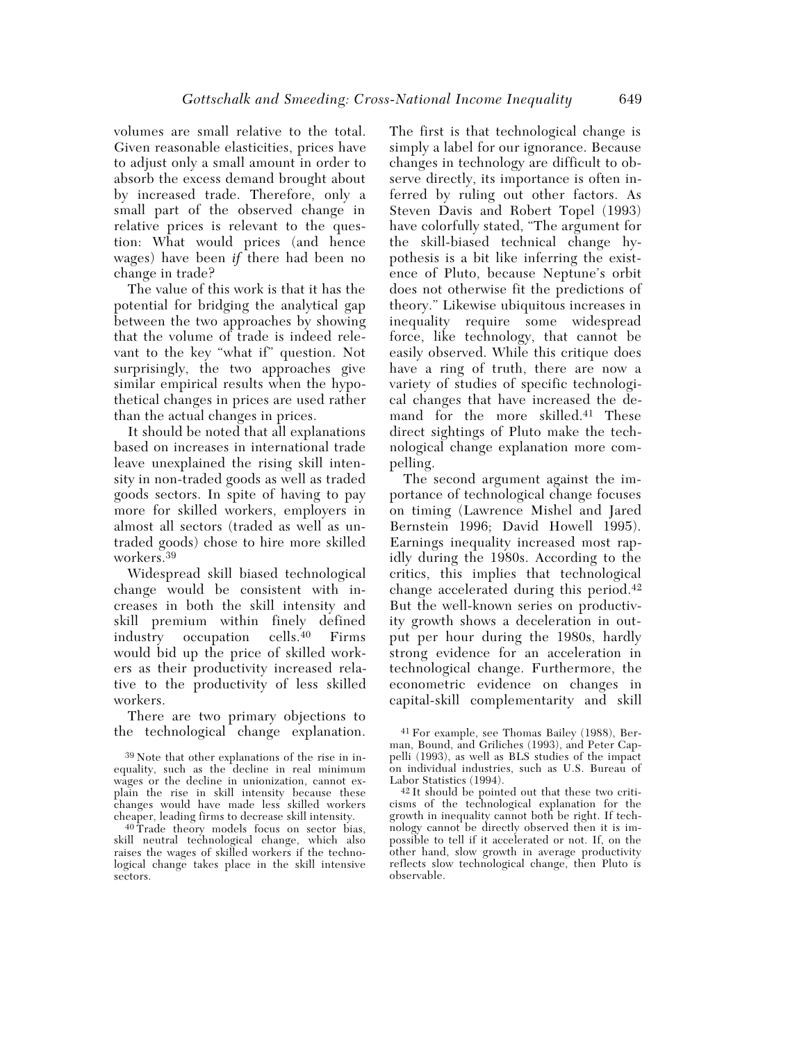volumes are small relative to the total. Given reasonable elasticities, prices have to adjust only a small amount in order to absorb the excess demand brought about by increased trade. Therefore, only a small part of the observed change in relative prices is relevant to the question: What would prices (and hence wages) have been *if* there had been no change in trade?

The value of this work is that it has the potential for bridging the analytical gap between the two approaches by showing that the volume of trade is indeed relevant to the key "what if" question. Not surprisingly, the two approaches give similar empirical results when the hypothetical changes in prices are used rather than the actual changes in prices.

It should be noted that all explanations based on increases in international trade leave unexplained the rising skill intensity in non-traded goods as well as traded goods sectors. In spite of having to pay more for skilled workers, employers in almost all sectors (traded as well as untraded goods) chose to hire more skilled workers.[39]

Widespread skill biased technological change would be consistent with increases in both the skill intensity and skill premium within finely defined industry occupation cells.[40] Firms would bid up the price of skilled workers as their productivity increased relative to the productivity of less skilled workers.

There are two primary objections to the technological change explanation. The first is that technological change is simply a label for our ignorance. Because changes in technology are difficult to observe directly, its importance is often inferred by ruling out other factors. As Steven Davis and Robert Topel (1993) have colorfully stated, "The argument for the skill-biased technical change hypothesis is a bit like inferring the existence of Pluto, because Neptune's orbit does not otherwise fit the predictions of theory." Likewise ubiquitous increases in inequality require some widespread force, like technology, that cannot be easily observed. While this critique does have a ring of truth, there are now a variety of studies of specific technological changes that have increased the demand for the more skilled.[41] These direct sightings of Pluto make the technological change explanation more compelling.

The second argument against the importance of technological change focuses on timing (Lawrence Mishel and Jared Bernstein 1996; David Howell 1995). Earnings inequality increased most rapidly during the 1980s. According to the critics, this implies that technological change accelerated during this period.[42] But the well-known series on productivity growth shows a deceleration in output per hour during the 1980s, hardly strong evidence for an acceleration in technological change. Furthermore, the econometric evidence on changes in capital-skill complementarity and skill

[39] Note that other explanations of the rise in inequality, such as the decline in real minimum wages or the decline in unionization, cannot explain the rise in skill intensity because these changes would have made less skilled workers cheaper, leading firms to decrease skill intensity.

[40] Trade theory models focus on sector bias, skill neutral technological change, which also raises the wages of skilled workers if the technological change takes place in the skill intensive sectors.

[41] For example, see Thomas Bailey (1988), Berman, Bound, and Griliches (1993), and Peter Cappelli (1993), as well as BLS studies of the impact on individual industries, such as U.S. Bureau of Labor Statistics (1994).

[42] It should be pointed out that these two criticisms of the technological explanation for the growth in inequality cannot both be right. If technology cannot be directly observed then it is impossible to tell if it accelerated or not. If, on the other hand, slow growth in average productivity reflects slow technological change, then Pluto is observable.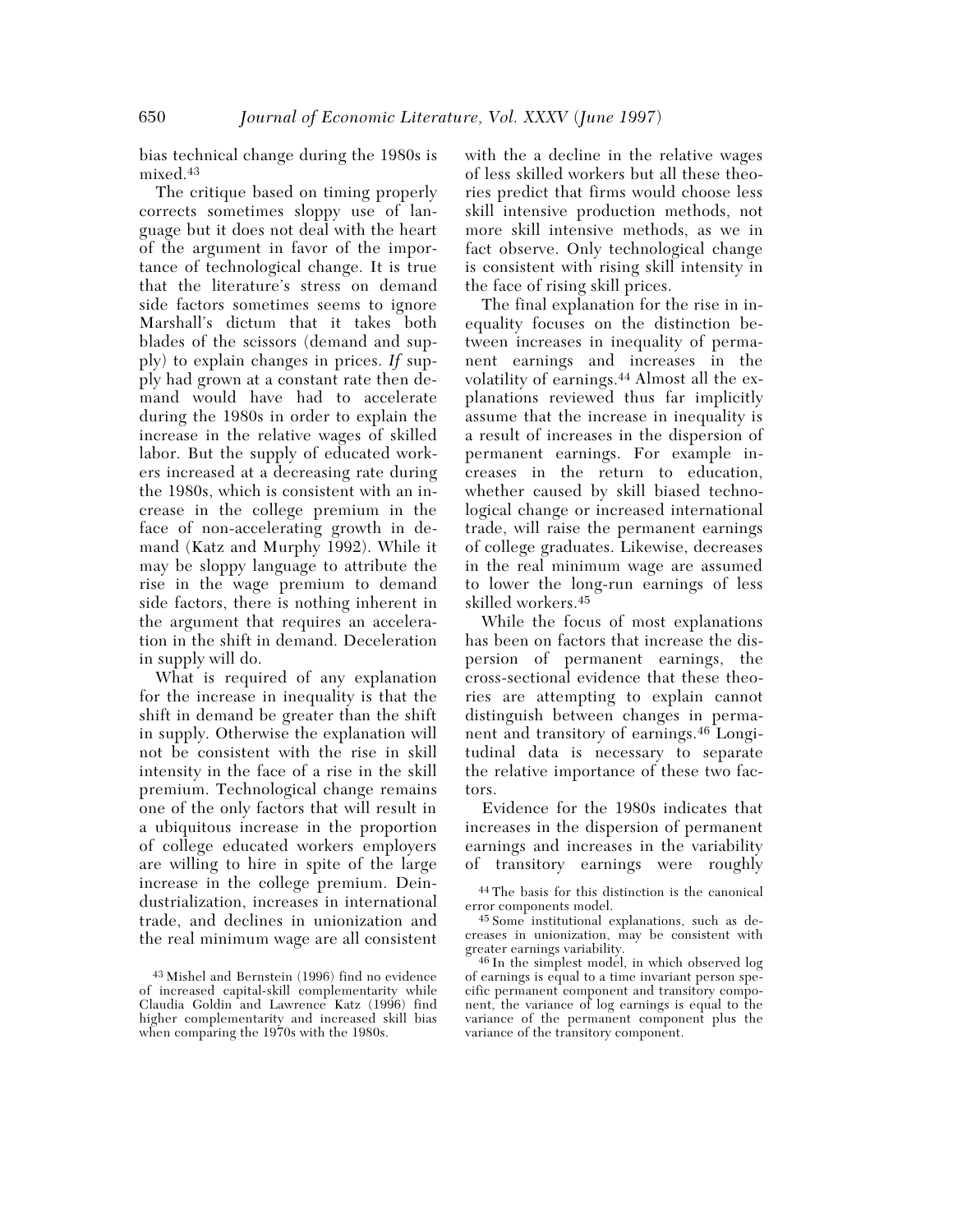bias technical change during the 1980s is mixed.[43]

The critique based on timing properly corrects sometimes sloppy use of language but it does not deal with the heart of the argument in favor of the importance of technological change. It is true that the literature's stress on demand side factors sometimes seems to ignore Marshall's dictum that it takes both blades of the scissors (demand and supply) to explain changes in prices. *If* supply had grown at a constant rate then demand would have had to accelerate during the 1980s in order to explain the increase in the relative wages of skilled labor. But the supply of educated workers increased at a decreasing rate during the 1980s, which is consistent with an increase in the college premium in the face of non-accelerating growth in demand (Katz and Murphy 1992). While it may be sloppy language to attribute the rise in the wage premium to demand side factors, there is nothing inherent in the argument that requires an acceleration in the shift in demand. Deceleration in supply will do.

What is required of any explanation for the increase in inequality is that the shift in demand be greater than the shift in supply. Otherwise the explanation will not be consistent with the rise in skill intensity in the face of a rise in the skill premium. Technological change remains one of the only factors that will result in a ubiquitous increase in the proportion of college educated workers employers are willing to hire in spite of the large increase in the college premium. Deindustrialization, increases in international trade, and declines in unionization and the real minimum wage are all consistent with the a decline in the relative wages of less skilled workers but all these theories predict that firms would choose less skill intensive production methods, not more skill intensive methods, as we in fact observe. Only technological change is consistent with rising skill intensity in the face of rising skill prices.

The final explanation for the rise in inequality focuses on the distinction between increases in inequality of permanent earnings and increases in the volatility of earnings.[44] Almost all the explanations reviewed thus far implicitly assume that the increase in inequality is a result of increases in the dispersion of permanent earnings. For example increases in the return to education, whether caused by skill biased technological change or increased international trade, will raise the permanent earnings of college graduates. Likewise, decreases in the real minimum wage are assumed to lower the long-run earnings of less skilled workers.[45]

While the focus of most explanations has been on factors that increase the dispersion of permanent earnings, the cross-sectional evidence that these theories are attempting to explain cannot distinguish between changes in permanent and transitory of earnings.[46] Longitudinal data is necessary to separate the relative importance of these two factors.

Evidence for the 1980s indicates that increases in the dispersion of permanent earnings and increases in the variability of transitory earnings were roughly

---

[43] Mishel and Bernstein (1996) find no evidence of increased capital-skill complementarity while Claudia Goldin and Lawrence Katz (1996) find higher complementarity and increased skill bias when comparing the 1970s with the 1980s.

[44] The basis for this distinction is the canonical error components model.

[45] Some institutional explanations, such as decreases in unionization, may be consistent with greater earnings variability.

[46] In the simplest model, in which observed log of earnings is equal to a time invariant person specific permanent component and transitory component, the variance of log earnings is equal to the variance of the permanent component plus the variance of the transitory component.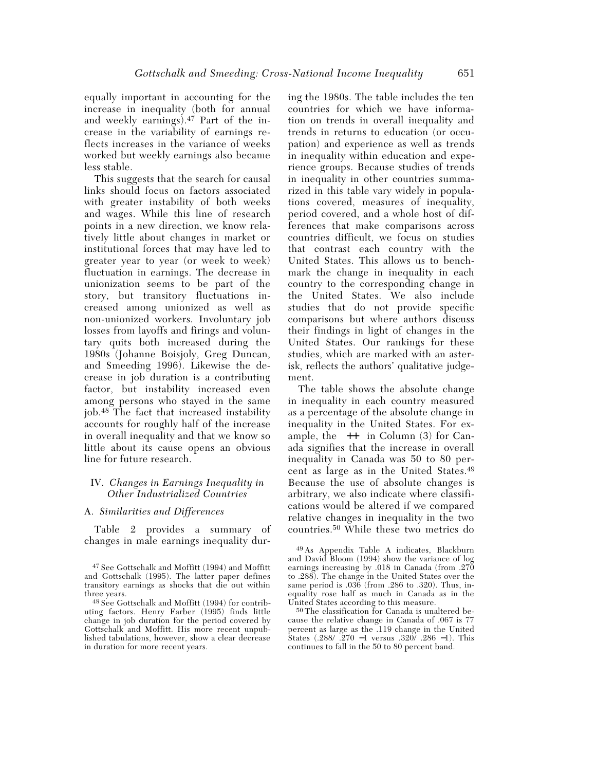equally important in accounting for the increase in inequality (both for annual and weekly earnings).[47] Part of the increase in the variability of earnings reflects increases in the variance of weeks worked but weekly earnings also became less stable.

This suggests that the search for causal links should focus on factors associated with greater instability of both weeks and wages. While this line of research points in a new direction, we know relatively little about changes in market or institutional forces that may have led to greater year to year (or week to week) fluctuation in earnings. The decrease in unionization seems to be part of the story, but transitory fluctuations increased among unionized as well as non-unionized workers. Involuntary job losses from layoffs and firings and voluntary quits both increased during the 1980s (Johanne Boisjoly, Greg Duncan, and Smeeding 1996). Likewise the decrease in job duration is a contributing factor, but instability increased even among persons who stayed in the same job.[48] The fact that increased instability accounts for roughly half of the increase in overall inequality and that we know so little about its cause opens an obvious line for future research.

## IV. *Changes in Earnings Inequality in Other Industrialized Countries*

### A. *Similarities and Differences*

Table 2 provides a summary of changes in male earnings inequality during the 1980s. The table includes the ten countries for which we have information on trends in overall inequality and trends in returns to education (or occupation) and experience as well as trends in inequality within education and experience groups. Because studies of trends in inequality in other countries summarized in this table vary widely in populations covered, measures of inequality, period covered, and a whole host of differences that make comparisons across countries difficult, we focus on studies that contrast each country with the United States. This allows us to benchmark the change in inequality in each country to the corresponding change in the United States. We also include studies that do not provide specific comparisons but where authors discuss their findings in light of changes in the United States. Our rankings for these studies, which are marked with an asterisk, reflects the authors' qualitative judgement.

The table shows the absolute change in inequality in each country measured as a percentage of the absolute change in inequality in the United States. For example, the ++ in Column (3) for Canada signifies that the increase in overall inequality in Canada was 50 to 80 percent as large as in the United States.[49] Because the use of absolute changes is arbitrary, we also indicate where classifications would be altered if we compared relative changes in inequality in the two countries.[50] While these two metrics do

---

[47] See Gottschalk and Moffitt (1994) and Moffitt and Gottschalk (1995). The latter paper defines transitory earnings as shocks that die out within three years.

[48] See Gottschalk and Moffitt (1994) for contributing factors. Henry Farber (1995) finds little change in job duration for the period covered by Gottschalk and Moffitt. His more recent unpublished tabulations, however, show a clear decrease in duration for more recent years.

[49] As Appendix Table A indicates, Blackburn and David Bloom (1994) show the variance of log earnings increasing by .018 in Canada (from .270 to .288). The change in the United States over the same period is .036 (from .286 to .320). Thus, inequality rose half as much in Canada as in the United States according to this measure.

[50] The classification for Canada is unaltered because the relative change in Canada of .067 is 77 percent as large as the .119 change in the United States (.288/ .270 −1 versus .320/ .286 −1). This continues to fall in the 50 to 80 percent band.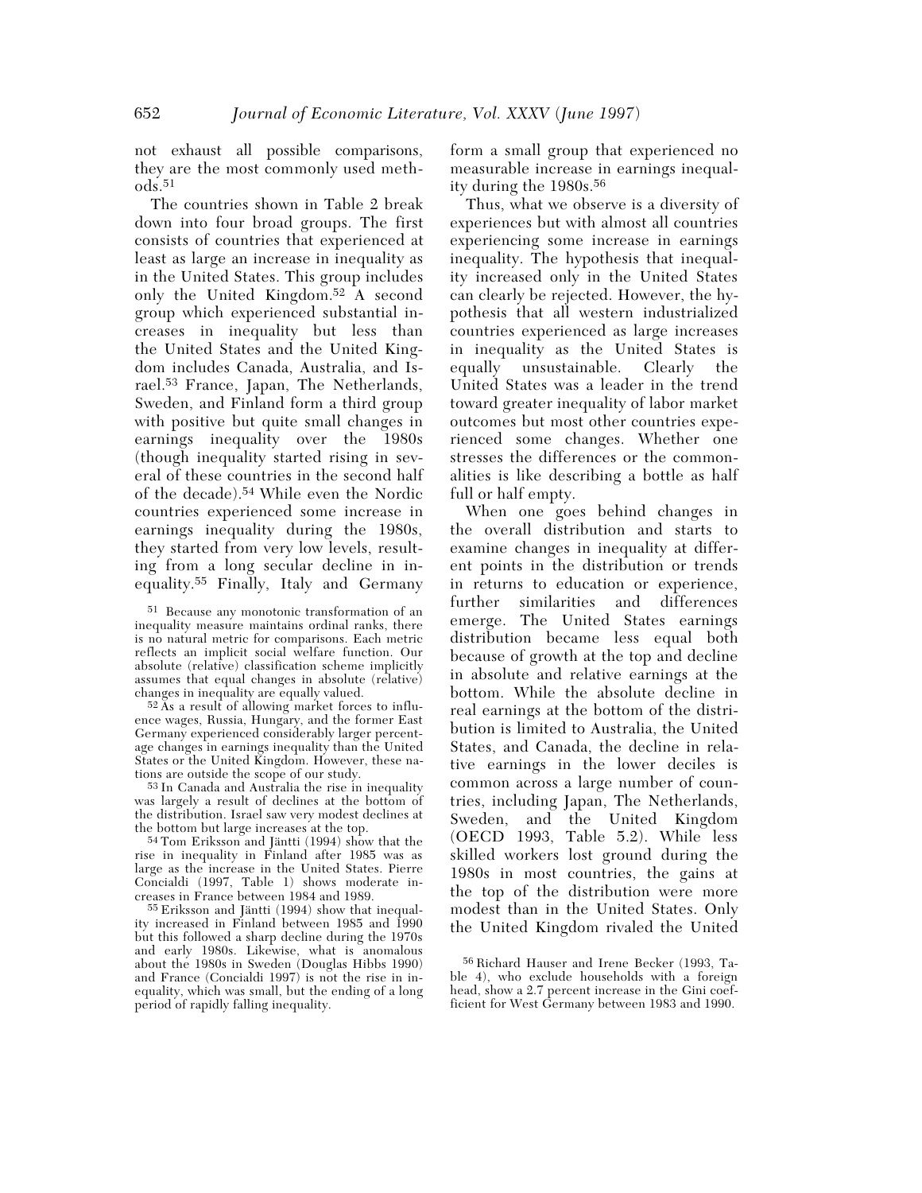not exhaust all possible comparisons, they are the most commonly used methods.[51]

The countries shown in Table 2 break down into four broad groups. The first consists of countries that experienced at least as large an increase in inequality as in the United States. This group includes only the United Kingdom.[52] A second group which experienced substantial increases in inequality but less than the United States and the United Kingdom includes Canada, Australia, and Israel.[53] France, Japan, The Netherlands, Sweden, and Finland form a third group with positive but quite small changes in earnings inequality over the 1980s (though inequality started rising in several of these countries in the second half of the decade).[54] While even the Nordic countries experienced some increase in earnings inequality during the 1980s, they started from very low levels, resulting from a long secular decline in inequality.[55] Finally, Italy and Germany form a small group that experienced no measurable increase in earnings inequality during the 1980s.[56]

Thus, what we observe is a diversity of experiences but with almost all countries experiencing some increase in earnings inequality. The hypothesis that inequality increased only in the United States can clearly be rejected. However, the hypothesis that all western industrialized countries experienced as large increases in inequality as the United States is equally unsustainable. Clearly the United States was a leader in the trend toward greater inequality of labor market outcomes but most other countries experienced some changes. Whether one stresses the differences or the commonalities is like describing a bottle as half full or half empty.

When one goes behind changes in the overall distribution and starts to examine changes in inequality at different points in the distribution or trends in returns to education or experience, further similarities and differences emerge. The United States earnings distribution became less equal both because of growth at the top and decline in absolute and relative earnings at the bottom. While the absolute decline in real earnings at the bottom of the distribution is limited to Australia, the United States, and Canada, the decline in relative earnings in the lower deciles is common across a large number of countries, including Japan, The Netherlands, Sweden, and the United Kingdom (OECD 1993, Table 5.2). While less skilled workers lost ground during the 1980s in most countries, the gains at the top of the distribution were more modest than in the United States. Only the United Kingdom rivaled the United

[51] Because any monotonic transformation of an inequality measure maintains ordinal ranks, there is no natural metric for comparisons. Each metric reflects an implicit social welfare function. Our absolute (relative) classification scheme implicitly assumes that equal changes in absolute (relative) changes in inequality are equally valued.

[52] As a result of allowing market forces to influence wages, Russia, Hungary, and the former East Germany experienced considerably larger percentage changes in earnings inequality than the United States or the United Kingdom. However, these nations are outside the scope of our study.

[53] In Canada and Australia the rise in inequality was largely a result of declines at the bottom of the distribution. Israel saw very modest declines at the bottom but large increases at the top.

[54] Tom Eriksson and Jäntti (1994) show that the rise in inequality in Finland after 1985 was as large as the increase in the United States. Pierre Concialdi (1997, Table 1) shows moderate increases in France between 1984 and 1989.

[55] Eriksson and Jäntti (1994) show that inequality increased in Finland between 1985 and 1990 but this followed a sharp decline during the 1970s and early 1980s. Likewise, what is anomalous about the 1980s in Sweden (Douglas Hibbs 1990) and France (Concialdi 1997) is not the rise in inequality, which was small, but the ending of a long period of rapidly falling inequality.

[56] Richard Hauser and Irene Becker (1993, Table 4), who exclude households with a foreign head, show a 2.7 percent increase in the Gini coefficient for West Germany between 1983 and 1990.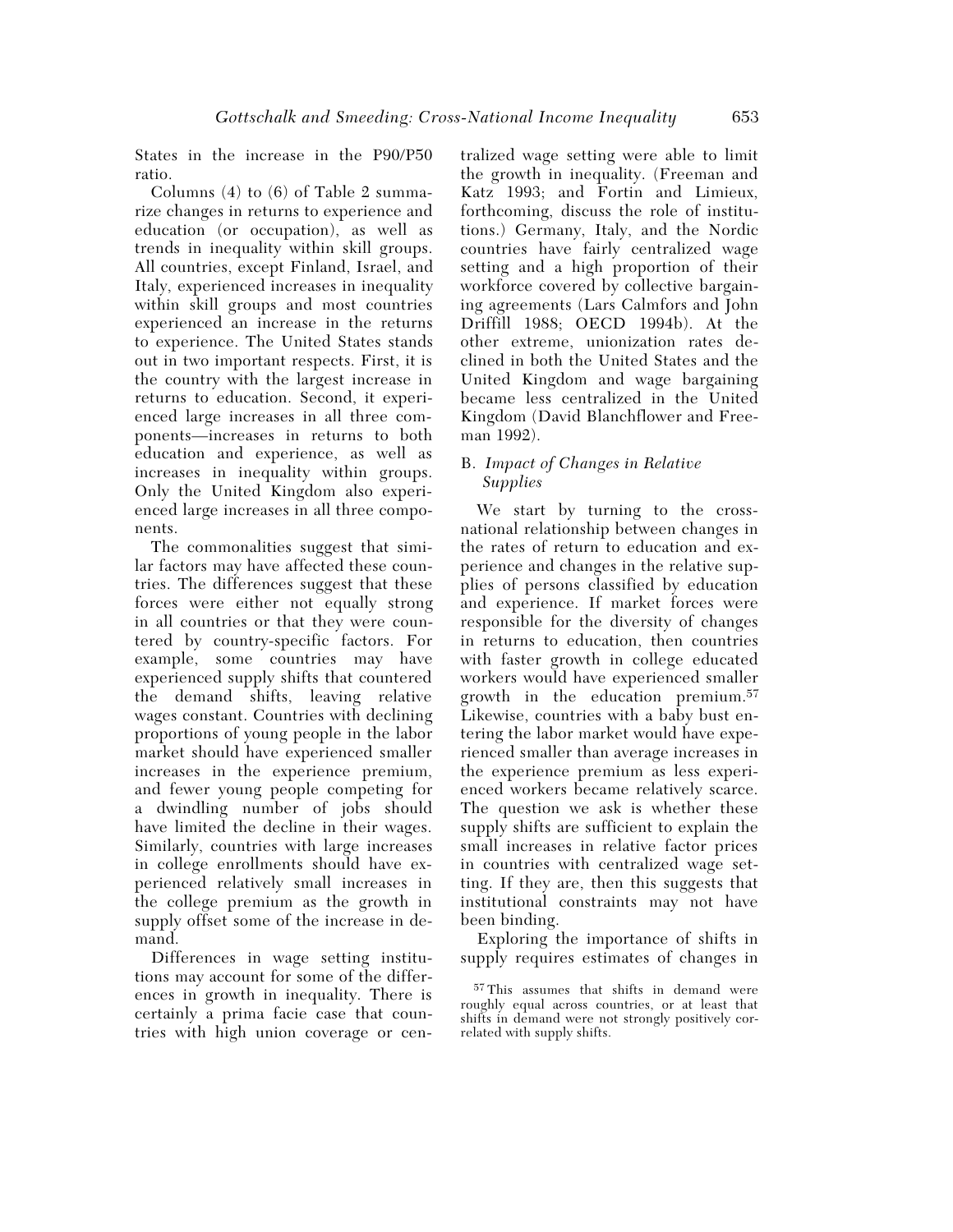States in the increase in the P90/P50 ratio.

Columns (4) to (6) of Table 2 summarize changes in returns to experience and education (or occupation), as well as trends in inequality within skill groups. All countries, except Finland, Israel, and Italy, experienced increases in inequality within skill groups and most countries experienced an increase in the returns to experience. The United States stands out in two important respects. First, it is the country with the largest increase in returns to education. Second, it experienced large increases in all three components—increases in returns to both education and experience, as well as increases in inequality within groups. Only the United Kingdom also experienced large increases in all three components.

The commonalities suggest that similar factors may have affected these countries. The differences suggest that these forces were either not equally strong in all countries or that they were countered by country-specific factors. For example, some countries may have experienced supply shifts that countered the demand shifts, leaving relative wages constant. Countries with declining proportions of young people in the labor market should have experienced smaller increases in the experience premium, and fewer young people competing for a dwindling number of jobs should have limited the decline in their wages. Similarly, countries with large increases in college enrollments should have experienced relatively small increases in the college premium as the growth in supply offset some of the increase in demand.

Differences in wage setting institutions may account for some of the differences in growth in inequality. There is certainly a prima facie case that countries with high union coverage or centralized wage setting were able to limit the growth in inequality. (Freeman and Katz 1993; and Fortin and Limieux, forthcoming, discuss the role of institutions.) Germany, Italy, and the Nordic countries have fairly centralized wage setting and a high proportion of their workforce covered by collective bargaining agreements (Lars Calmfors and John Driffill 1988; OECD 1994b). At the other extreme, unionization rates declined in both the United States and the United Kingdom and wage bargaining became less centralized in the United Kingdom (David Blanchflower and Freeman 1992).

### B. *Impact of Changes in Relative Supplies*

We start by turning to the cross-national relationship between changes in the rates of return to education and experience and changes in the relative supplies of persons classified by education and experience. If market forces were responsible for the diversity of changes in returns to education, then countries with faster growth in college educated workers would have experienced smaller growth in the education premium.[57] Likewise, countries with a baby bust entering the labor market would have experienced smaller than average increases in the experience premium as less experienced workers became relatively scarce. The question we ask is whether these supply shifts are sufficient to explain the small increases in relative factor prices in countries with centralized wage setting. If they are, then this suggests that institutional constraints may not have been binding.

Exploring the importance of shifts in supply requires estimates of changes in

[57] This assumes that shifts in demand were roughly equal across countries, or at least that shifts in demand were not strongly positively correlated with supply shifts.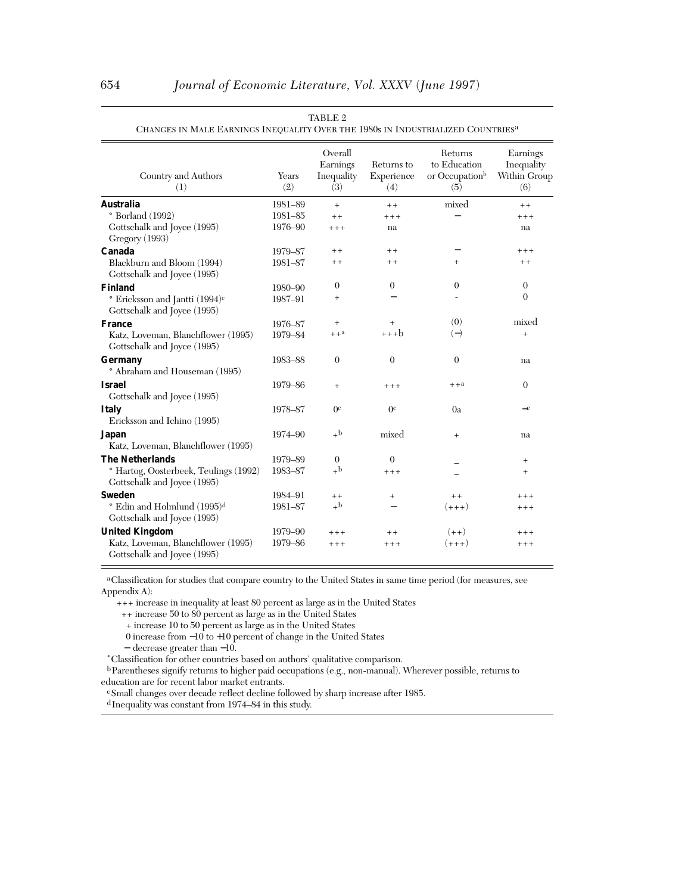TABLE 2

CHANGES IN MALE EARNINGS INEQUALITY OVER THE 1980S IN INDUSTRIALIZED COUNTRIES[a]

| Country and Authors (1) | Years (2) | Overall Earnings Inequality (3) | Returns to Experience (4) | Returns to Education or Occupation[b] (5) | Earnings Inequality Within Group (6) |
|---|---|---|---|---|---|
| **Australia** | 1981–89 | + | ++ | mixed | ++ |
| * Borland (1992) | 1981–85 | ++ | +++ | − | +++ |
| Gottschalk and Joyce (1995) | 1976–90 | +++ | na | | na |
| Gregory (1993) | | | | | |
| **Canada** | 1979–87 | ++ | ++ | − | +++ |
| Blackburn and Bloom (1994) | 1981–87 | ++ | ++ | + | ++ |
| Gottschalk and Joyce (1995) | | | | | |
| **Finland** | 1980–90 | 0 | 0 | 0 | 0 |
| * Ericksson and Jantti (1994)[c] | 1987–91 | + | − | - | 0 |
| Gottschalk and Joyce (1995) | | | | | |
| **France** | 1976–87 | + | + | (0) | mixed |
| Katz, Loveman, Blanchflower (1995) | 1979–84 | ++[a] | +++b | (−) | + |
| Gottschalk and Joyce (1995) | | | | | |
| **Germany** | 1983–88 | 0 | 0 | 0 | na |
| * Abraham and Houseman (1995) | | | | | |
| **Israel** | 1979–86 | + | +++ | ++[a] | 0 |
| Gottschalk and Joyce (1995) | | | | | |
| **Italy** | 1978–87 | 0[c] | 0[c] | 0a | −[c] |
| Ericksson and Ichino (1995) | | | | | |
| **Japan** | 1974–90 | +[b] | mixed | + | na |
| Katz, Loveman, Blanchflower (1995) | | | | | |
| **The Netherlands** | 1979–89 | 0 | 0 | − | + |
| * Hartog, Oosterbeek, Teulings (1992) | 1983–87 | +[b] | +++ | − | + |
| Gottschalk and Joyce (1995) | | | | | |
| **Sweden** | 1984–91 | ++ | + | ++ | +++ |
| * Edin and Holmlund (1995)[d] | 1981–87 | +[b] | − | (+++) | +++ |
| Gottschalk and Joyce (1995) | | | | | |
| **United Kingdom** | 1979–90 | +++ | ++ | (++) | +++ |
| Katz, Loveman, Blanchflower (1995) | 1979–86 | +++ | +++ | (+++) | +++ |
| Gottschalk and Joyce (1995) | | | | | |

[a]Classification for studies that compare country to the United States in same time period (for measures, see Appendix A):

+++ increase in inequality at least 80 percent as large as in the United States

++ increase 50 to 80 percent as large as in the United States

+ increase 10 to 50 percent as large as in the United States

0 increase from −10 to +10 percent of change in the United States

− decrease greater than −10.

*Classification for other countries based on authors' qualitative comparison.

[b]Parentheses signify returns to higher paid occupations (e.g., non-manual). Wherever possible, returns to education are for recent labor market entrants.

[c]Small changes over decade reflect decline followed by sharp increase after 1985.

[d]Inequality was constant from 1974–84 in this study.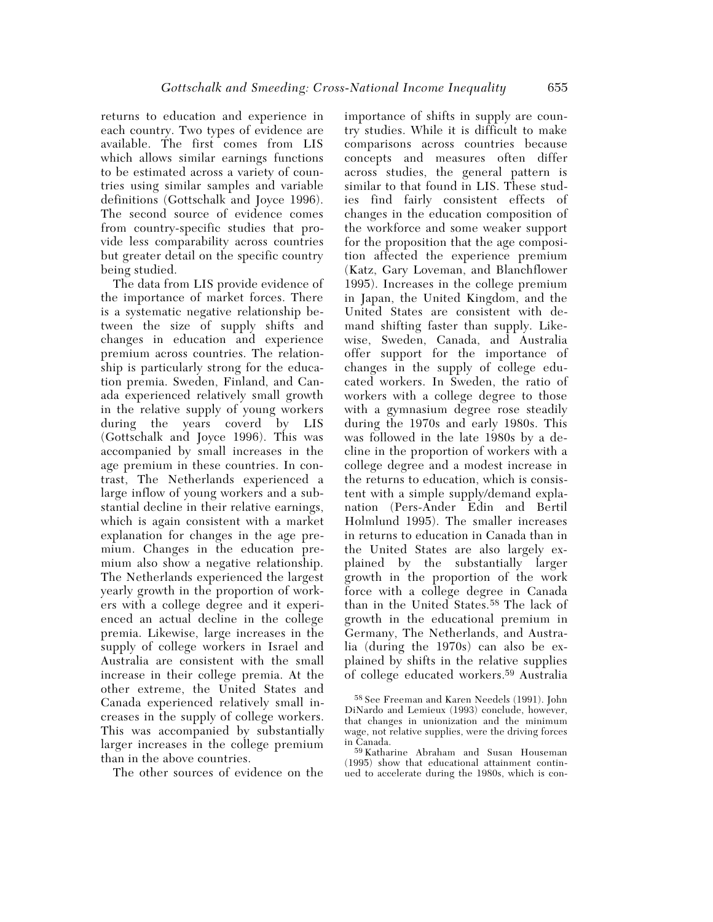returns to education and experience in each country. Two types of evidence are available. The first comes from LIS which allows similar earnings functions to be estimated across a variety of countries using similar samples and variable definitions (Gottschalk and Joyce 1996). The second source of evidence comes from country-specific studies that provide less comparability across countries but greater detail on the specific country being studied.

The data from LIS provide evidence of the importance of market forces. There is a systematic negative relationship between the size of supply shifts and changes in education and experience premium across countries. The relationship is particularly strong for the education premia. Sweden, Finland, and Canada experienced relatively small growth in the relative supply of young workers during the years coverd by LIS (Gottschalk and Joyce 1996). This was accompanied by small increases in the age premium in these countries. In contrast, The Netherlands experienced a large inflow of young workers and a substantial decline in their relative earnings, which is again consistent with a market explanation for changes in the age premium. Changes in the education premium also show a negative relationship. The Netherlands experienced the largest yearly growth in the proportion of workers with a college degree and it experienced an actual decline in the college premia. Likewise, large increases in the supply of college workers in Israel and Australia are consistent with the small increase in their college premia. At the other extreme, the United States and Canada experienced relatively small increases in the supply of college workers. This was accompanied by substantially larger increases in the college premium than in the above countries.

The other sources of evidence on the importance of shifts in supply are country studies. While it is difficult to make comparisons across countries because concepts and measures often differ across studies, the general pattern is similar to that found in LIS. These studies find fairly consistent effects of changes in the education composition of the workforce and some weaker support for the proposition that the age composition affected the experience premium (Katz, Gary Loveman, and Blanchflower 1995). Increases in the college premium in Japan, the United Kingdom, and the United States are consistent with demand shifting faster than supply. Likewise, Sweden, Canada, and Australia offer support for the importance of changes in the supply of college educated workers. In Sweden, the ratio of workers with a college degree to those with a gymnasium degree rose steadily during the 1970s and early 1980s. This was followed in the late 1980s by a decline in the proportion of workers with a college degree and a modest increase in the returns to education, which is consistent with a simple supply/demand explanation (Pers-Ander Edin and Bertil Holmlund 1995). The smaller increases in returns to education in Canada than in the United States are also largely explained by the substantially larger growth in the proportion of the work force with a college degree in Canada than in the United States.[58] The lack of growth in the educational premium in Germany, The Netherlands, and Australia (during the 1970s) can also be explained by shifts in the relative supplies of college educated workers.[59] Australia

[58] See Freeman and Karen Needels (1991). John DiNardo and Lemieux (1993) conclude, however, that changes in unionization and the minimum wage, not relative supplies, were the driving forces in Canada.

[59] Katharine Abraham and Susan Houseman (1995) show that educational attainment continued to accelerate during the 1980s, which is con-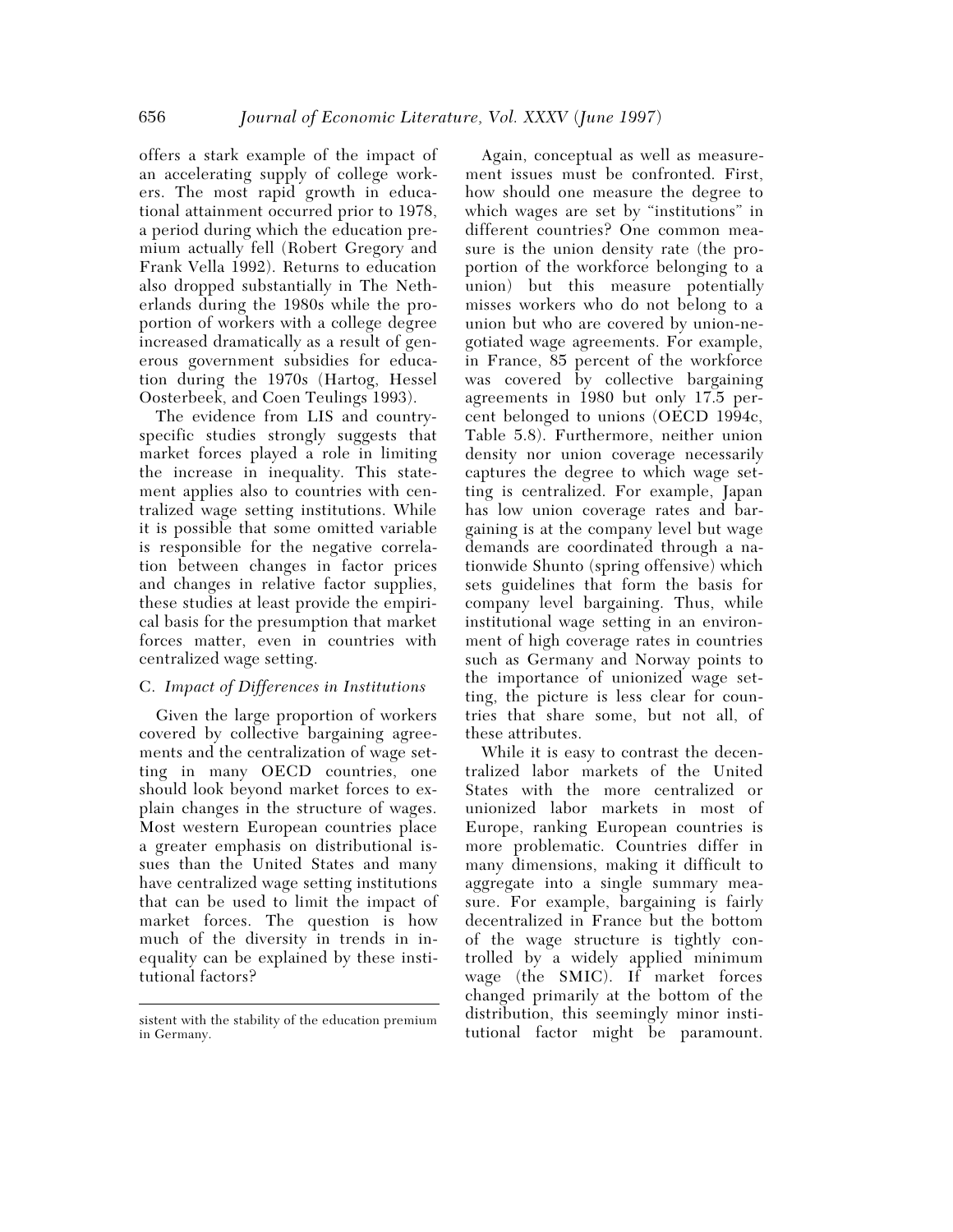offers a stark example of the impact of an accelerating supply of college workers. The most rapid growth in educational attainment occurred prior to 1978, a period during which the education premium actually fell (Robert Gregory and Frank Vella 1992). Returns to education also dropped substantially in The Netherlands during the 1980s while the proportion of workers with a college degree increased dramatically as a result of generous government subsidies for education during the 1970s (Hartog, Hessel Oosterbeek, and Coen Teulings 1993).

The evidence from LIS and country-specific studies strongly suggests that market forces played a role in limiting the increase in inequality. This statement applies also to countries with centralized wage setting institutions. While it is possible that some omitted variable is responsible for the negative correlation between changes in factor prices and changes in relative factor supplies, these studies at least provide the empirical basis for the presumption that market forces matter, even in countries with centralized wage setting.

### C. *Impact of Differences in Institutions*

Given the large proportion of workers covered by collective bargaining agreements and the centralization of wage setting in many OECD countries, one should look beyond market forces to explain changes in the structure of wages. Most western European countries place a greater emphasis on distributional issues than the United States and many have centralized wage setting institutions that can be used to limit the impact of market forces. The question is how much of the diversity in trends in inequality can be explained by these institutional factors?

Again, conceptual as well as measurement issues must be confronted. First, how should one measure the degree to which wages are set by "institutions" in different countries? One common measure is the union density rate (the proportion of the workforce belonging to a union) but this measure potentially misses workers who do not belong to a union but who are covered by union-negotiated wage agreements. For example, in France, 85 percent of the workforce was covered by collective bargaining agreements in 1980 but only 17.5 percent belonged to unions (OECD 1994c, Table 5.8). Furthermore, neither union density nor union coverage necessarily captures the degree to which wage setting is centralized. For example, Japan has low union coverage rates and bargaining is at the company level but wage demands are coordinated through a nationwide Shunto (spring offensive) which sets guidelines that form the basis for company level bargaining. Thus, while institutional wage setting in an environment of high coverage rates in countries such as Germany and Norway points to the importance of unionized wage setting, the picture is less clear for countries that share some, but not all, of these attributes.

While it is easy to contrast the decentralized labor markets of the United States with the more centralized or unionized labor markets in most of Europe, ranking European countries is more problematic. Countries differ in many dimensions, making it difficult to aggregate into a single summary measure. For example, bargaining is fairly decentralized in France but the bottom of the wage structure is tightly controlled by a widely applied minimum wage (the SMIC). If market forces changed primarily at the bottom of the distribution, this seemingly minor institutional factor might be paramount.

sistent with the stability of the education premium in Germany.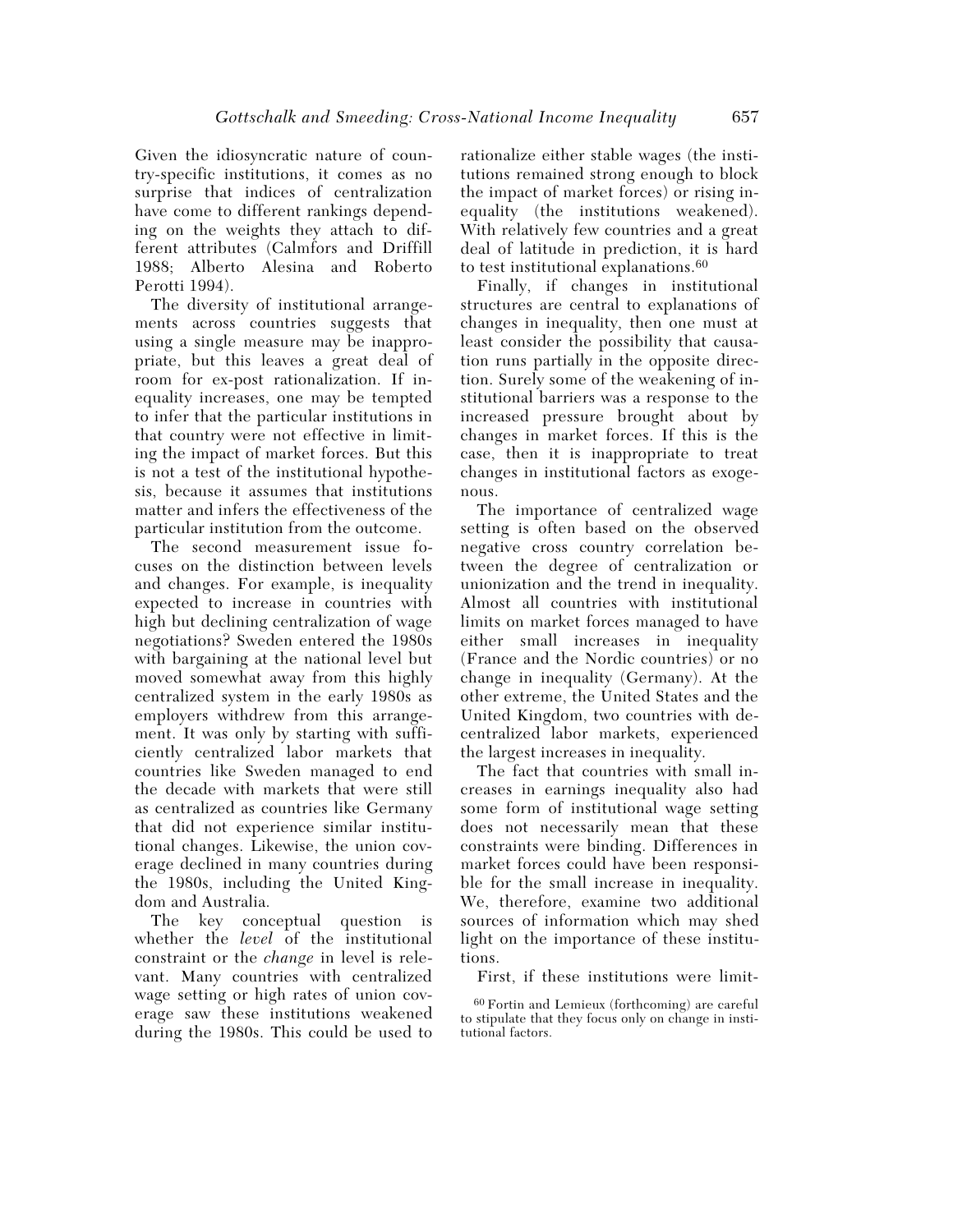Given the idiosyncratic nature of country-specific institutions, it comes as no surprise that indices of centralization have come to different rankings depending on the weights they attach to different attributes (Calmfors and Driffill 1988; Alberto Alesina and Roberto Perotti 1994).

The diversity of institutional arrangements across countries suggests that using a single measure may be inappropriate, but this leaves a great deal of room for ex-post rationalization. If inequality increases, one may be tempted to infer that the particular institutions in that country were not effective in limiting the impact of market forces. But this is not a test of the institutional hypothesis, because it assumes that institutions matter and infers the effectiveness of the particular institution from the outcome.

The second measurement issue focuses on the distinction between levels and changes. For example, is inequality expected to increase in countries with high but declining centralization of wage negotiations? Sweden entered the 1980s with bargaining at the national level but moved somewhat away from this highly centralized system in the early 1980s as employers withdrew from this arrangement. It was only by starting with sufficiently centralized labor markets that countries like Sweden managed to end the decade with markets that were still as centralized as countries like Germany that did not experience similar institutional changes. Likewise, the union coverage declined in many countries during the 1980s, including the United Kingdom and Australia.

The key conceptual question is whether the *level* of the institutional constraint or the *change* in level is relevant. Many countries with centralized wage setting or high rates of union coverage saw these institutions weakened during the 1980s. This could be used to rationalize either stable wages (the institutions remained strong enough to block the impact of market forces) or rising inequality (the institutions weakened). With relatively few countries and a great deal of latitude in prediction, it is hard to test institutional explanations.[60]

Finally, if changes in institutional structures are central to explanations of changes in inequality, then one must at least consider the possibility that causation runs partially in the opposite direction. Surely some of the weakening of institutional barriers was a response to the increased pressure brought about by changes in market forces. If this is the case, then it is inappropriate to treat changes in institutional factors as exogenous.

The importance of centralized wage setting is often based on the observed negative cross country correlation between the degree of centralization or unionization and the trend in inequality. Almost all countries with institutional limits on market forces managed to have either small increases in inequality (France and the Nordic countries) or no change in inequality (Germany). At the other extreme, the United States and the United Kingdom, two countries with decentralized labor markets, experienced the largest increases in inequality.

The fact that countries with small increases in earnings inequality also had some form of institutional wage setting does not necessarily mean that these constraints were binding. Differences in market forces could have been responsible for the small increase in inequality. We, therefore, examine two additional sources of information which may shed light on the importance of these institutions.

First, if these institutions were limit-

[60] Fortin and Lemieux (forthcoming) are careful to stipulate that they focus only on change in institutional factors.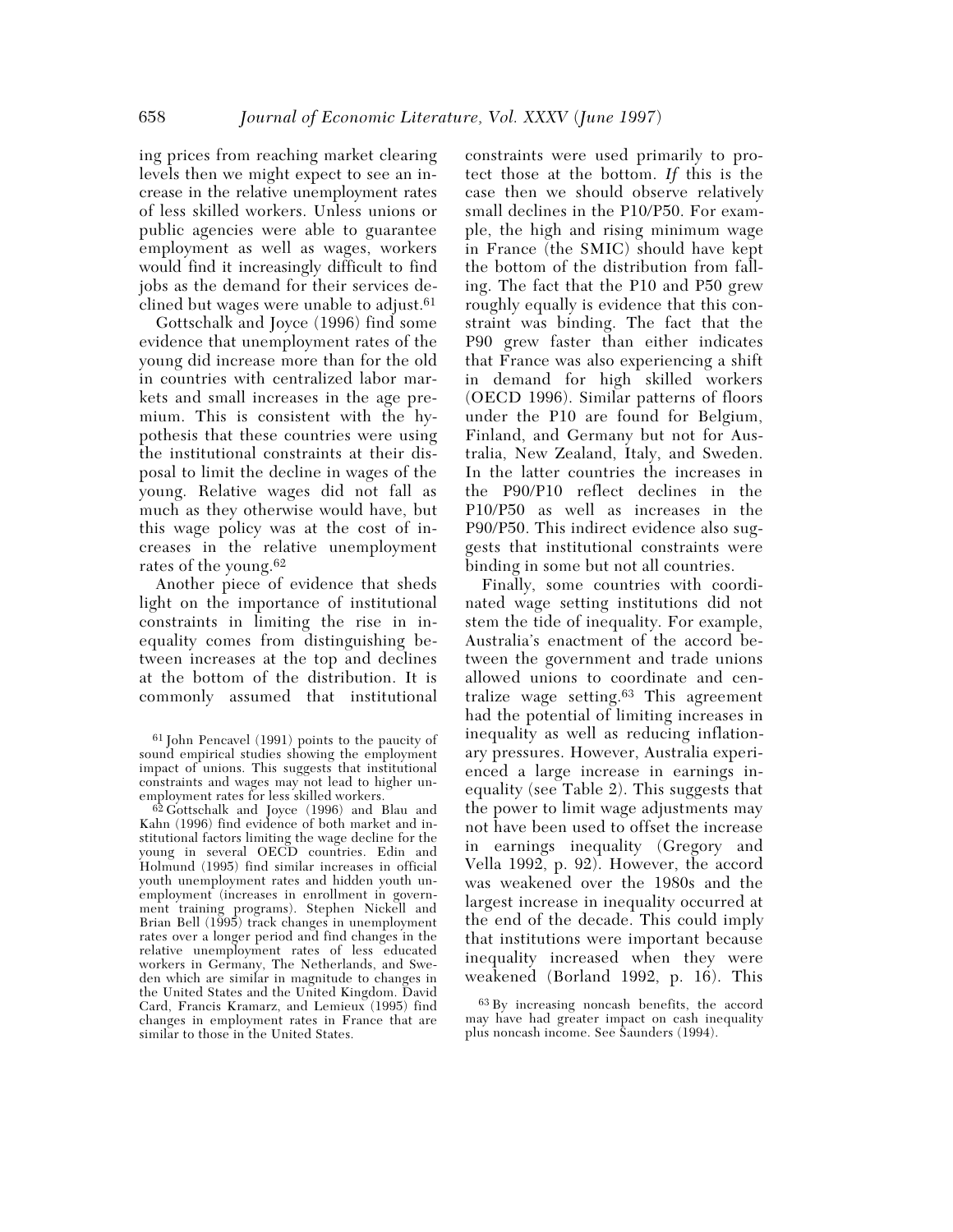ing prices from reaching market clearing levels then we might expect to see an increase in the relative unemployment rates of less skilled workers. Unless unions or public agencies were able to guarantee employment as well as wages, workers would find it increasingly difficult to find jobs as the demand for their services declined but wages were unable to adjust.[61]

Gottschalk and Joyce (1996) find some evidence that unemployment rates of the young did increase more than for the old in countries with centralized labor markets and small increases in the age premium. This is consistent with the hypothesis that these countries were using the institutional constraints at their disposal to limit the decline in wages of the young. Relative wages did not fall as much as they otherwise would have, but this wage policy was at the cost of increases in the relative unemployment rates of the young.[62]

Another piece of evidence that sheds light on the importance of institutional constraints in limiting the rise in inequality comes from distinguishing between increases at the top and declines at the bottom of the distribution. It is commonly assumed that institutional constraints were used primarily to protect those at the bottom. *If* this is the case then we should observe relatively small declines in the P10/P50. For example, the high and rising minimum wage in France (the SMIC) should have kept the bottom of the distribution from falling. The fact that the P10 and P50 grew roughly equally is evidence that this constraint was binding. The fact that the P90 grew faster than either indicates that France was also experiencing a shift in demand for high skilled workers (OECD 1996). Similar patterns of floors under the P10 are found for Belgium, Finland, and Germany but not for Australia, New Zealand, Italy, and Sweden. In the latter countries the increases in the P90/P10 reflect declines in the P10/P50 as well as increases in the P90/P50. This indirect evidence also suggests that institutional constraints were binding in some but not all countries.

Finally, some countries with coordinated wage setting institutions did not stem the tide of inequality. For example, Australia's enactment of the accord between the government and trade unions allowed unions to coordinate and centralize wage setting.[63] This agreement had the potential of limiting increases in inequality as well as reducing inflationary pressures. However, Australia experienced a large increase in earnings inequality (see Table 2). This suggests that the power to limit wage adjustments may not have been used to offset the increase in earnings inequality (Gregory and Vella 1992, p. 92). However, the accord was weakened over the 1980s and the largest increase in inequality occurred at the end of the decade. This could imply that institutions were important because inequality increased when they were weakened (Borland 1992, p. 16). This

[61] John Pencavel (1991) points to the paucity of sound empirical studies showing the employment impact of unions. This suggests that institutional constraints and wages may not lead to higher unemployment rates for less skilled workers.

[62] Gottschalk and Joyce (1996) and Blau and Kahn (1996) find evidence of both market and institutional factors limiting the wage decline for the young in several OECD countries. Edin and Holmund (1995) find similar increases in official youth unemployment rates and hidden youth unemployment (increases in enrollment in government training programs). Stephen Nickell and Brian Bell (1995) track changes in unemployment rates over a longer period and find changes in the relative unemployment rates of less educated workers in Germany, The Netherlands, and Sweden which are similar in magnitude to changes in the United States and the United Kingdom. David Card, Francis Kramarz, and Lemieux (1995) find changes in employment rates in France that are similar to those in the United States.

[63] By increasing noncash benefits, the accord may have had greater impact on cash inequality plus noncash income. See Saunders (1994).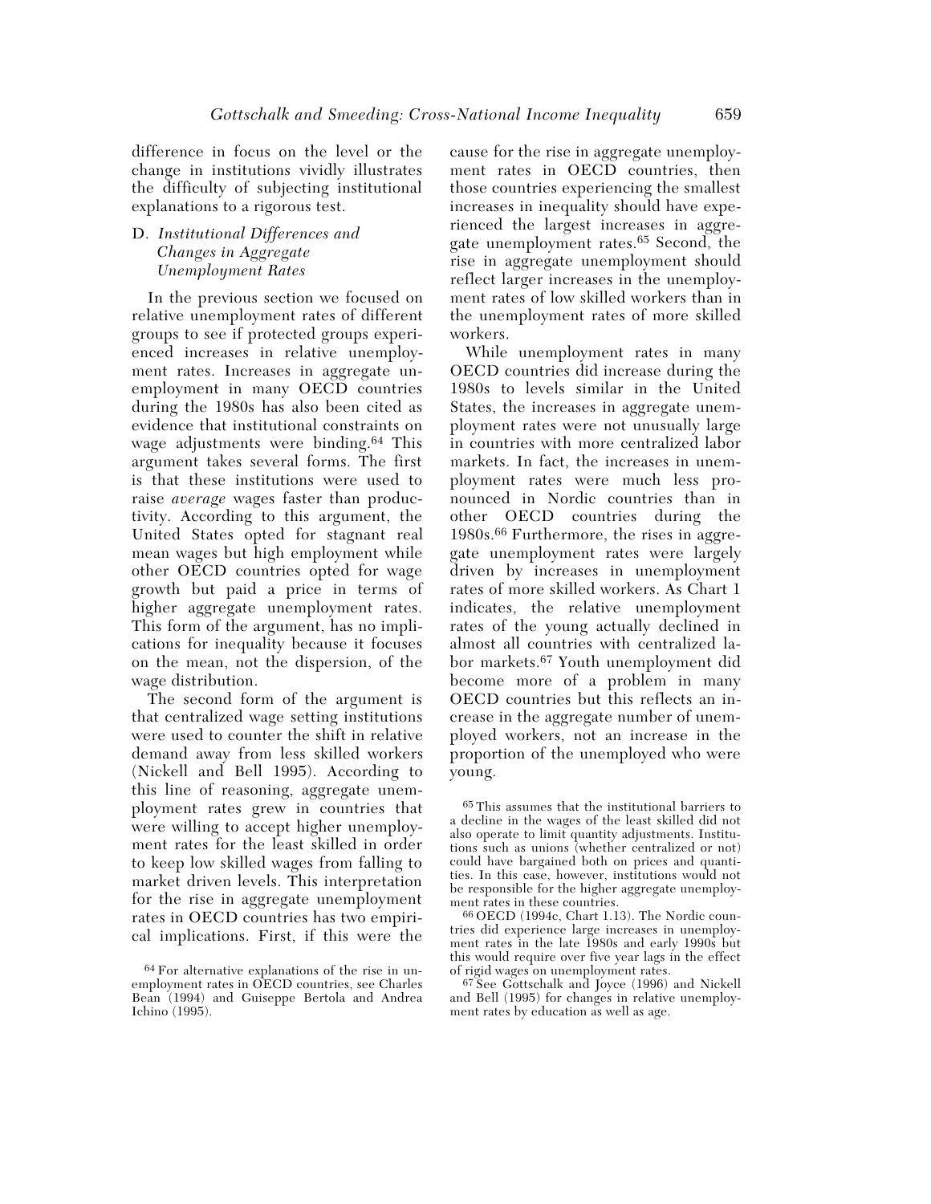difference in focus on the level or the change in institutions vividly illustrates the difficulty of subjecting institutional explanations to a rigorous test.

### D. *Institutional Differences and Changes in Aggregate Unemployment Rates*

In the previous section we focused on relative unemployment rates of different groups to see if protected groups experienced increases in relative unemployment rates. Increases in aggregate unemployment in many OECD countries during the 1980s has also been cited as evidence that institutional constraints on wage adjustments were binding.[64] This argument takes several forms. The first is that these institutions were used to raise *average* wages faster than productivity. According to this argument, the United States opted for stagnant real mean wages but high employment while other OECD countries opted for wage growth but paid a price in terms of higher aggregate unemployment rates. This form of the argument, has no implications for inequality because it focuses on the mean, not the dispersion, of the wage distribution.

The second form of the argument is that centralized wage setting institutions were used to counter the shift in relative demand away from less skilled workers (Nickell and Bell 1995). According to this line of reasoning, aggregate unemployment rates grew in countries that were willing to accept higher unemployment rates for the least skilled in order to keep low skilled wages from falling to market driven levels. This interpretation for the rise in aggregate unemployment rates in OECD countries has two empirical implications. First, if this were the cause for the rise in aggregate unemployment rates in OECD countries, then those countries experiencing the smallest increases in inequality should have experienced the largest increases in aggregate unemployment rates.[65] Second, the rise in aggregate unemployment should reflect larger increases in the unemployment rates of low skilled workers than in the unemployment rates of more skilled workers.

While unemployment rates in many OECD countries did increase during the 1980s to levels similar in the United States, the increases in aggregate unemployment rates were not unusually large in countries with more centralized labor markets. In fact, the increases in unemployment rates were much less pronounced in Nordic countries than in other OECD countries during the 1980s.[66] Furthermore, the rises in aggregate unemployment rates were largely driven by increases in unemployment rates of more skilled workers. As Chart 1 indicates, the relative unemployment rates of the young actually declined in almost all countries with centralized labor markets.[67] Youth unemployment did become more of a problem in many OECD countries but this reflects an increase in the aggregate number of unemployed workers, not an increase in the proportion of the unemployed who were young.

[64] For alternative explanations of the rise in unemployment rates in OECD countries, see Charles Bean (1994) and Guiseppe Bertola and Andrea Ichino (1995).

[65] This assumes that the institutional barriers to a decline in the wages of the least skilled did not also operate to limit quantity adjustments. Institutions such as unions (whether centralized or not) could have bargained both on prices and quantities. In this case, however, institutions would not be responsible for the higher aggregate unemployment rates in these countries.

[66] OECD (1994c, Chart 1.13). The Nordic countries did experience large increases in unemployment rates in the late 1980s and early 1990s but this would require over five year lags in the effect of rigid wages on unemployment rates.

[67] See Gottschalk and Joyce (1996) and Nickell and Bell (1995) for changes in relative unemployment rates by education as well as age.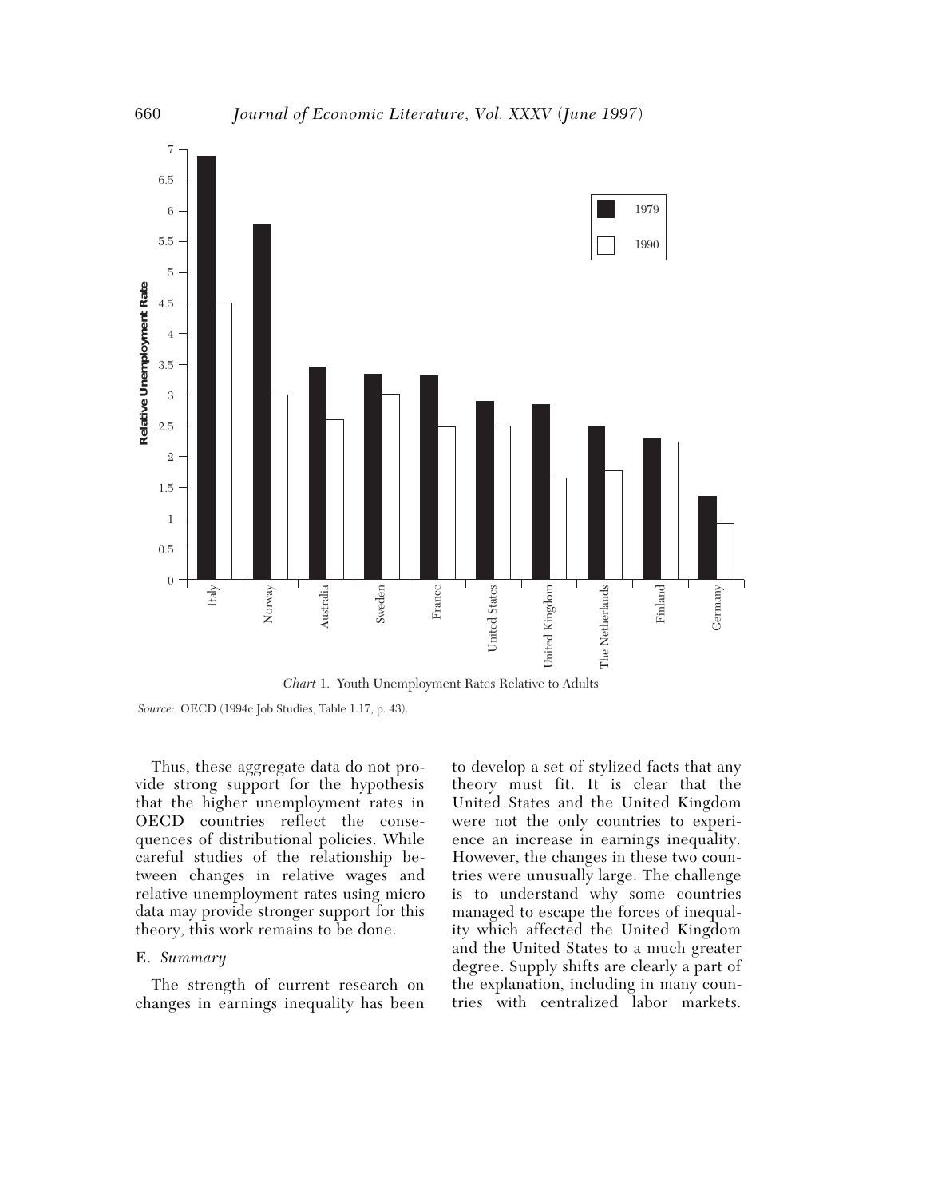*Chart* 1. Youth Unemployment Rates Relative to Adults

*Source:* OECD (1994c Job Studies, Table 1.17, p. 43).

Thus, these aggregate data do not provide strong support for the hypothesis that the higher unemployment rates in OECD countries reflect the consequences of distributional policies. While careful studies of the relationship between changes in relative wages and relative unemployment rates using micro data may provide stronger support for this theory, this work remains to be done.

### E. *Summary*

The strength of current research on changes in earnings inequality has been to develop a set of stylized facts that any theory must fit. It is clear that the United States and the United Kingdom were not the only countries to experience an increase in earnings inequality. However, the changes in these two countries were unusually large. The challenge is to understand why some countries managed to escape the forces of inequality which affected the United Kingdom and the United States to a much greater degree. Supply shifts are clearly a part of the explanation, including in many countries with centralized labor markets.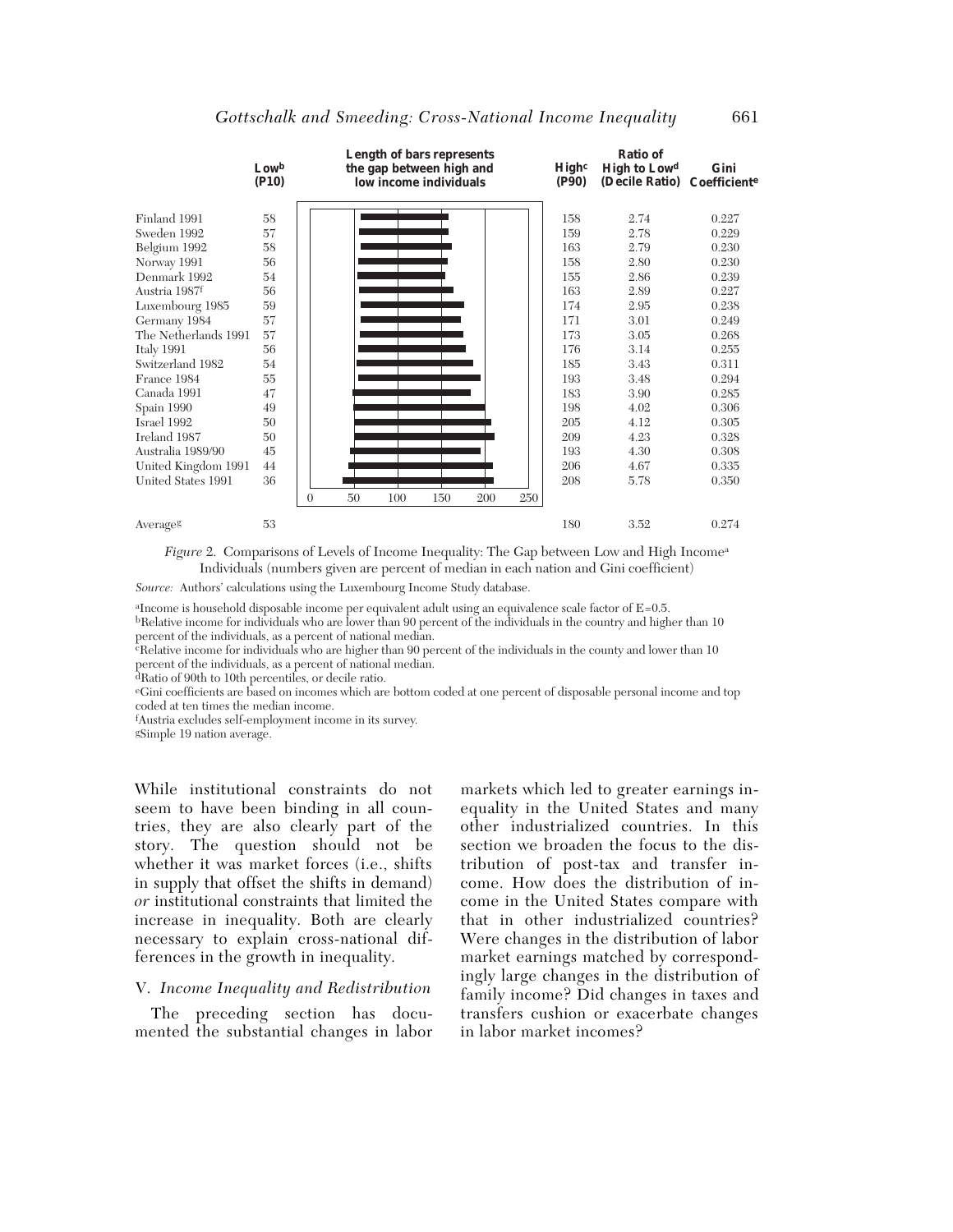| | Low[b] (P10) | Length of bars represents the gap between high and low income individuals | High[c] (P90) | Ratio of High to Low[d] (Decile Ratio) | Gini Coefficient[e] |
|---|---|---|---|---|---|
| Finland 1991 | 58 | | 158 | 2.74 | 0.227 |
| Sweden 1992 | 57 | | 159 | 2.78 | 0.229 |
| Belgium 1992 | 58 | | 163 | 2.79 | 0.230 |
| Norway 1991 | 56 | | 158 | 2.80 | 0.230 |
| Denmark 1992 | 54 | | 155 | 2.86 | 0.239 |
| Austria 1987[f] | 56 | | 163 | 2.89 | 0.227 |
| Luxembourg 1985 | 59 | | 174 | 2.95 | 0.238 |
| Germany 1984 | 57 | | 171 | 3.01 | 0.249 |
| The Netherlands 1991 | 57 | | 173 | 3.05 | 0.268 |
| Italy 1991 | 56 | | 176 | 3.14 | 0.255 |
| Switzerland 1982 | 54 | | 185 | 3.43 | 0.311 |
| France 1984 | 55 | | 193 | 3.48 | 0.294 |
| Canada 1991 | 47 | | 183 | 3.90 | 0.285 |
| Spain 1990 | 49 | | 198 | 4.02 | 0.306 |
| Israel 1992 | 50 | | 205 | 4.12 | 0.305 |
| Ireland 1987 | 50 | | 209 | 4.23 | 0.328 |
| Australia 1989/90 | 45 | | 193 | 4.30 | 0.308 |
| United Kingdom 1991 | 44 | | 206 | 4.67 | 0.335 |
| United States 1991 | 36 | | 208 | 5.78 | 0.350 |
| | | 0 50 100 150 200 250 | | | |
| Average[g] | 53 | | 180 | 3.52 | 0.274 |

*Figure 2.* Comparisons of Levels of Income Inequality: The Gap between Low and High Income[a] Individuals (numbers given are percent of median in each nation and Gini coefficient)

*Source:* Authors' calculations using the Luxembourg Income Study database.

[a]Income is household disposable income per equivalent adult using an equivalence scale factor of E=0.5.
[b]Relative income for individuals who are lower than 90 percent of the individuals in the country and higher than 10 percent of the individuals, as a percent of national median.
[c]Relative income for individuals who are higher than 90 percent of the individuals in the county and lower than 10 percent of the individuals, as a percent of national median.
[d]Ratio of 90th to 10th percentiles, or decile ratio.
[e]Gini coefficients are based on incomes which are bottom coded at one percent of disposable personal income and top coded at ten times the median income.
[f]Austria excludes self-employment income in its survey.
[g]Simple 19 nation average.

While institutional constraints do not seem to have been binding in all countries, they are also clearly part of the story. The question should not be whether it was market forces (i.e., shifts in supply that offset the shifts in demand) *or* institutional constraints that limited the increase in inequality. Both are clearly necessary to explain cross-national differences in the growth in inequality.

## V. *Income Inequality and Redistribution*

The preceding section has documented the substantial changes in labor markets which led to greater earnings inequality in the United States and many other industrialized countries. In this section we broaden the focus to the distribution of post-tax and transfer income. How does the distribution of income in the United States compare with that in other industrialized countries? Were changes in the distribution of labor market earnings matched by correspondingly large changes in the distribution of family income? Did changes in taxes and transfers cushion or exacerbate changes in labor market incomes?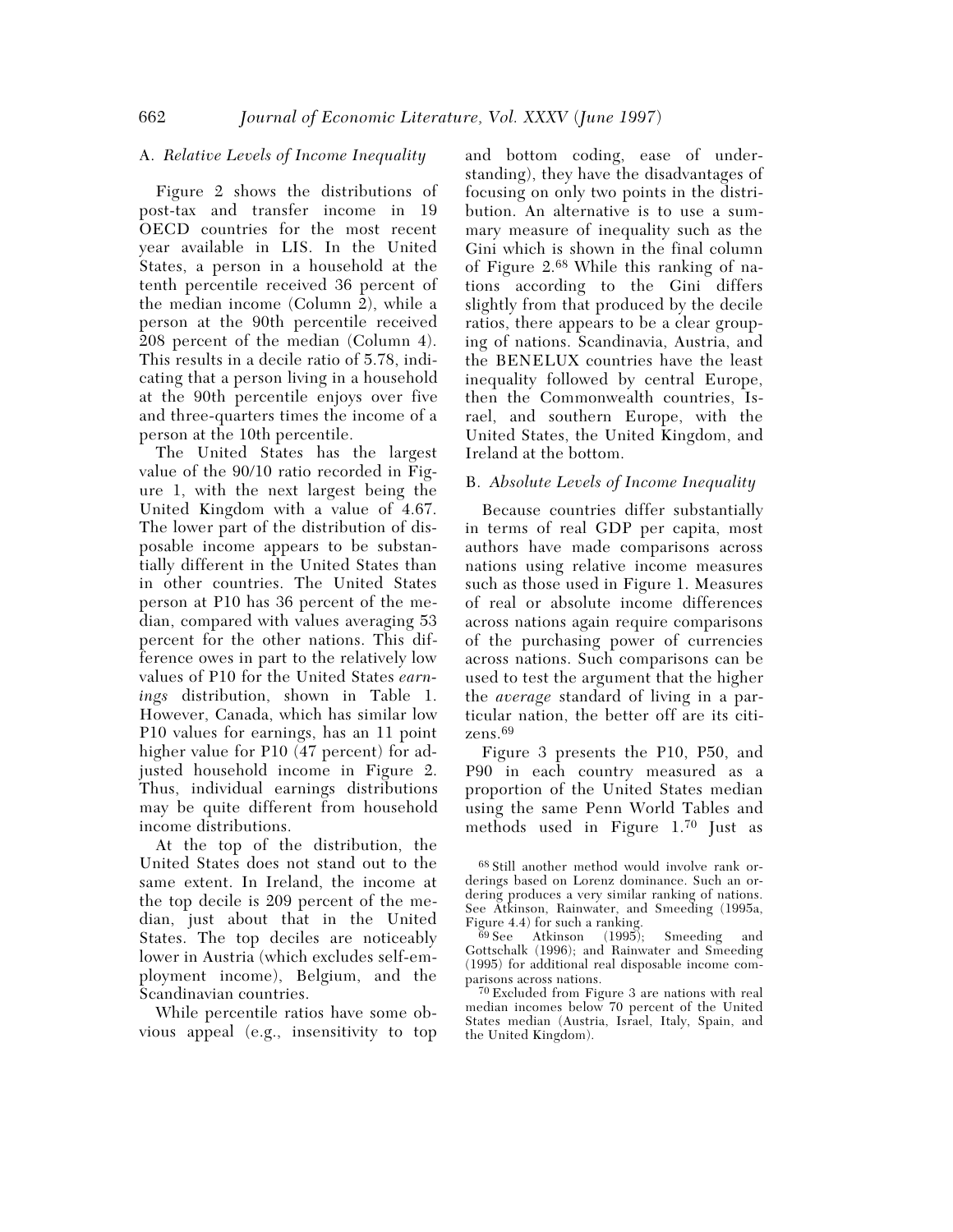### A. *Relative Levels of Income Inequality*

Figure 2 shows the distributions of post-tax and transfer income in 19 OECD countries for the most recent year available in LIS. In the United States, a person in a household at the tenth percentile received 36 percent of the median income (Column 2), while a person at the 90th percentile received 208 percent of the median (Column 4). This results in a decile ratio of 5.78, indicating that a person living in a household at the 90th percentile enjoys over five and three-quarters times the income of a person at the 10th percentile.

The United States has the largest value of the 90/10 ratio recorded in Figure 1, with the next largest being the United Kingdom with a value of 4.67. The lower part of the distribution of disposable income appears to be substantially different in the United States than in other countries. The United States person at P10 has 36 percent of the median, compared with values averaging 53 percent for the other nations. This difference owes in part to the relatively low values of P10 for the United States *earnings* distribution, shown in Table 1. However, Canada, which has similar low P10 values for earnings, has an 11 point higher value for P10 (47 percent) for adjusted household income in Figure 2. Thus, individual earnings distributions may be quite different from household income distributions.

At the top of the distribution, the United States does not stand out to the same extent. In Ireland, the income at the top decile is 209 percent of the median, just about that in the United States. The top deciles are noticeably lower in Austria (which excludes self-employment income), Belgium, and the Scandinavian countries.

While percentile ratios have some obvious appeal (e.g., insensitivity to top and bottom coding, ease of understanding), they have the disadvantages of focusing on only two points in the distribution. An alternative is to use a summary measure of inequality such as the Gini which is shown in the final column of Figure 2.[68] While this ranking of nations according to the Gini differs slightly from that produced by the decile ratios, there appears to be a clear grouping of nations. Scandinavia, Austria, and the BENELUX countries have the least inequality followed by central Europe, then the Commonwealth countries, Israel, and southern Europe, with the United States, the United Kingdom, and Ireland at the bottom.

### B. *Absolute Levels of Income Inequality*

Because countries differ substantially in terms of real GDP per capita, most authors have made comparisons across nations using relative income measures such as those used in Figure 1. Measures of real or absolute income differences across nations again require comparisons of the purchasing power of currencies across nations. Such comparisons can be used to test the argument that the higher the *average* standard of living in a particular nation, the better off are its citizens.[69]

Figure 3 presents the P10, P50, and P90 in each country measured as a proportion of the United States median using the same Penn World Tables and methods used in Figure 1.[70] Just as

[68] Still another method would involve rank orderings based on Lorenz dominance. Such an ordering produces a very similar ranking of nations. See Atkinson, Rainwater, and Smeeding (1995a, Figure 4.4) for such a ranking.

[69] See Atkinson (1995); Smeeding and Gottschalk (1996); and Rainwater and Smeeding (1995) for additional real disposable income comparisons across nations.

[70] Excluded from Figure 3 are nations with real median incomes below 70 percent of the United States median (Austria, Israel, Italy, Spain, and the United Kingdom).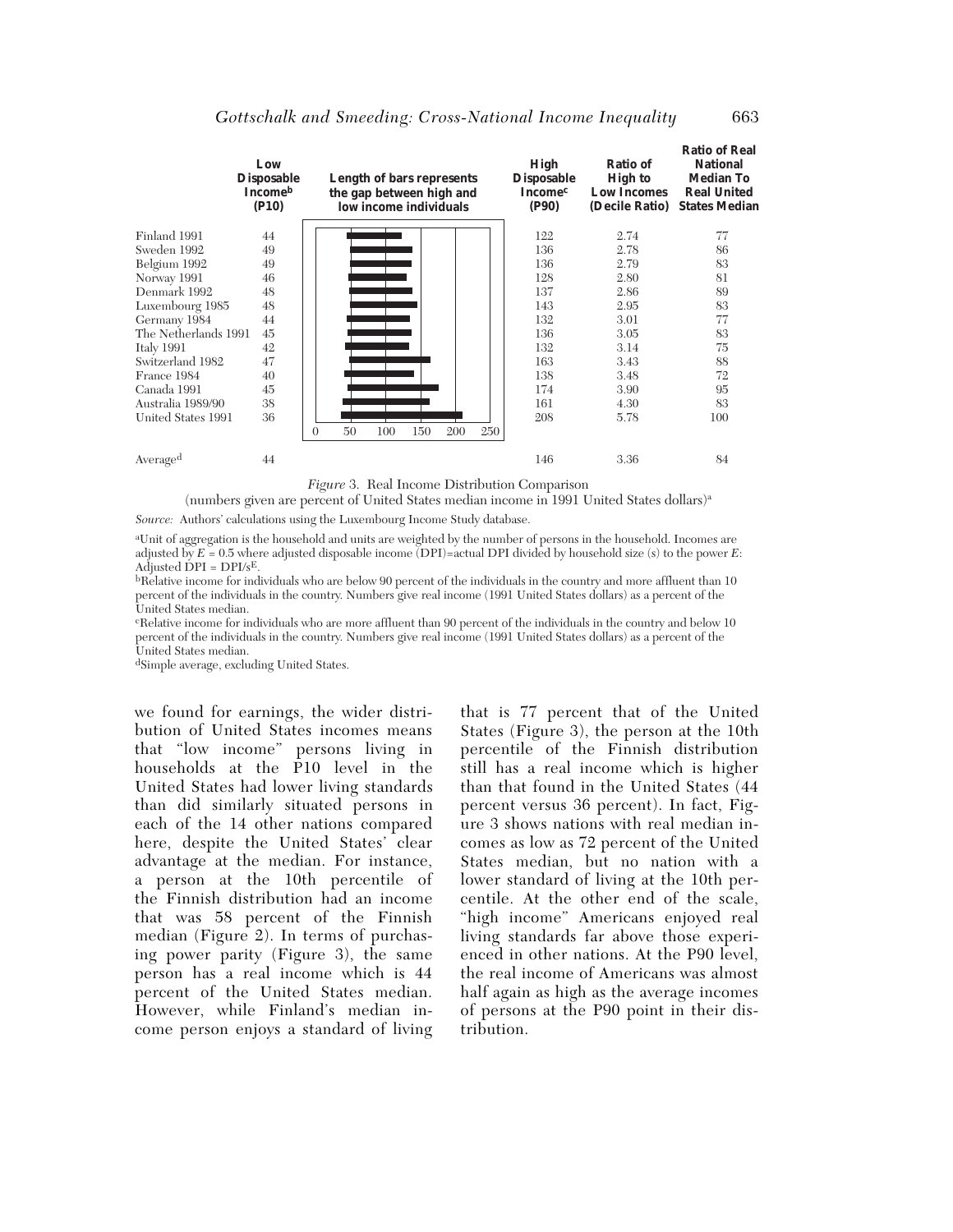| | Low Disposable Income[b] (P10) | Length of bars represents the gap between high and low income individuals | High Disposable Income[c] (P90) | Ratio of High to Low Incomes (Decile Ratio) | Ratio of Real National Median To Real United States Median |
|---|---|---|---|---|---|
| Finland 1991 | 44 | | 122 | 2.74 | 77 |
| Sweden 1992 | 49 | | 136 | 2.78 | 86 |
| Belgium 1992 | 49 | | 136 | 2.79 | 83 |
| Norway 1991 | 46 | | 128 | 2.80 | 81 |
| Denmark 1992 | 48 | | 137 | 2.86 | 89 |
| Luxembourg 1985 | 48 | | 143 | 2.95 | 83 |
| Germany 1984 | 44 | | 132 | 3.01 | 77 |
| The Netherlands 1991 | 45 | | 136 | 3.05 | 83 |
| Italy 1991 | 42 | | 132 | 3.14 | 75 |
| Switzerland 1982 | 47 | | 163 | 3.43 | 88 |
| France 1984 | 40 | | 138 | 3.48 | 72 |
| Canada 1991 | 45 | | 174 | 3.90 | 95 |
| Australia 1989/90 | 38 | | 161 | 4.30 | 83 |
| United States 1991 | 36 | | 208 | 5.78 | 100 |
| Average[d] | 44 | | 146 | 3.36 | 84 |

*Figure* 3. Real Income Distribution Comparison

(numbers given are percent of United States median income in 1991 United States dollars)[a]

*Source:* Authors' calculations using the Luxembourg Income Study database.

[a]Unit of aggregation is the household and units are weighted by the number of persons in the household. Incomes are adjusted by $E = 0.5$ where adjusted disposable income (DPI)=actual DPI divided by household size ($s$) to the power $E$: Adjusted DPI = DPI/$s^E$.

[b]Relative income for individuals who are below 90 percent of the individuals in the country and more affluent than 10 percent of the individuals in the country. Numbers give real income (1991 United States dollars) as a percent of the United States median.

[c]Relative income for individuals who are more affluent than 90 percent of the individuals in the country and below 10 percent of the individuals in the country. Numbers give real income (1991 United States dollars) as a percent of the United States median.

[d]Simple average, excluding United States.

we found for earnings, the wider distribution of United States incomes means that "low income" persons living in households at the P10 level in the United States had lower living standards than did similarly situated persons in each of the 14 other nations compared here, despite the United States' clear advantage at the median. For instance, a person at the 10th percentile of the Finnish distribution had an income that was 58 percent of the Finnish median (Figure 2). In terms of purchasing power parity (Figure 3), the same person has a real income which is 44 percent of the United States median. However, while Finland's median income person enjoys a standard of living that is 77 percent that of the United States (Figure 3), the person at the 10th percentile of the Finnish distribution still has a real income which is higher than that found in the United States (44 percent versus 36 percent). In fact, Figure 3 shows nations with real median incomes as low as 72 percent of the United States median, but no nation with a lower standard of living at the 10th percentile. At the other end of the scale, "high income" Americans enjoyed real living standards far above those experienced in other nations. At the P90 level, the real income of Americans was almost half again as high as the average incomes of persons at the P90 point in their distribution.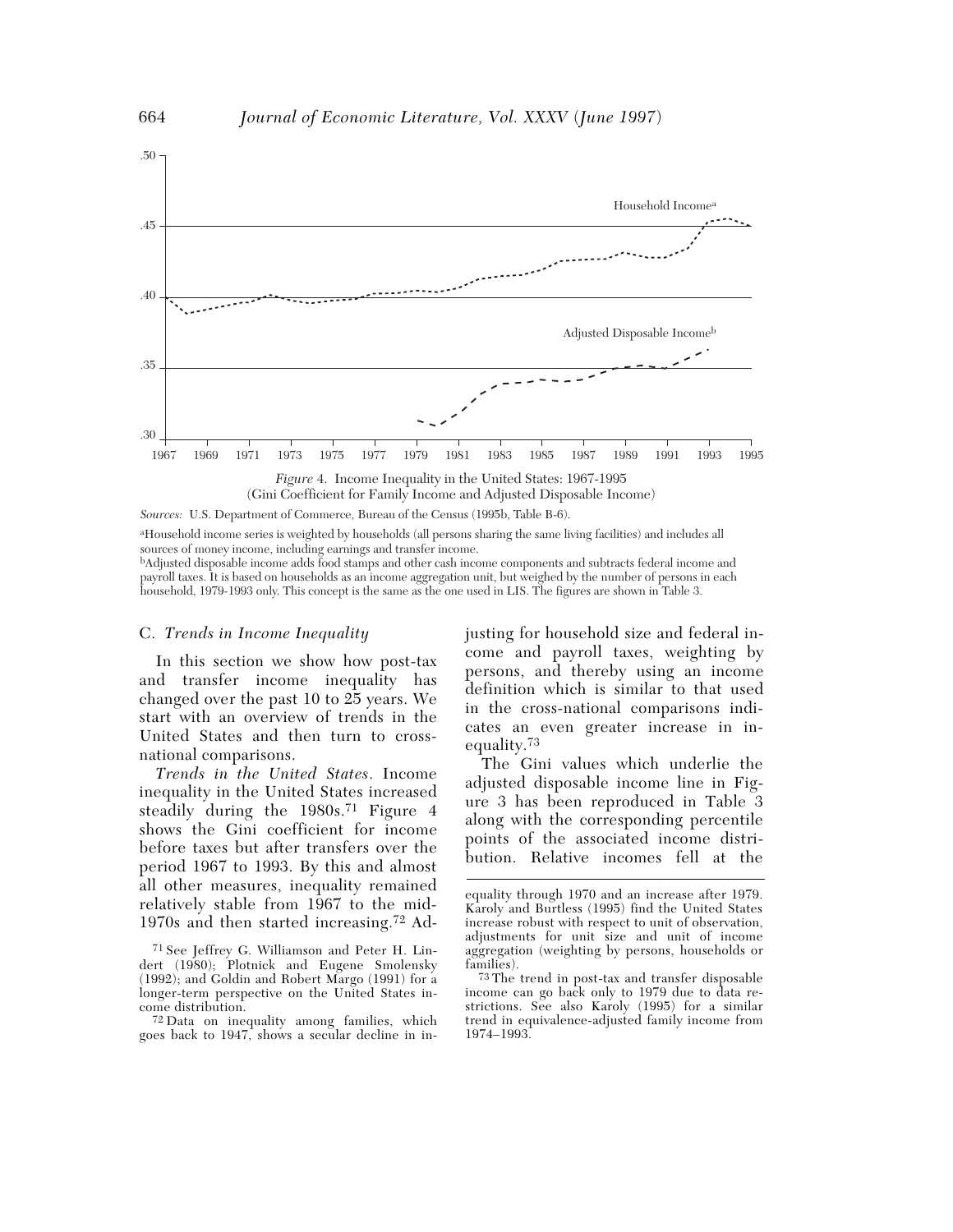*Figure* 4. Income Inequality in the United States: 1967-1995
(Gini Coefficient for Family Income and Adjusted Disposable Income)

*Sources:* U.S. Department of Commerce, Bureau of the Census (1995b, Table B-6).

[a]Household income series is weighted by households (all persons sharing the same living facilities) and includes all sources of money income, including earnings and transfer income.
[b]Adjusted disposable income adds food stamps and other cash income components and subtracts federal income and payroll taxes. It is based on households as an income aggregation unit, but weighed by the number of persons in each household, 1979-1993 only. This concept is the same as the one used in LIS. The figures are shown in Table 3.

### C. *Trends in Income Inequality*

In this section we show how post-tax and transfer income inequality has changed over the past 10 to 25 years. We start with an overview of trends in the United States and then turn to cross-national comparisons.

*Trends in the United States*. Income inequality in the United States increased steadily during the 1980s.[71] Figure 4 shows the Gini coefficient for income before taxes but after transfers over the period 1967 to 1993. By this and almost all other measures, inequality remained relatively stable from 1967 to the mid-1970s and then started increasing.[72] Adjusting for household size and federal income and payroll taxes, weighting by persons, and thereby using an income definition which is similar to that used in the cross-national comparisons indicates an even greater increase in inequality.[73]

The Gini values which underlie the adjusted disposable income line in Figure 3 has been reproduced in Table 3 along with the corresponding percentile points of the associated income distribution. Relative incomes fell at the

[71] See Jeffrey G. Williamson and Peter H. Lindert (1980); Plotnick and Eugene Smolensky (1992); and Goldin and Robert Margo (1991) for a longer-term perspective on the United States income distribution.

[72] Data on inequality among families, which goes back to 1947, shows a secular decline in inequality through 1970 and an increase after 1979. Karoly and Burtless (1995) find the United States increase robust with respect to unit of observation, adjustments for unit size and unit of income aggregation (weighting by persons, households or families).

[73] The trend in post-tax and transfer disposable income can go back only to 1979 due to data restrictions. See also Karoly (1995) for a similar trend in equivalence-adjusted family income from 1974–1993.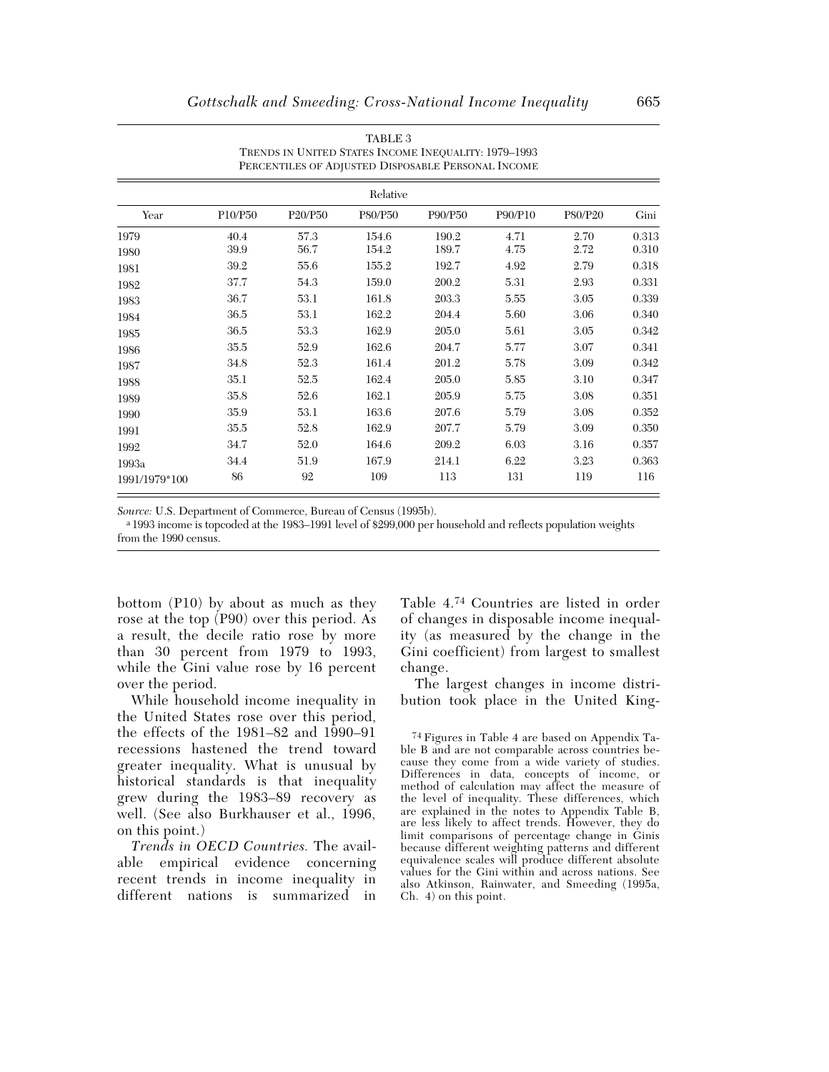TABLE 3
TRENDS IN UNITED STATES INCOME INEQUALITY: 1979–1993
PERCENTILES OF ADJUSTED DISPOSABLE PERSONAL INCOME

| | Relative | | | | | | |
|---|---|---|---|---|---|---|---|
| Year | P10/P50 | P20/P50 | P80/P50 | P90/P50 | P90/P10 | P80/P20 | Gini |
| 1979 | 40.4 | 57.3 | 154.6 | 190.2 | 4.71 | 2.70 | 0.313 |
| 1980 | 39.9 | 56.7 | 154.2 | 189.7 | 4.75 | 2.72 | 0.310 |
| 1981 | 39.2 | 55.6 | 155.2 | 192.7 | 4.92 | 2.79 | 0.318 |
| 1982 | 37.7 | 54.3 | 159.0 | 200.2 | 5.31 | 2.93 | 0.331 |
| 1983 | 36.7 | 53.1 | 161.8 | 203.3 | 5.55 | 3.05 | 0.339 |
| 1984 | 36.5 | 53.1 | 162.2 | 204.4 | 5.60 | 3.06 | 0.340 |
| 1985 | 36.5 | 53.3 | 162.9 | 205.0 | 5.61 | 3.05 | 0.342 |
| 1986 | 35.5 | 52.9 | 162.6 | 204.7 | 5.77 | 3.07 | 0.341 |
| 1987 | 34.8 | 52.3 | 161.4 | 201.2 | 5.78 | 3.09 | 0.342 |
| 1988 | 35.1 | 52.5 | 162.4 | 205.0 | 5.85 | 3.10 | 0.347 |
| 1989 | 35.8 | 52.6 | 162.1 | 205.9 | 5.75 | 3.08 | 0.351 |
| 1990 | 35.9 | 53.1 | 163.6 | 207.6 | 5.79 | 3.08 | 0.352 |
| 1991 | 35.5 | 52.8 | 162.9 | 207.7 | 5.79 | 3.09 | 0.350 |
| 1992 | 34.7 | 52.0 | 164.6 | 209.2 | 6.03 | 3.16 | 0.357 |
| 1993a | 34.4 | 51.9 | 167.9 | 214.1 | 6.22 | 3.23 | 0.363 |
| 1991/1979*100 | 86 | 92 | 109 | 113 | 131 | 119 | 116 |

*Source:* U.S. Department of Commerce, Bureau of Census (1995b).

[a] 1993 income is topcoded at the 1983–1991 level of $299,000 per household and reflects population weights from the 1990 census.

bottom (P10) by about as much as they rose at the top (P90) over this period. As a result, the decile ratio rose by more than 30 percent from 1979 to 1993, while the Gini value rose by 16 percent over the period.

While household income inequality in the United States rose over this period, the effects of the 1981–82 and 1990–91 recessions hastened the trend toward greater inequality. What is unusual by historical standards is that inequality grew during the 1983–89 recovery as well. (See also Burkhauser et al., 1996, on this point.)

*Trends in OECD Countries.* The available empirical evidence concerning recent trends in income inequality in different nations is summarized in Table 4.[74] Countries are listed in order of changes in disposable income inequality (as measured by the change in the Gini coefficient) from largest to smallest change.

The largest changes in income distribution took place in the United King-

[74] Figures in Table 4 are based on Appendix Table B and are not comparable across countries because they come from a wide variety of studies. Differences in data, concepts of income, or method of calculation may affect the measure of the level of inequality. These differences, which are explained in the notes to Appendix Table B, are less likely to affect trends. However, they do limit comparisons of percentage change in Ginis because different weighting patterns and different equivalence scales will produce different absolute values for the Gini within and across nations. See also Atkinson, Rainwater, and Smeeding (1995a, Ch. 4) on this point.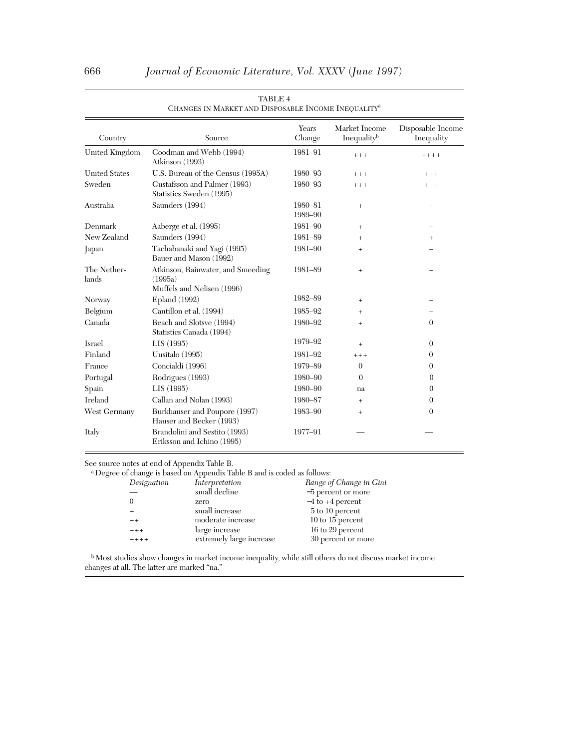TABLE 4

CHANGES IN MARKET AND DISPOSABLE INCOME INEQUALITY[a]

| Country | Source | Years Change | Market Income Inequality[b] | Disposable Income Inequality |
|---|---|---|---|---|
| United Kingdom | Goodman and Webb (1994)<br>Atkinson (1993) | 1981–91 | +++ | ++++ |
| United States | U.S. Bureau of the Census (1995A) | 1980–93 | +++ | +++ |
| Sweden | Gustafsson and Palmer (1993)<br>Statistics Sweden (1995) | 1980–93 | +++ | +++ |
| Australia | Saunders (1994) | 1980–81<br>1989–90 | + | + |
| Denmark | Aaberge et al. (1995) | 1981–90 | + | + |
| New Zealand | Saunders (1994) | 1981–89 | + | + |
| Japan | Tachabanaki and Yagi (1995)<br>Bauer and Mason (1992) | 1981–90 | + | + |
| The Netherlands | Atkinson, Rainwater, and Smeeding (1995a)<br>Muffels and Nelisen (1996) | 1981–89 | + | + |
| Norway | Epland (1992) | 1982–89 | + | + |
| Belgium | Cantillon et al. (1994) | 1985–92 | + | + |
| Canada | Beach and Slotsve (1994)<br>Statistics Canada (1994) | 1980–92 | + | 0 |
| Israel | LIS (1995) | 1979–92 | + | 0 |
| Finland | Uusitalo (1995) | 1981–92 | +++ | 0 |
| France | Concialdi (1996) | 1979–89 | 0 | 0 |
| Portugal | Rodrigues (1993) | 1980–90 | 0 | 0 |
| Spain | LIS (1995) | 1980–90 | na | 0 |
| Ireland | Callan and Nolan (1993) | 1980–87 | + | 0 |
| West Germany | Burkhauser and Poupore (1997)<br>Hauser and Becker (1993) | 1983–90 | + | 0 |
| Italy | Brandolini and Sestito (1993)<br>Eriksson and Ichino (1995) | 1977–91 | — | — |

See source notes at end of Appendix Table B.

[a] Degree of change is based on Appendix Table B and is coded as follows:

| *Designation* | *Interpretation* | *Range of Change in Gini* |
|---|---|---|
| — | small decline | −5 percent or more |
| 0 | zero | −4 to +4 percent |
| + | small increase | 5 to 10 percent |
| ++ | moderate increase | 10 to 15 percent |
| +++ | large increase | 16 to 29 percent |
| ++++ | extremely large increase | 30 percent or more |

[b] Most studies show changes in market income inequality, while still others do not discuss market income changes at all. The latter are marked "na."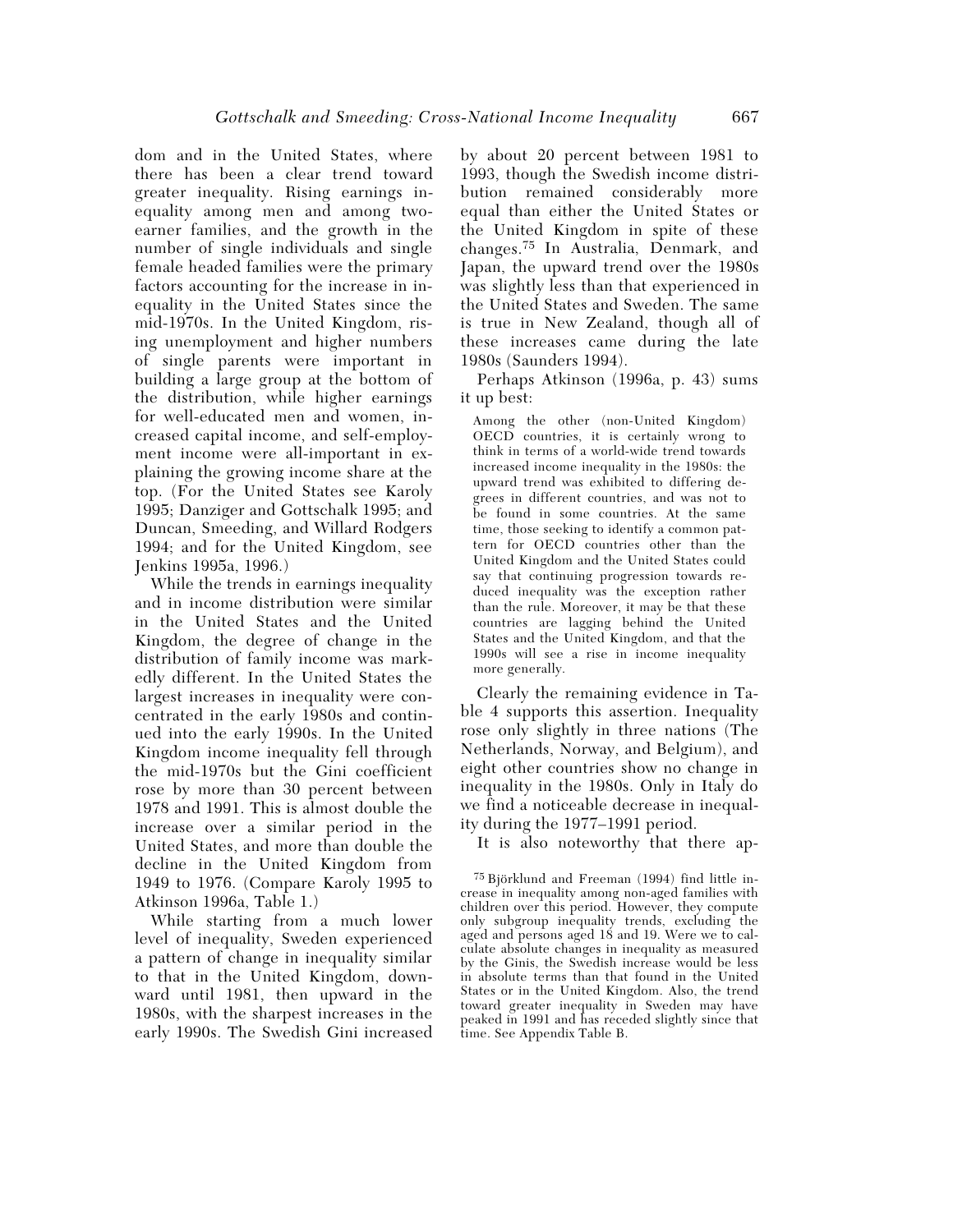dom and in the United States, where there has been a clear trend toward greater inequality. Rising earnings inequality among men and among two-earner families, and the growth in the number of single individuals and single female headed families were the primary factors accounting for the increase in inequality in the United States since the mid-1970s. In the United Kingdom, rising unemployment and higher numbers of single parents were important in building a large group at the bottom of the distribution, while higher earnings for well-educated men and women, increased capital income, and self-employment income were all-important in explaining the growing income share at the top. (For the United States see Karoly 1995; Danziger and Gottschalk 1995; and Duncan, Smeeding, and Willard Rodgers 1994; and for the United Kingdom, see Jenkins 1995a, 1996.)

While the trends in earnings inequality and in income distribution were similar in the United States and the United Kingdom, the degree of change in the distribution of family income was markedly different. In the United States the largest increases in inequality were concentrated in the early 1980s and continued into the early 1990s. In the United Kingdom income inequality fell through the mid-1970s but the Gini coefficient rose by more than 30 percent between 1978 and 1991. This is almost double the increase over a similar period in the United States, and more than double the decline in the United Kingdom from 1949 to 1976. (Compare Karoly 1995 to Atkinson 1996a, Table 1.)

While starting from a much lower level of inequality, Sweden experienced a pattern of change in inequality similar to that in the United Kingdom, downward until 1981, then upward in the 1980s, with the sharpest increases in the early 1990s. The Swedish Gini increased by about 20 percent between 1981 to 1993, though the Swedish income distribution remained considerably more equal than either the United States or the United Kingdom in spite of these changes.[75] In Australia, Denmark, and Japan, the upward trend over the 1980s was slightly less than that experienced in the United States and Sweden. The same is true in New Zealand, though all of these increases came during the late 1980s (Saunders 1994).

Perhaps Atkinson (1996a, p. 43) sums it up best:

> Among the other (non-United Kingdom) OECD countries, it is certainly wrong to think in terms of a world-wide trend towards increased income inequality in the 1980s: the upward trend was exhibited to differing degrees in different countries, and was not to be found in some countries. At the same time, those seeking to identify a common pattern for OECD countries other than the United Kingdom and the United States could say that continuing progression towards reduced inequality was the exception rather than the rule. Moreover, it may be that these countries are lagging behind the United States and the United Kingdom, and that the 1990s will see a rise in income inequality more generally.

Clearly the remaining evidence in Table 4 supports this assertion. Inequality rose only slightly in three nations (The Netherlands, Norway, and Belgium), and eight other countries show no change in inequality in the 1980s. Only in Italy do we find a noticeable decrease in inequality during the 1977–1991 period.

It is also noteworthy that there ap-

[75] Björklund and Freeman (1994) find little increase in inequality among non-aged families with children over this period. However, they compute only subgroup inequality trends, excluding the aged and persons aged 18 and 19. Were we to calculate absolute changes in inequality as measured by the Ginis, the Swedish increase would be less in absolute terms than that found in the United States or in the United Kingdom. Also, the trend toward greater inequality in Sweden may have peaked in 1991 and has receded slightly since that time. See Appendix Table B.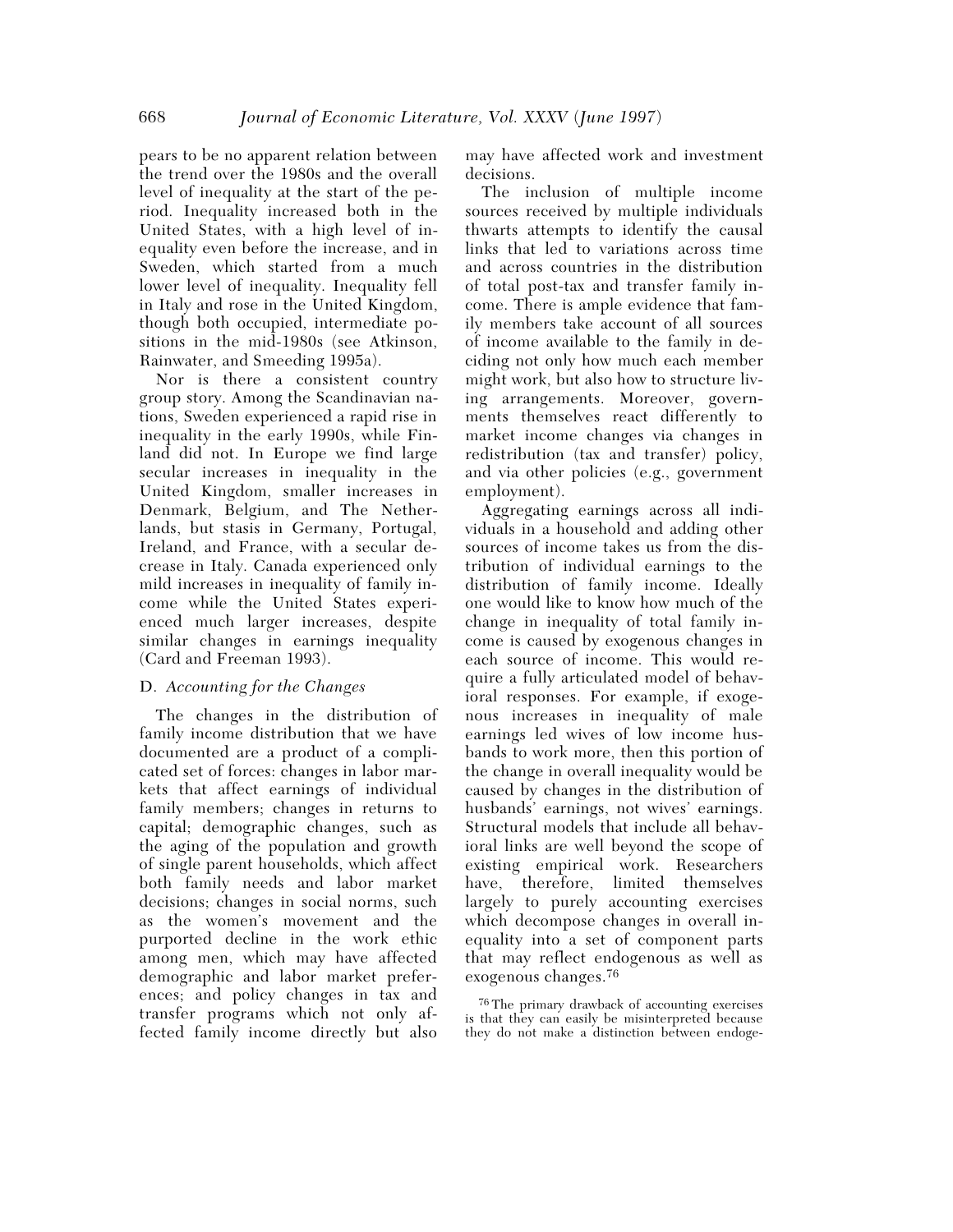pears to be no apparent relation between the trend over the 1980s and the overall level of inequality at the start of the period. Inequality increased both in the United States, with a high level of inequality even before the increase, and in Sweden, which started from a much lower level of inequality. Inequality fell in Italy and rose in the United Kingdom, though both occupied, intermediate positions in the mid-1980s (see Atkinson, Rainwater, and Smeeding 1995a).

Nor is there a consistent country group story. Among the Scandinavian nations, Sweden experienced a rapid rise in inequality in the early 1990s, while Finland did not. In Europe we find large secular increases in inequality in the United Kingdom, smaller increases in Denmark, Belgium, and The Netherlands, but stasis in Germany, Portugal, Ireland, and France, with a secular decrease in Italy. Canada experienced only mild increases in inequality of family income while the United States experienced much larger increases, despite similar changes in earnings inequality (Card and Freeman 1993).

### D. *Accounting for the Changes*

The changes in the distribution of family income distribution that we have documented are a product of a complicated set of forces: changes in labor markets that affect earnings of individual family members; changes in returns to capital; demographic changes, such as the aging of the population and growth of single parent households, which affect both family needs and labor market decisions; changes in social norms, such as the women's movement and the purported decline in the work ethic among men, which may have affected demographic and labor market preferences; and policy changes in tax and transfer programs which not only affected family income directly but also may have affected work and investment decisions.

The inclusion of multiple income sources received by multiple individuals thwarts attempts to identify the causal links that led to variations across time and across countries in the distribution of total post-tax and transfer family income. There is ample evidence that family members take account of all sources of income available to the family in deciding not only how much each member might work, but also how to structure living arrangements. Moreover, governments themselves react differently to market income changes via changes in redistribution (tax and transfer) policy, and via other policies (e.g., government employment).

Aggregating earnings across all individuals in a household and adding other sources of income takes us from the distribution of individual earnings to the distribution of family income. Ideally one would like to know how much of the change in inequality of total family income is caused by exogenous changes in each source of income. This would require a fully articulated model of behavioral responses. For example, if exogenous increases in inequality of male earnings led wives of low income husbands to work more, then this portion of the change in overall inequality would be caused by changes in the distribution of husbands' earnings, not wives' earnings. Structural models that include all behavioral links are well beyond the scope of existing empirical work. Researchers have, therefore, limited themselves largely to purely accounting exercises which decompose changes in overall inequality into a set of component parts that may reflect endogenous as well as exogenous changes.[76]

[76] The primary drawback of accounting exercises is that they can easily be misinterpreted because they do not make a distinction between endoge-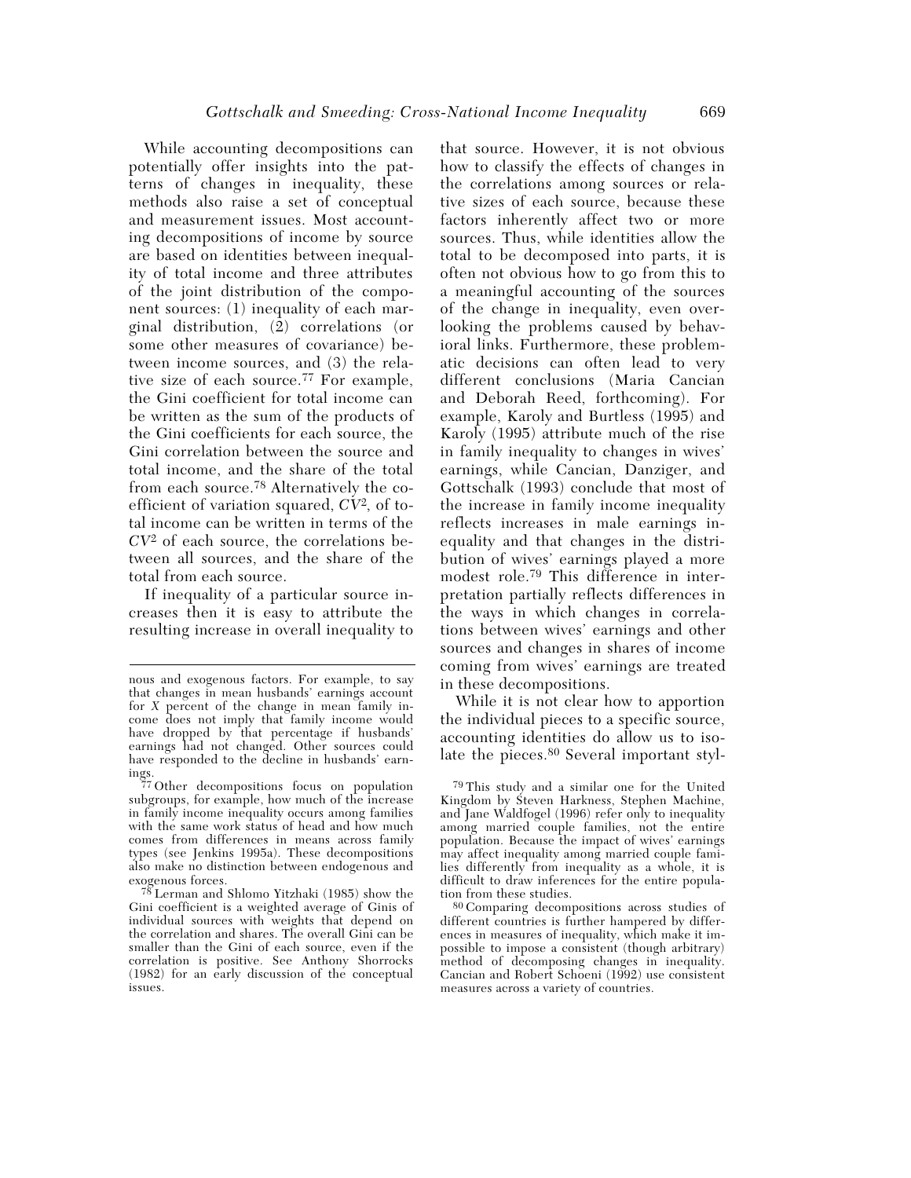While accounting decompositions can potentially offer insights into the patterns of changes in inequality, these methods also raise a set of conceptual and measurement issues. Most accounting decompositions of income by source are based on identities between inequality of total income and three attributes of the joint distribution of the component sources: (1) inequality of each marginal distribution, (2) correlations (or some other measures of covariance) between income sources, and (3) the relative size of each source.[77] For example, the Gini coefficient for total income can be written as the sum of the products of the Gini coefficients for each source, the Gini correlation between the source and total income, and the share of the total from each source.[78] Alternatively the coefficient of variation squared, $CV^2$, of total income can be written in terms of the $CV^2$ of each source, the correlations between all sources, and the share of the total from each source.

If inequality of a particular source increases then it is easy to attribute the resulting increase in overall inequality to that source. However, it is not obvious how to classify the effects of changes in the correlations among sources or relative sizes of each source, because these factors inherently affect two or more sources. Thus, while identities allow the total to be decomposed into parts, it is often not obvious how to go from this to a meaningful accounting of the sources of the change in inequality, even overlooking the problems caused by behavioral links. Furthermore, these problematic decisions can often lead to very different conclusions (Maria Cancian and Deborah Reed, forthcoming). For example, Karoly and Burtless (1995) and Karoly (1995) attribute much of the rise in family inequality to changes in wives' earnings, while Cancian, Danziger, and Gottschalk (1993) conclude that most of the increase in family income inequality reflects increases in male earnings inequality and that changes in the distribution of wives' earnings played a more modest role.[79] This difference in interpretation partially reflects differences in the ways in which changes in correlations between wives' earnings and other sources and changes in shares of income coming from wives' earnings are treated in these decompositions.

While it is not clear how to apportion the individual pieces to a specific source, accounting identities do allow us to isolate the pieces.[80] Several important styl-

nous and exogenous factors. For example, to say that changes in mean husbands' earnings account for *X* percent of the change in mean family income does not imply that family income would have dropped by that percentage if husbands' earnings had not changed. Other sources could have responded to the decline in husbands' earnings.

[77] Other decompositions focus on population subgroups, for example, how much of the increase in family income inequality occurs among families with the same work status of head and how much comes from differences in means across family types (see Jenkins 1995a). These decompositions also make no distinction between endogenous and exogenous forces.

[78] Lerman and Shlomo Yitzhaki (1985) show the Gini coefficient is a weighted average of Ginis of individual sources with weights that depend on the correlation and shares. The overall Gini can be smaller than the Gini of each source, even if the correlation is positive. See Anthony Shorrocks (1982) for an early discussion of the conceptual issues.

[79] This study and a similar one for the United Kingdom by Steven Harkness, Stephen Machine, and Jane Waldfogel (1996) refer only to inequality among married couple families, not the entire population. Because the impact of wives' earnings may affect inequality among married couple families differently from inequality as a whole, it is difficult to draw inferences for the entire population from these studies.

[80] Comparing decompositions across studies of different countries is further hampered by differences in measures of inequality, which make it impossible to impose a consistent (though arbitrary) method of decomposing changes in inequality. Cancian and Robert Schoeni (1992) use consistent measures across a variety of countries.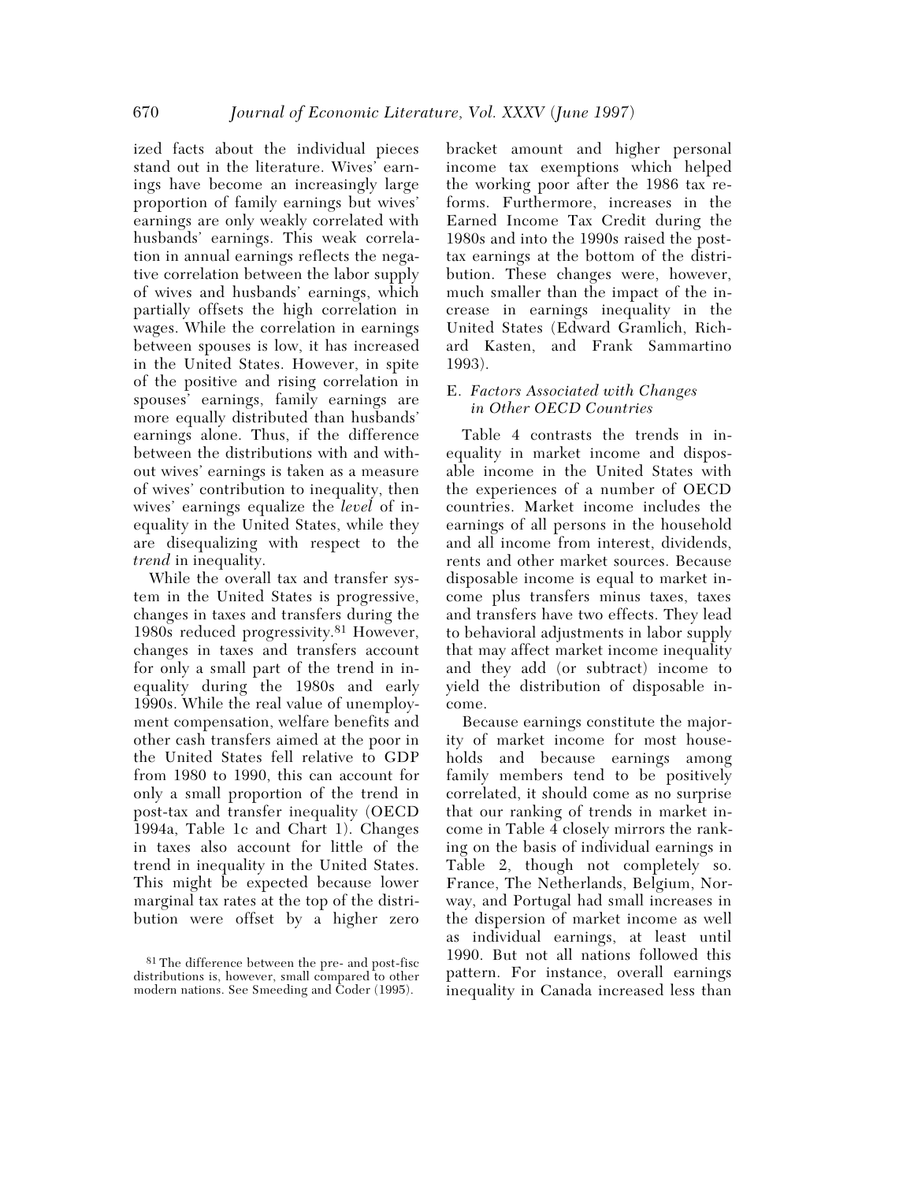ized facts about the individual pieces stand out in the literature. Wives' earnings have become an increasingly large proportion of family earnings but wives' earnings are only weakly correlated with husbands' earnings. This weak correlation in annual earnings reflects the negative correlation between the labor supply of wives and husbands' earnings, which partially offsets the high correlation in wages. While the correlation in earnings between spouses is low, it has increased in the United States. However, in spite of the positive and rising correlation in spouses' earnings, family earnings are more equally distributed than husbands' earnings alone. Thus, if the difference between the distributions with and without wives' earnings is taken as a measure of wives' contribution to inequality, then wives' earnings equalize the *level* of inequality in the United States, while they are disequalizing with respect to the *trend* in inequality.

While the overall tax and transfer system in the United States is progressive, changes in taxes and transfers during the 1980s reduced progressivity.[81] However, changes in taxes and transfers account for only a small part of the trend in inequality during the 1980s and early 1990s. While the real value of unemployment compensation, welfare benefits and other cash transfers aimed at the poor in the United States fell relative to GDP from 1980 to 1990, this can account for only a small proportion of the trend in post-tax and transfer inequality (OECD 1994a, Table 1c and Chart 1). Changes in taxes also account for little of the trend in inequality in the United States. This might be expected because lower marginal tax rates at the top of the distribution were offset by a higher zero bracket amount and higher personal income tax exemptions which helped the working poor after the 1986 tax reforms. Furthermore, increases in the Earned Income Tax Credit during the 1980s and into the 1990s raised the post-tax earnings at the bottom of the distribution. These changes were, however, much smaller than the impact of the increase in earnings inequality in the United States (Edward Gramlich, Richard Kasten, and Frank Sammartino 1993).

[81] The difference between the pre- and post-fisc distributions is, however, small compared to other modern nations. See Smeeding and Coder (1995).

### E. *Factors Associated with Changes in Other OECD Countries*

Table 4 contrasts the trends in inequality in market income and disposable income in the United States with the experiences of a number of OECD countries. Market income includes the earnings of all persons in the household and all income from interest, dividends, rents and other market sources. Because disposable income is equal to market income plus transfers minus taxes, taxes and transfers have two effects. They lead to behavioral adjustments in labor supply that may affect market income inequality and they add (or subtract) income to yield the distribution of disposable income.

Because earnings constitute the majority of market income for most households and because earnings among family members tend to be positively correlated, it should come as no surprise that our ranking of trends in market income in Table 4 closely mirrors the ranking on the basis of individual earnings in Table 2, though not completely so. France, The Netherlands, Belgium, Norway, and Portugal had small increases in the dispersion of market income as well as individual earnings, at least until 1990. But not all nations followed this pattern. For instance, overall earnings inequality in Canada increased less than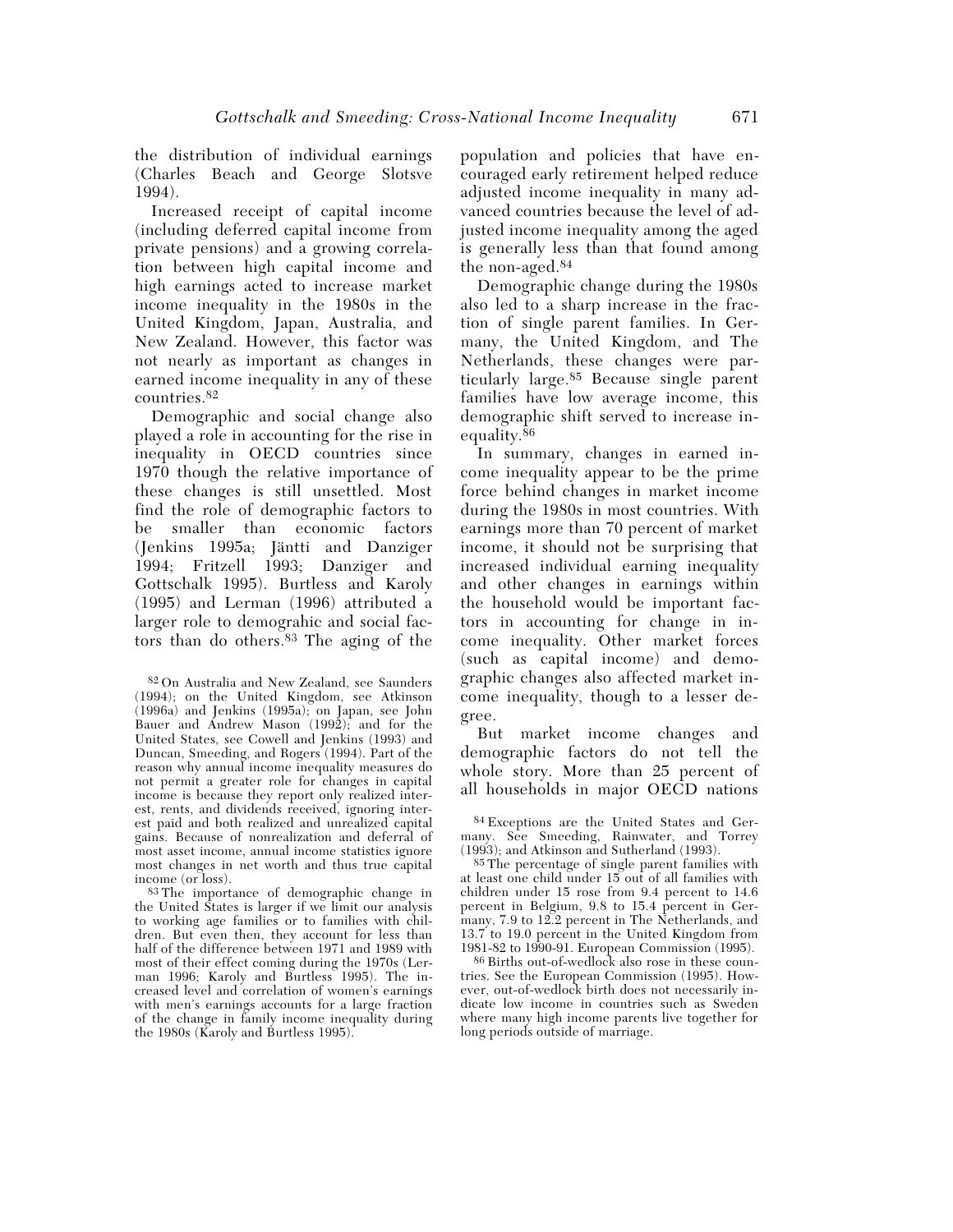the distribution of individual earnings (Charles Beach and George Slotsve 1994).

Increased receipt of capital income (including deferred capital income from private pensions) and a growing correlation between high capital income and high earnings acted to increase market income inequality in the 1980s in the United Kingdom, Japan, Australia, and New Zealand. However, this factor was not nearly as important as changes in earned income inequality in any of these countries.[82]

Demographic and social change also played a role in accounting for the rise in inequality in OECD countries since 1970 though the relative importance of these changes is still unsettled. Most find the role of demographic factors to be smaller than economic factors (Jenkins 1995a; Jäntti and Danziger 1994; Fritzell 1993; Danziger and Gottschalk 1995). Burtless and Karoly (1995) and Lerman (1996) attributed a larger role to demograhic and social factors than do others.[83] The aging of the population and policies that have encouraged early retirement helped reduce adjusted income inequality in many advanced countries because the level of adjusted income inequality among the aged is generally less than that found among the non-aged.[84]

Demographic change during the 1980s also led to a sharp increase in the fraction of single parent families. In Germany, the United Kingdom, and The Netherlands, these changes were particularly large.[85] Because single parent families have low average income, this demographic shift served to increase inequality.[86]

In summary, changes in earned income inequality appear to be the prime force behind changes in market income during the 1980s in most countries. With earnings more than 70 percent of market income, it should not be surprising that increased individual earning inequality and other changes in earnings within the household would be important factors in accounting for change in income inequality. Other market forces (such as capital income) and demographic changes also affected market income inequality, though to a lesser degree.

But market income changes and demographic factors do not tell the whole story. More than 25 percent of all households in major OECD nations

[82] On Australia and New Zealand, see Saunders (1994); on the United Kingdom, see Atkinson (1996a) and Jenkins (1995a); on Japan, see John Bauer and Andrew Mason (1992); and for the United States, see Cowell and Jenkins (1993) and Duncan, Smeeding, and Rogers (1994). Part of the reason why annual income inequality measures do not permit a greater role for changes in capital income is because they report only realized interest, rents, and dividends received, ignoring interest paid and both realized and unrealized capital gains. Because of nonrealization and deferral of most asset income, annual income statistics ignore most changes in net worth and thus true capital income (or loss).

[83] The importance of demographic change in the United States is larger if we limit our analysis to working age families or to families with children. But even then, they account for less than half of the difference between 1971 and 1989 with most of their effect coming during the 1970s (Lerman 1996; Karoly and Burtless 1995). The increased level and correlation of women's earnings with men's earnings accounts for a large fraction of the change in family income inequality during the 1980s (Karoly and Burtless 1995).

[84] Exceptions are the United States and Germany. See Smeeding, Rainwater, and Torrey (1993); and Atkinson and Sutherland (1993).

[85] The percentage of single parent families with at least one child under 15 out of all families with children under 15 rose from 9.4 percent to 14.6 percent in Belgium, 9.8 to 15.4 percent in Germany, 7.9 to 12.2 percent in The Netherlands, and 13.7 to 19.0 percent in the United Kingdom from 1981-82 to 1990-91. European Commission (1995).

[86] Births out-of-wedlock also rose in these countries. See the European Commission (1995). However, out-of-wedlock birth does not necessarily indicate low income in countries such as Sweden where many high income parents live together for long periods outside of marriage.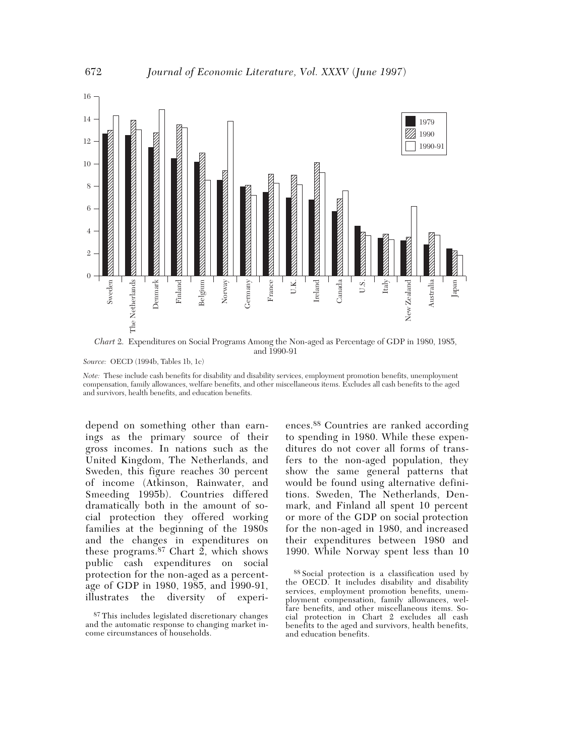*Chart* 2. Expenditures on Social Programs Among the Non-aged as Percentage of GDP in 1980, 1985, and 1990-91

*Source:* OECD (1994b, Tables 1b, 1c)

*Note:* These include cash benefits for disability and disability services, employment promotion benefits, unemployment compensation, family allowances, welfare benefits, and other miscellaneous items. Excludes all cash benefits to the aged and survivors, health benefits, and education benefits.

depend on something other than earnings as the primary source of their gross incomes. In nations such as the United Kingdom, The Netherlands, and Sweden, this figure reaches 30 percent of income (Atkinson, Rainwater, and Smeeding 1995b). Countries differed dramatically both in the amount of social protection they offered working families at the beginning of the 1980s and the changes in expenditures on these programs.[87] Chart 2, which shows public cash expenditures on social protection for the non-aged as a percentage of GDP in 1980, 1985, and 1990-91, illustrates the diversity of experiences.[88] Countries are ranked according to spending in 1980. While these expenditures do not cover all forms of transfers to the non-aged population, they show the same general patterns that would be found using alternative definitions. Sweden, The Netherlands, Denmark, and Finland all spent 10 percent or more of the GDP on social protection for the non-aged in 1980, and increased their expenditures between 1980 and 1990. While Norway spent less than 10

[87] This includes legislated discretionary changes and the automatic response to changing market income circumstances of households.

[88] Social protection is a classification used by the OECD. It includes disability and disability services, employment promotion benefits, unemployment compensation, family allowances, welfare benefits, and other miscellaneous items. Social protection in Chart 2 excludes all cash benefits to the aged and survivors, health benefits, and education benefits.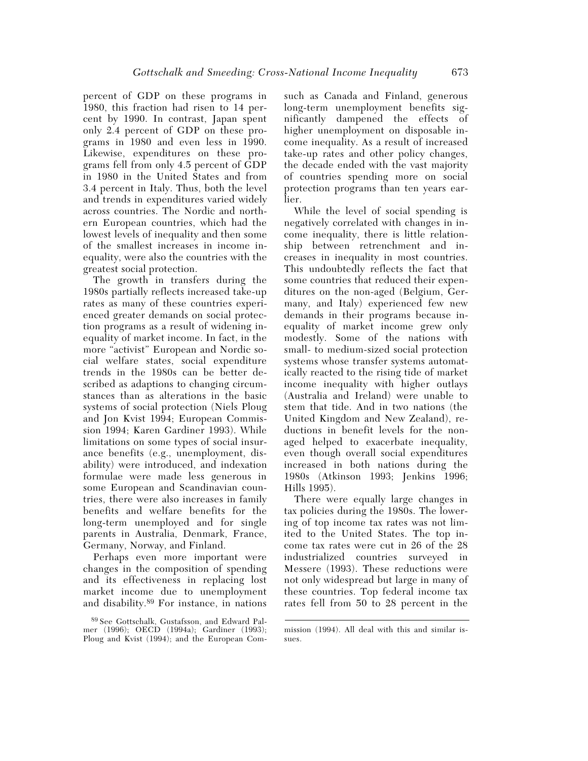percent of GDP on these programs in 1980, this fraction had risen to 14 percent by 1990. In contrast, Japan spent only 2.4 percent of GDP on these programs in 1980 and even less in 1990. Likewise, expenditures on these programs fell from only 4.5 percent of GDP in 1980 in the United States and from 3.4 percent in Italy. Thus, both the level and trends in expenditures varied widely across countries. The Nordic and northern European countries, which had the lowest levels of inequality and then some of the smallest increases in income inequality, were also the countries with the greatest social protection.

The growth in transfers during the 1980s partially reflects increased take-up rates as many of these countries experienced greater demands on social protection programs as a result of widening inequality of market income. In fact, in the more "activist" European and Nordic social welfare states, social expenditure trends in the 1980s can be better described as adaptions to changing circumstances than as alterations in the basic systems of social protection (Niels Ploug and Jon Kvist 1994; European Commission 1994; Karen Gardiner 1993). While limitations on some types of social insurance benefits (e.g., unemployment, disability) were introduced, and indexation formulae were made less generous in some European and Scandinavian countries, there were also increases in family benefits and welfare benefits for the long-term unemployed and for single parents in Australia, Denmark, France, Germany, Norway, and Finland.

Perhaps even more important were changes in the composition of spending and its effectiveness in replacing lost market income due to unemployment and disability.[89] For instance, in nations such as Canada and Finland, generous long-term unemployment benefits significantly dampened the effects of higher unemployment on disposable income inequality. As a result of increased take-up rates and other policy changes, the decade ended with the vast majority of countries spending more on social protection programs than ten years earlier.

While the level of social spending is negatively correlated with changes in income inequality, there is little relationship between retrenchment and increases in inequality in most countries. This undoubtedly reflects the fact that some countries that reduced their expenditures on the non-aged (Belgium, Germany, and Italy) experienced few new demands in their programs because inequality of market income grew only modestly. Some of the nations with small- to medium-sized social protection systems whose transfer systems automatically reacted to the rising tide of market income inequality with higher outlays (Australia and Ireland) were unable to stem that tide. And in two nations (the United Kingdom and New Zealand), reductions in benefit levels for the non-aged helped to exacerbate inequality, even though overall social expenditures increased in both nations during the 1980s (Atkinson 1993; Jenkins 1996; Hills 1995).

There were equally large changes in tax policies during the 1980s. The lowering of top income tax rates was not limited to the United States. The top income tax rates were cut in 26 of the 28 industrialized countries surveyed in Messere (1993). These reductions were not only widespread but large in many of these countries. Top federal income tax rates fell from 50 to 28 percent in the

[89] See Gottschalk, Gustafsson, and Edward Palmer (1996); OECD (1994a); Gardiner (1993); Ploug and Kvist (1994); and the European Commission (1994). All deal with this and similar issues.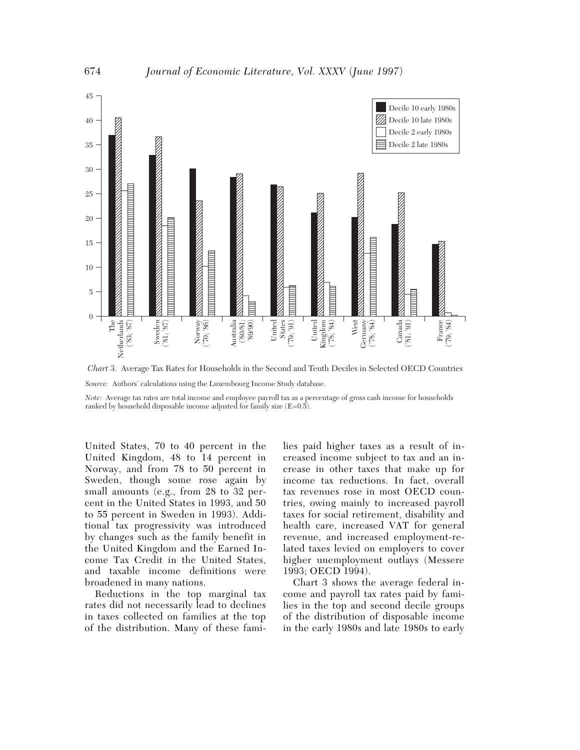*Chart* 3. Average Tax Rates for Households in the Second and Tenth Deciles in Selected OECD Countries

*Source:* Authors' calculations using the Luxembourg Income Study database.

*Note:* Average tax rates are total income and employee payroll tax as a percentage of gross cash income for households ranked by household disposable income adjusted for family size (E=0.5).

United States, 70 to 40 percent in the United Kingdom, 48 to 14 percent in Norway, and from 78 to 50 percent in Sweden, though some rose again by small amounts (e.g., from 28 to 32 percent in the United States in 1993, and 50 to 55 percent in Sweden in 1993). Additional tax progressivity was introduced by changes such as the family benefit in the United Kingdom and the Earned Income Tax Credit in the United States, and taxable income definitions were broadened in many nations.

Reductions in the top marginal tax rates did not necessarily lead to declines in taxes collected on families at the top of the distribution. Many of these families paid higher taxes as a result of increased income subject to tax and an increase in other taxes that make up for income tax reductions. In fact, overall tax revenues rose in most OECD countries, owing mainly to increased payroll taxes for social retirement, disability and health care, increased VAT for general revenue, and increased employment-related taxes levied on employers to cover higher unemployment outlays (Messere 1993; OECD 1994).

Chart 3 shows the average federal income and payroll tax rates paid by families in the top and second decile groups of the distribution of disposable income in the early 1980s and late 1980s to early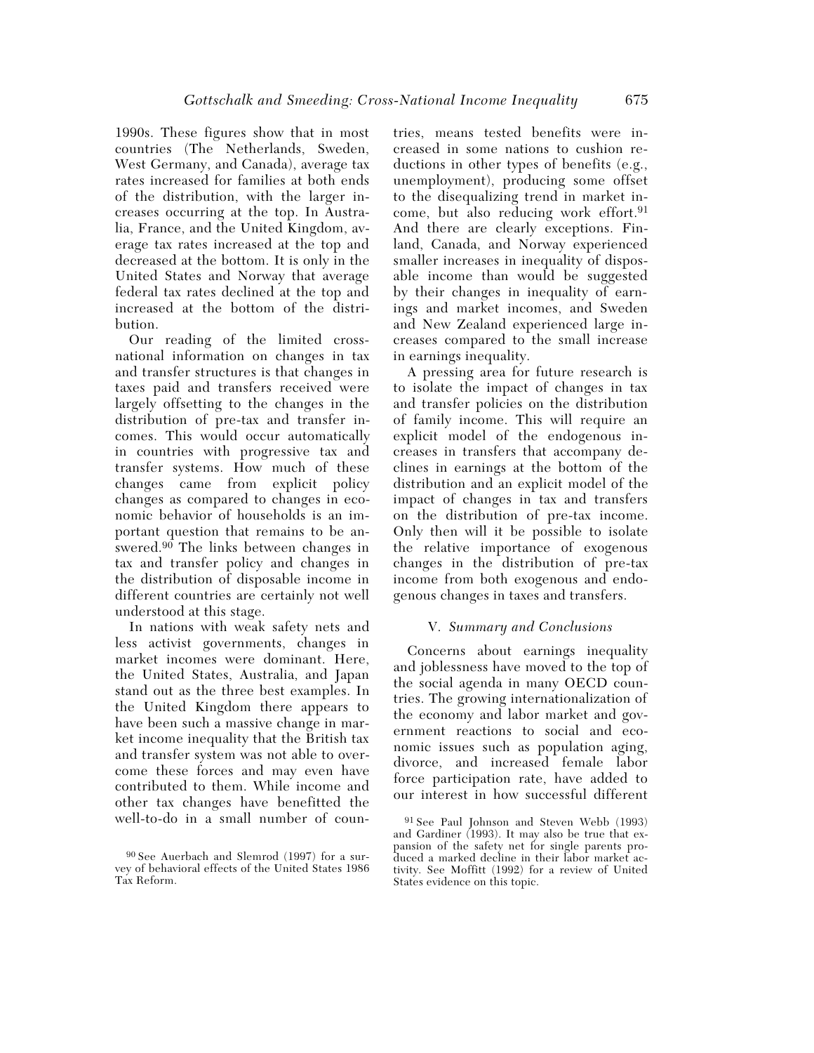1990s. These figures show that in most countries (The Netherlands, Sweden, West Germany, and Canada), average tax rates increased for families at both ends of the distribution, with the larger increases occurring at the top. In Australia, France, and the United Kingdom, average tax rates increased at the top and decreased at the bottom. It is only in the United States and Norway that average federal tax rates declined at the top and increased at the bottom of the distribution.

Our reading of the limited cross-national information on changes in tax and transfer structures is that changes in taxes paid and transfers received were largely offsetting to the changes in the distribution of pre-tax and transfer incomes. This would occur automatically in countries with progressive tax and transfer systems. How much of these changes came from explicit policy changes as compared to changes in economic behavior of households is an important question that remains to be answered.[90] The links between changes in tax and transfer policy and changes in the distribution of disposable income in different countries are certainly not well understood at this stage.

In nations with weak safety nets and less activist governments, changes in market incomes were dominant. Here, the United States, Australia, and Japan stand out as the three best examples. In the United Kingdom there appears to have been such a massive change in market income inequality that the British tax and transfer system was not able to overcome these forces and may even have contributed to them. While income and other tax changes have benefitted the well-to-do in a small number of countries, means tested benefits were increased in some nations to cushion reductions in other types of benefits (e.g., unemployment), producing some offset to the disequalizing trend in market income, but also reducing work effort.[91] And there are clearly exceptions. Finland, Canada, and Norway experienced smaller increases in inequality of disposable income than would be suggested by their changes in inequality of earnings and market incomes, and Sweden and New Zealand experienced large increases compared to the small increase in earnings inequality.

A pressing area for future research is to isolate the impact of changes in tax and transfer policies on the distribution of family income. This will require an explicit model of the endogenous increases in transfers that accompany declines in earnings at the bottom of the distribution and an explicit model of the impact of changes in tax and transfers on the distribution of pre-tax income. Only then will it be possible to isolate the relative importance of exogenous changes in the distribution of pre-tax income from both exogenous and endogenous changes in taxes and transfers.

## V. *Summary and Conclusions*

Concerns about earnings inequality and joblessness have moved to the top of the social agenda in many OECD countries. The growing internationalization of the economy and labor market and government reactions to social and economic issues such as population aging, divorce, and increased female labor force participation rate, have added to our interest in how successful different

---

[90] See Auerbach and Slemrod (1997) for a survey of behavioral effects of the United States 1986 Tax Reform.

[91] See Paul Johnson and Steven Webb (1993) and Gardiner (1993). It may also be true that expansion of the safety net for single parents produced a marked decline in their labor market activity. See Moffitt (1992) for a review of United States evidence on this topic.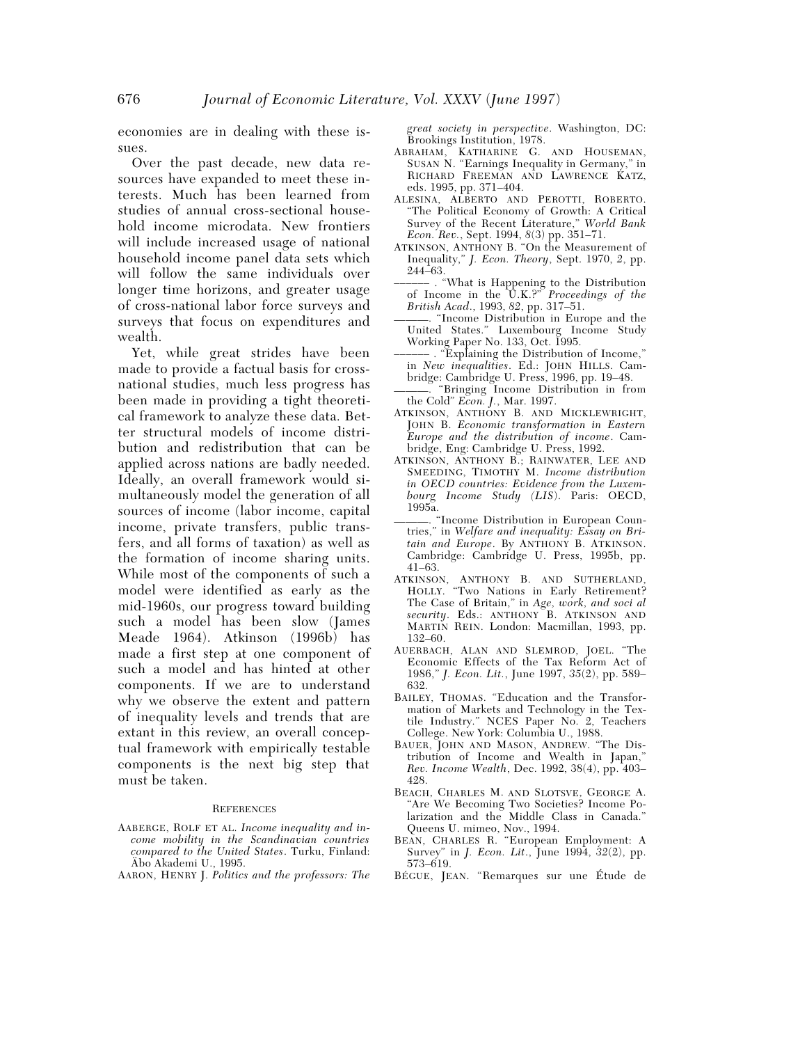economies are in dealing with these issues.

Over the past decade, new data resources have expanded to meet these interests. Much has been learned from studies of annual cross-sectional household income microdata. New frontiers will include increased usage of national household income panel data sets which will follow the same individuals over longer time horizons, and greater usage of cross-national labor force surveys and surveys that focus on expenditures and wealth.

Yet, while great strides have been made to provide a factual basis for cross-national studies, much less progress has been made in providing a tight theoretical framework to analyze these data. Better structural models of income distribution and redistribution that can be applied across nations are badly needed. Ideally, an overall framework would simultaneously model the generation of all sources of income (labor income, capital income, private transfers, public transfers, and all forms of taxation) as well as the formation of income sharing units. While most of the components of such a model were identified as early as the mid-1960s, our progress toward building such a model has been slow (James Meade 1964). Atkinson (1996b) has made a first step at one component of such a model and has hinted at other components. If we are to understand why we observe the extent and pattern of inequality levels and trends that are extant in this review, an overall conceptual framework with empirically testable components is the next big step that must be taken.

## References

AABERGE, ROLF ET AL. *Income inequality and income mobility in the Scandinavian countries compared to the United States*. Turku, Finland: Äbo Akademi U., 1995.

AARON, HENRY J. *Politics and the professors: The great society in perspective*. Washington, DC: Brookings Institution, 1978.

ABRAHAM, KATHARINE G. AND HOUSEMAN, SUSAN N. "Earnings Inequality in Germany," in RICHARD FREEMAN AND LAWRENCE KATZ, eds. 1995, pp. 371–404.

ALESINA, ALBERTO AND PEROTTI, ROBERTO. "The Political Economy of Growth: A Critical Survey of the Recent Literature," *World Bank Econ. Rev.*, Sept. 1994, *8*(3) pp. 351–71.

ATKINSON, ANTHONY B. "On the Measurement of Inequality," *J. Econ. Theory*, Sept. 1970, *2*, pp. 244–63.

———. "What is Happening to the Distribution of Income in the U.K.?" *Proceedings of the British Acad.*, 1993, *82*, pp. 317–51.

———. "Income Distribution in Europe and the United States." Luxembourg Income Study Working Paper No. 133, Oct. 1995.

———. "Explaining the Distribution of Income," in *New inequalities*. Ed.: JOHN HILLS. Cambridge: Cambridge U. Press, 1996, pp. 19–48.

———. "Bringing Income Distribution in from the Cold" *Econ. J.*, Mar. 1997.

ATKINSON, ANTHONY B. AND MICKLEWRIGHT, JOHN B. *Economic transformation in Eastern Europe and the distribution of income*. Cambridge, Eng: Cambridge U. Press, 1992.

ATKINSON, ANTHONY B.; RAINWATER, LEE AND SMEEDING, TIMOTHY M. *Income distribution in OECD countries: Evidence from the Luxembourg Income Study (LIS)*. Paris: OECD, 1995a.

———. "Income Distribution in European Countries," in *Welfare and inequality: Essay on Britain and Europe*. By ANTHONY B. ATKINSON. Cambridge: Cambridge U. Press, 1995b, pp. 41–63.

ATKINSON, ANTHONY B. AND SUTHERLAND, HOLLY. "Two Nations in Early Retirement? The Case of Britain," in *Age, work, and soci al security*. Eds.: ANTHONY B. ATKINSON AND MARTIN REIN. London: Macmillan, 1993, pp. 132–60.

AUERBACH, ALAN AND SLEMROD, JOEL. "The Economic Effects of the Tax Reform Act of 1986," *J. Econ. Lit.*, June 1997, *35*(2), pp. 589–632.

BAILEY, THOMAS. "Education and the Transformation of Markets and Technology in the Textile Industry." NCES Paper No. 2, Teachers College. New York: Columbia U., 1988.

BAUER, JOHN AND MASON, ANDREW. "The Distribution of Income and Wealth in Japan," *Rev. Income Wealth*, Dec. 1992, 38(4), pp. 403–428.

BEACH, CHARLES M. AND SLOTSVE, GEORGE A. "Are We Becoming Two Societies? Income Polarization and the Middle Class in Canada." Queens U. mimeo, Nov., 1994.

BEAN, CHARLES R. "European Employment: A Survey" in *J. Econ. Lit.*, June 1994, *32*(2), pp. 573–619.

BÉGUE, JEAN. "Remarques sur une Étude de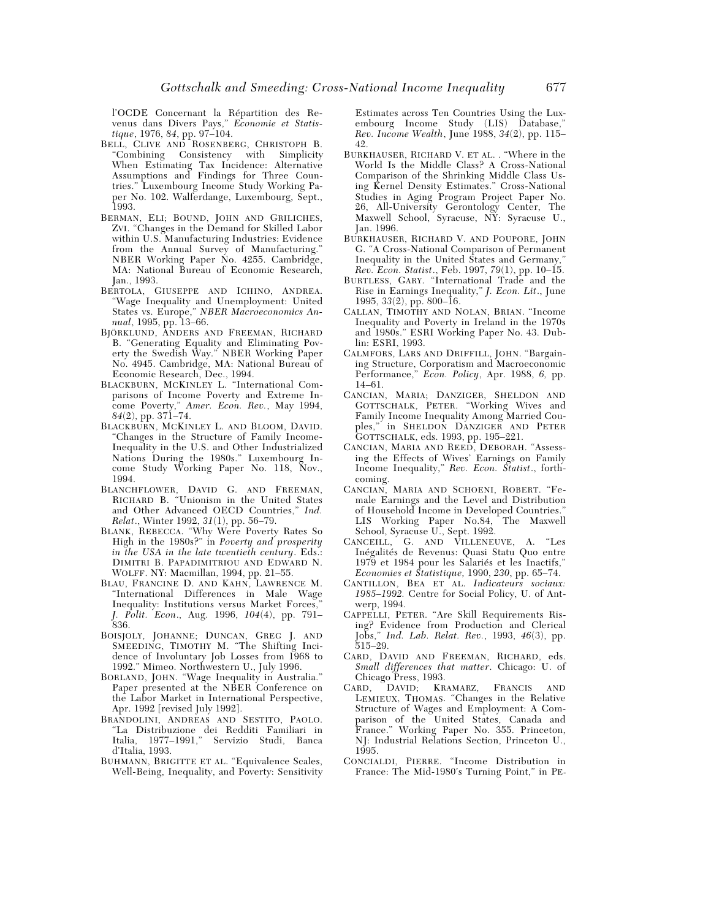l'OCDE Concernant la Répartition des Revenus dans Divers Pays," *Economie et Statistique*, 1976, *84*, pp. 97–104.

BELL, CLIVE AND ROSENBERG, CHRISTOPH B. "Combining Consistency with Simplicity When Estimating Tax Incidence: Alternative Assumptions and Findings for Three Countries." Luxembourg Income Study Working Paper No. 102. Walferdange, Luxembourg, Sept., 1993.

BERMAN, ELI; BOUND, JOHN AND GRILICHES, ZVI. "Changes in the Demand for Skilled Labor within U.S. Manufacturing Industries: Evidence from the Annual Survey of Manufacturing." NBER Working Paper No. 4255. Cambridge, MA: National Bureau of Economic Research, Jan., 1993.

BERTOLA, GIUSEPPE AND ICHINO, ANDREA. "Wage Inequality and Unemployment: United States vs. Europe," *NBER Macroeconomics Annual*, 1995, pp. 13–66.

BJÖRKLUND, ANDERS AND FREEMAN, RICHARD B. "Generating Equality and Eliminating Poverty the Swedish Way." NBER Working Paper No. 4945. Cambridge, MA: National Bureau of Economic Research, Dec., 1994.

BLACKBURN, MCKINLEY L. "International Comparisons of Income Poverty and Extreme Income Poverty," *Amer. Econ. Rev.*, May 1994, *84*(2), pp. 371–74.

BLACKBURN, MCKINLEY L. AND BLOOM, DAVID. "Changes in the Structure of Family Income-Inequality in the U.S. and Other Industrialized Nations During the 1980s." Luxembourg Income Study Working Paper No. 118, Nov., 1994.

BLANCHFLOWER, DAVID G. AND FREEMAN, RICHARD B. "Unionism in the United States and Other Advanced OECD Countries," *Ind. Relat.*, Winter 1992, *31*(1), pp. 56–79.

BLANK, REBECCA. "Why Were Poverty Rates So High in the 1980s?" in *Poverty and prosperity in the USA in the late twentieth century*. Eds.: DIMITRI B. PAPADIMITRIOU AND EDWARD N. WOLFF. NY: Macmillan, 1994, pp. 21–55.

BLAU, FRANCINE D. AND KAHN, LAWRENCE M. "International Differences in Male Wage Inequality: Institutions versus Market Forces," *J. Polit. Econ.*, Aug. 1996, *104*(4), pp. 791–836.

BOISJOLY, JOHANNE; DUNCAN, GREG J. AND SMEEDING, TIMOTHY M. "The Shifting Incidence of Involuntary Job Losses from 1968 to 1992." Mimeo. Northwestern U., July 1996.

BORLAND, JOHN. "Wage Inequality in Australia." Paper presented at the NBER Conference on the Labor Market in International Perspective, Apr. 1992 [revised July 1992].

BRANDOLINI, ANDREAS AND SESTITO, PAOLO. "La Distribuzione dei Redditi Familiari in Italia, 1977–1991," Servizio Studi, Banca d'Italia, 1993.

BUHMANN, BRIGITTE ET AL. "Equivalence Scales, Well-Being, Inequality, and Poverty: Sensitivity Estimates across Ten Countries Using the Luxembourg Income Study (LIS) Database," *Rev. Income Wealth*, June 1988, *34*(2), pp. 115–42.

BURKHAUSER, RICHARD V. ET AL. . "Where in the World Is the Middle Class? A Cross-National Comparison of the Shrinking Middle Class Using Kernel Density Estimates." Cross-National Studies in Aging Program Project Paper No. 26, All-University Gerontology Center, The Maxwell School, Syracuse, NY: Syracuse U., Jan. 1996.

BURKHAUSER, RICHARD V. AND POUPORE, JOHN G. "A Cross-National Comparison of Permanent Inequality in the United States and Germany," *Rev. Econ. Statist.*, Feb. 1997, *79*(1), pp. 10–15.

BURTLESS, GARY. "International Trade and the Rise in Earnings Inequality," *J. Econ. Lit.*, June 1995, *33*(2), pp. 800–16.

CALLAN, TIMOTHY AND NOLAN, BRIAN. "Income Inequality and Poverty in Ireland in the 1970s and 1980s." ESRI Working Paper No. 43. Dublin: ESRI, 1993.

CALMFORS, LARS AND DRIFFILL, JOHN. "Bargaining Structure, Corporatism and Macroeconomic Performance," *Econ. Policy*, Apr. 1988, *6*, pp. 14–61.

CANCIAN, MARIA; DANZIGER, SHELDON AND GOTTSCHALK, PETER. "Working Wives and Family Income Inequality Among Married Couples," in SHELDON DANZIGER AND PETER GOTTSCHALK, eds. 1993, pp. 195–221.

CANCIAN, MARIA AND REED, DEBORAH. "Assessing the Effects of Wives' Earnings on Family Income Inequality," *Rev. Econ. Statist.*, forthcoming.

CANCIAN, MARIA AND SCHOENI, ROBERT. "Female Earnings and the Level and Distribution of Household Income in Developed Countries." LIS Working Paper No.84, The Maxwell School, Syracuse U., Sept. 1992.

CANCEILL, G. AND VILLENEUVE, A. "Les Inégalités de Revenus: Quasi Statu Quo entre 1979 et 1984 pour les Salariés et les Inactifs," *Economies et Statistique*, 1990, *230*, pp. 65–74.

CANTILLON, BEA ET AL. *Indicateurs sociaux: 1985–1992.* Centre for Social Policy, U. of Antwerp, 1994.

CAPPELLI, PETER. "Are Skill Requirements Rising? Evidence from Production and Clerical Jobs," *Ind. Lab. Relat. Rev.*, 1993, *46*(3), pp. 515–29.

CARD, DAVID AND FREEMAN, RICHARD, eds. *Small differences that matter*. Chicago: U. of Chicago Press, 1993.

CARD, DAVID; KRAMARZ, FRANCIS AND LEMIEUX, THOMAS. "Changes in the Relative Structure of Wages and Employment: A Comparison of the United States, Canada and France." Working Paper No. 355. Princeton, NJ: Industrial Relations Section, Princeton U., 1995.

CONCIALDI, PIERRE. "Income Distribution in France: The Mid-1980's Turning Point," in PE-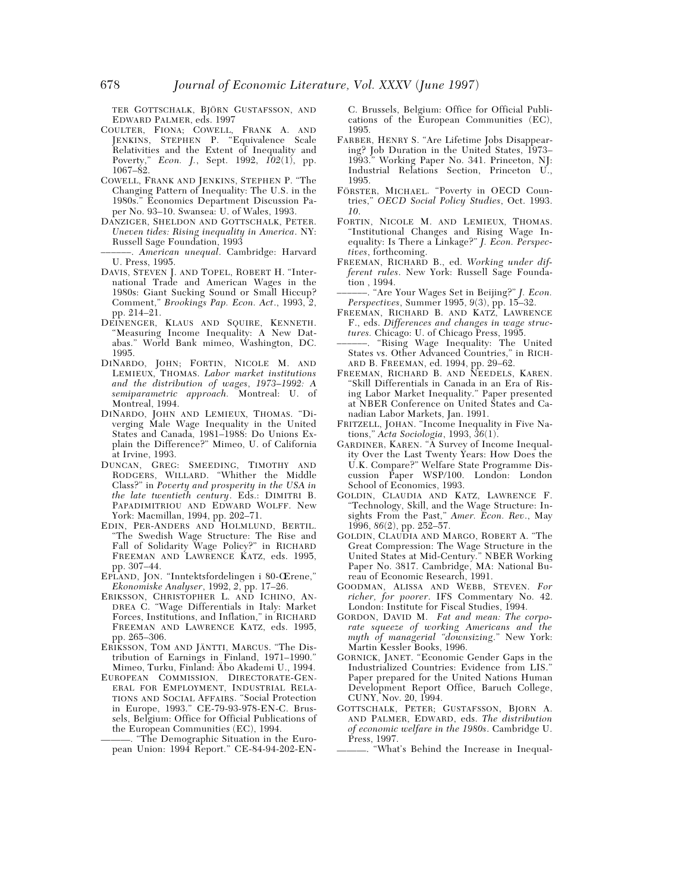TER GOTTSCHALK, BJÖRN GUSTAFSSON, AND EDWARD PALMER, eds. 1997

COULTER, FIONA; COWELL, FRANK A. AND JENKINS, STEPHEN P. "Equivalence Scale Relativities and the Extent of Inequality and Poverty," *Econ. J.*, Sept. 1992, *102*(1), pp. 1067–82.

COWELL, FRANK AND JENKINS, STEPHEN P. "The Changing Pattern of Inequality: The U.S. in the 1980s." Economics Department Discussion Paper No. 93–10. Swansea: U. of Wales, 1993.

DANZIGER, SHELDON AND GOTTSCHALK, PETER. *Uneven tides: Rising inequality in America*. NY: Russell Sage Foundation, 1993

———. *American unequal*. Cambridge: Harvard U. Press, 1995.

DAVIS, STEVEN J. AND TOPEL, ROBERT H. "International Trade and American Wages in the 1980s: Giant Sucking Sound or Small Hiccup? Comment," *Brookings Pap. Econ. Act.*, 1993, *2*, pp. 214–21.

DEINENGER, KLAUS AND SQUIRE, KENNETH. "Measuring Income Inequality: A New Databas." World Bank mimeo, Washington, DC. 1995.

DINARDO, JOHN; FORTIN, NICOLE M. AND LEMIEUX, THOMAS. *Labor market institutions and the distribution of wages, 1973–1992: A semiparametric approach.* Montreal: U. of Montreal, 1994.

DINARDO, JOHN AND LEMIEUX, THOMAS. "Diverging Male Wage Inequality in the United States and Canada, 1981–1988: Do Unions Explain the Difference?" Mimeo, U. of California at Irvine, 1993.

DUNCAN, GREG: SMEEDING, TIMOTHY AND RODGERS, WILLARD. "Whither the Middle Class?" in *Poverty and prosperity in the USA in the late twentieth century*. Eds.: DIMITRI B. PAPADIMITRIOU AND EDWARD WOLFF. New York: Macmillan, 1994, pp. 202–71.

EDIN, PER-ANDERS AND HOLMLUND, BERTIL. "The Swedish Wage Structure: The Rise and Fall of Solidarity Wage Policy?" in RICHARD FREEMAN AND LAWRENCE KATZ, eds. 1995, pp. 307–44.

EPLAND, JON. "Inntektsfordelingen i 80-Œrene," *Ekonomiske Analyser*, 1992, *2*, pp. 17–26.

ERIKSSON, CHRISTOPHER L. AND ICHINO, ANDREA C. "Wage Differentials in Italy: Market Forces, Institutions, and Inflation," in RICHARD FREEMAN AND LAWRENCE KATZ, eds. 1995, pp. 265–306.

ERIKSSON, TOM AND JÄNTTI, MARCUS. "The Distribution of Earnings in Finland, 1971–1990." Mimeo, Turku, Finland: Äbo Akademi U., 1994.

EUROPEAN COMMISSION, DIRECTORATE-GENERAL FOR EMPLOYMENT, INDUSTRIAL RELATIONS AND SOCIAL AFFAIRS. "Social Protection in Europe, 1993." CE-79-93-978-EN-C. Brussels, Belgium: Office for Official Publications of the European Communities (EC), 1994.

———. "The Demographic Situation in the European Union: 1994 Report." CE-84-94-202-EN-C. Brussels, Belgium: Office for Official Publications of the European Communities (EC), 1995.

FARBER, HENRY S. "Are Lifetime Jobs Disappearing? Job Duration in the United States, 1973–1993." Working Paper No. 341. Princeton, NJ: Industrial Relations Section, Princeton U., 1995.

FÖRSTER, MICHAEL. "Poverty in OECD Countries," *OECD Social Policy Studies*, Oct. 1993. *10*.

FORTIN, NICOLE M. AND LEMIEUX, THOMAS. "Institutional Changes and Rising Wage Inequality: Is There a Linkage?" *J. Econ. Perspectives*, forthcoming.

FREEMAN, RICHARD B., ed. *Working under different rules*. New York: Russell Sage Foundation , 1994.

———. "Are Your Wages Set in Beijing?" *J. Econ. Perspectives*, Summer 1995, *9*(3), pp. 15–32.

FREEMAN, RICHARD B. AND KATZ, LAWRENCE F., eds. *Differences and changes in wage structures.* Chicago: U. of Chicago Press, 1995.

———. "Rising Wage Inequality: The United States vs. Other Advanced Countries," in RICHARD B. FREEMAN, ed. 1994, pp. 29–62.

FREEMAN, RICHARD B. AND NEEDELS, KAREN. "Skill Differentials in Canada in an Era of Rising Labor Market Inequality." Paper presented at NBER Conference on United States and Canadian Labor Markets, Jan. 1991.

FRITZELL, JOHAN. "Income Inequality in Five Nations," *Acta Sociologia*, 1993, *36*(1).

GARDINER, KAREN. "A Survey of Income Inequality Over the Last Twenty Years: How Does the U.K. Compare?" Welfare State Programme Discussion Paper WSP/100. London: London School of Economics, 1993.

GOLDIN, CLAUDIA AND KATZ, LAWRENCE F. "Technology, Skill, and the Wage Structure: Insights From the Past," *Amer. Econ. Rev.*, May 1996, *86*(2), pp. 252–57.

GOLDIN, CLAUDIA AND MARGO, ROBERT A. "The Great Compression: The Wage Structure in the United States at Mid-Century." NBER Working Paper No. 3817. Cambridge, MA: National Bureau of Economic Research, 1991.

GOODMAN, ALISSA AND WEBB, STEVEN. *For richer, for poorer*. IFS Commentary No. 42. London: Institute for Fiscal Studies, 1994.

GORDON, DAVID M. *Fat and mean: The corporate squeeze of working Americans and the myth of managerial "downsizing."* New York: Martin Kessler Books, 1996.

GORNICK, JANET. "Economic Gender Gaps in the Industrialized Countries: Evidence from LIS." Paper prepared for the United Nations Human Development Report Office, Baruch College, CUNY, Nov. 20, 1994.

GOTTSCHALK, PETER; GUSTAFSSON, BJORN A. AND PALMER, EDWARD, eds. *The distribution of economic welfare in the 1980s*. Cambridge U. Press, 1997.

———. "What's Behind the Increase in Inequal-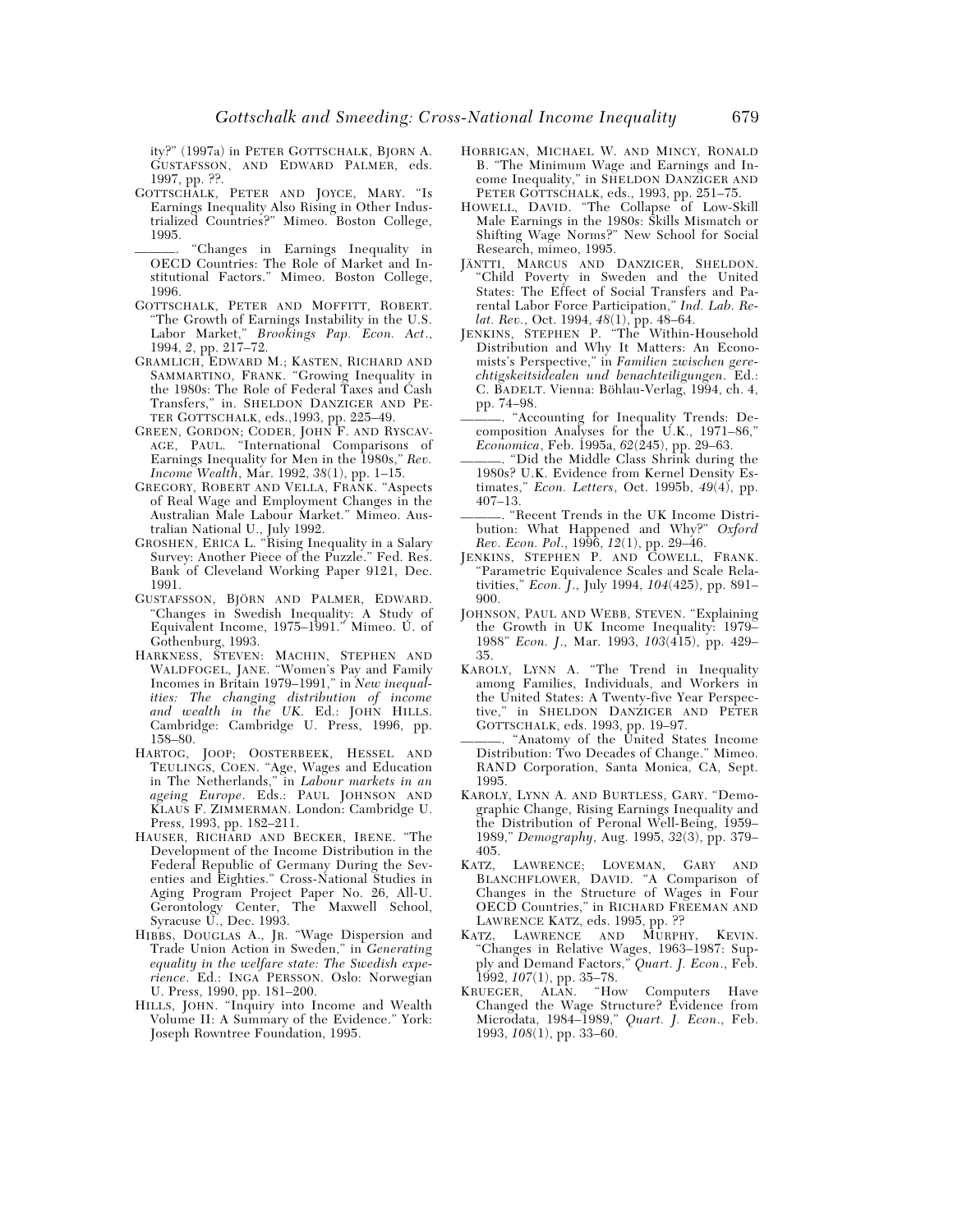ity?" (1997a) in PETER GOTTSCHALK, BJORN A. GUSTAFSSON, AND EDWARD PALMER, eds. 1997, pp. ??.

GOTTSCHALK, PETER AND JOYCE, MARY. "Is Earnings Inequality Also Rising in Other Industrialized Countries?" Mimeo. Boston College, 1995.

———. "Changes in Earnings Inequality in OECD Countries: The Role of Market and Institutional Factors." Mimeo. Boston College, 1996.

GOTTSCHALK, PETER AND MOFFITT, ROBERT. "The Growth of Earnings Instability in the U.S. Labor Market," *Brookings Pap. Econ. Act.*, 1994, *2*, pp. 217–72.

GRAMLICH, EDWARD M.; KASTEN, RICHARD AND SAMMARTINO, FRANK. "Growing Inequality in the 1980s: The Role of Federal Taxes and Cash Transfers," in. SHELDON DANZIGER AND PETER GOTTSCHALK, eds.,1993, pp. 225–49.

GREEN, GORDON; CODER, JOHN F. AND RYSCAVAGE, PAUL. "International Comparisons of Earnings Inequality for Men in the 1980s," *Rev. Income Wealth*, Mar. 1992, *38*(1), pp. 1–15.

GREGORY, ROBERT AND VELLA, FRANK. "Aspects of Real Wage and Employment Changes in the Australian Male Labour Market." Mimeo. Australian National U., July 1992.

GROSHEN, ERICA L. "Rising Inequality in a Salary Survey: Another Piece of the Puzzle." Fed. Res. Bank of Cleveland Working Paper 9121, Dec. 1991.

GUSTAFSSON, BJÖRN AND PALMER, EDWARD. "Changes in Swedish Inequality: A Study of Equivalent Income, 1975–1991." Mimeo. U. of Gothenburg, 1993.

HARKNESS, STEVEN: MACHIN, STEPHEN AND WALDFOGEL, JANE. "Women's Pay and Family Incomes in Britain 1979–1991," in *New inequalities: The changing distribution of income and wealth in the UK*. Ed.: JOHN HILLS. Cambridge: Cambridge U. Press, 1996, pp. 158–80.

HARTOG, JOOP; OOSTERBEEK, HESSEL AND TEULINGS, COEN. "Age, Wages and Education in The Netherlands," in *Labour markets in an ageing Europe*. Eds.: PAUL JOHNSON AND KLAUS F. ZIMMERMAN. London: Cambridge U. Press, 1993, pp. 182–211.

HAUSER, RICHARD AND BECKER, IRENE. "The Development of the Income Distribution in the Federal Republic of Germany During the Seventies and Eighties." Cross-National Studies in Aging Program Project Paper No. 26, All-U. Gerontology Center, The Maxwell School, Syracuse U., Dec. 1993.

HIBBS, DOUGLAS A., JR. "Wage Dispersion and Trade Union Action in Sweden," in *Generating equality in the welfare state: The Swedish experience*. Ed.: INGA PERSSON. Oslo: Norwegian U. Press, 1990, pp. 181–200.

HILLS, JOHN. "Inquiry into Income and Wealth Volume II: A Summary of the Evidence." York: Joseph Rowntree Foundation, 1995.

HORRIGAN, MICHAEL W. AND MINCY, RONALD B. "The Minimum Wage and Earnings and Income Inequality," in SHELDON DANZIGER AND PETER GOTTSCHALK, eds., 1993, pp. 251–75.

HOWELL, DAVID. "The Collapse of Low-Skill Male Earnings in the 1980s: Skills Mismatch or Shifting Wage Norms?" New School for Social Research, mimeo, 1995.

JÄNTTI, MARCUS AND DANZIGER, SHELDON. "Child Poverty in Sweden and the United States: The Effect of Social Transfers and Parental Labor Force Participation," *Ind. Lab. Relat. Rev.*, Oct. 1994, *48*(1), pp. 48–64.

JENKINS, STEPHEN P. "The Within-Household Distribution and Why It Matters: An Economists's Perspective," in *Familien zwischen gerechtigskeitsidealen und benachteiligungen*. Ed.: C. BADELT. Vienna: Böhlau-Verlag, 1994, ch. 4, pp. 74–98.

———. "Accounting for Inequality Trends: Decomposition Analyses for the U.K., 1971–86," *Economica*, Feb. 1995a, *62*(245), pp. 29–63.

———. "Did the Middle Class Shrink during the 1980s? U.K. Evidence from Kernel Density Estimates," *Econ. Letters*, Oct. 1995b, *49*(4), pp. 407–13.

———. "Recent Trends in the UK Income Distribution: What Happened and Why?" *Oxford Rev. Econ. Pol.*, 1996, *12*(1), pp. 29–46.

JENKINS, STEPHEN P. AND COWELL, FRANK. "Parametric Equivalence Scales and Scale Relativities," *Econ. J.*, July 1994, *104*(425), pp. 891–900.

JOHNSON, PAUL AND WEBB, STEVEN. "Explaining the Growth in UK Income Inequality: 1979–1988" *Econ. J.*, Mar. 1993, *103*(415), pp. 429–35.

KAROLY, LYNN A. "The Trend in Inequality among Families, Individuals, and Workers in the United States: A Twenty-five Year Perspective," in SHELDON DANZIGER AND PETER GOTTSCHALK, eds. 1993, pp. 19–97.

———. "Anatomy of the United States Income Distribution: Two Decades of Change." Mimeo. RAND Corporation, Santa Monica, CA, Sept. 1995.

KAROLY, LYNN A. AND BURTLESS, GARY. "Demographic Change, Rising Earnings Inequality and the Distribution of Peronal Well-Being, 1959–1989," *Demography*, Aug. 1995, *32*(3), pp. 379–405.

KATZ, LAWRENCE; LOVEMAN, GARY AND BLANCHFLOWER, DAVID. "A Comparison of Changes in the Structure of Wages in Four OECD Countries," in RICHARD FREEMAN AND LAWRENCE KATZ, eds. 1995, pp. ??

KATZ, LAWRENCE AND MURPHY, KEVIN. "Changes in Relative Wages, 1963–1987: Supply and Demand Factors," *Quart. J. Econ.*, Feb. 1992, *107*(1), pp. 35–78.

KRUEGER, ALAN. "How Computers Have Changed the Wage Structure? Evidence from Microdata, 1984–1989," *Quart. J. Econ.*, Feb. 1993, *108*(1), pp. 33–60.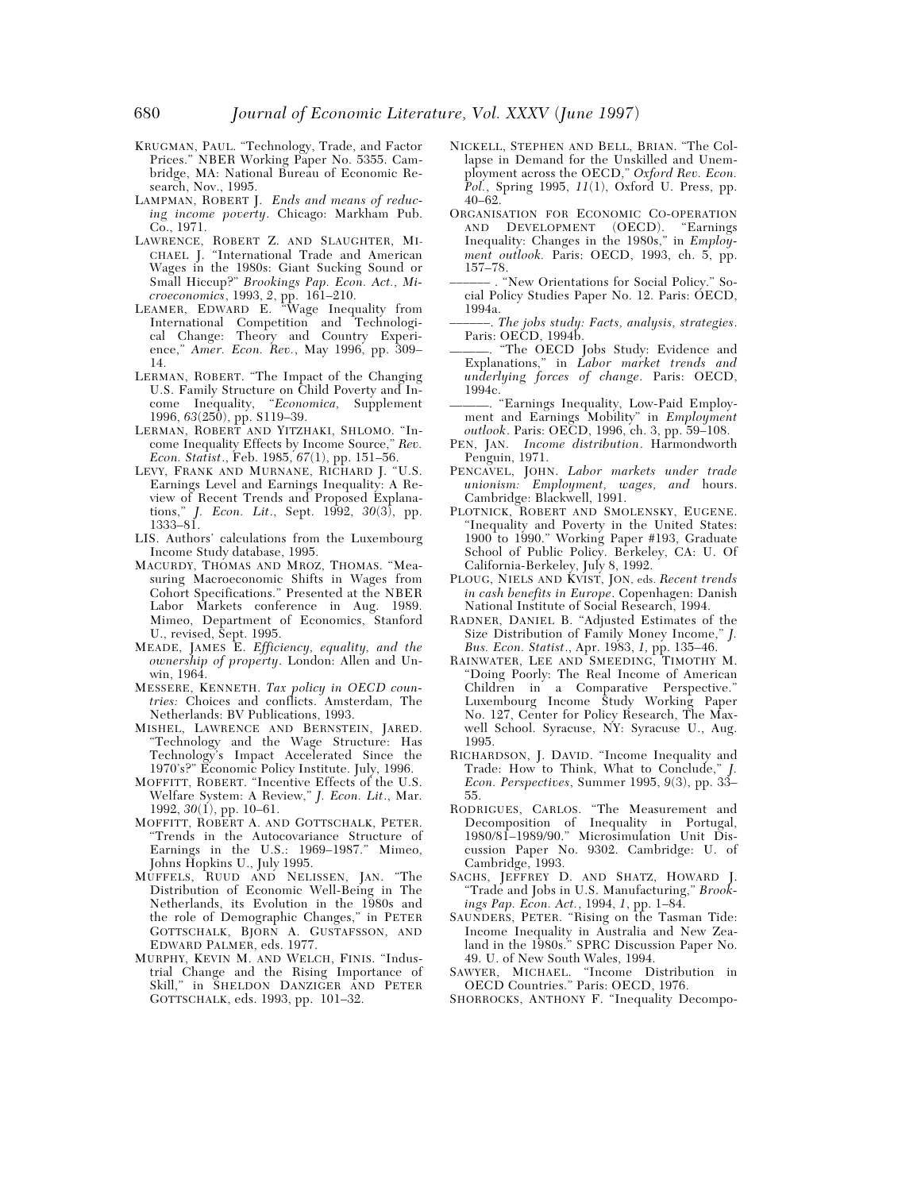KRUGMAN, PAUL. "Technology, Trade, and Factor Prices." NBER Working Paper No. 5355. Cambridge, MA: National Bureau of Economic Research, Nov., 1995.

LAMPMAN, ROBERT J. *Ends and means of reducing income poverty*. Chicago: Markham Pub. Co., 1971.

LAWRENCE, ROBERT Z. AND SLAUGHTER, MICHAEL J. "International Trade and American Wages in the 1980s: Giant Sucking Sound or Small Hiccup?" *Brookings Pap. Econ. Act., Microeconomics*, 1993, *2*, pp. 161–210.

LEAMER, EDWARD E. "Wage Inequality from International Competition and Technological Change: Theory and Country Experience," *Amer. Econ. Rev.*, May 1996, pp. 309–14.

LERMAN, ROBERT. "The Impact of the Changing U.S. Family Structure on Child Poverty and Income Inequality, "*Economica*, Supplement 1996, *63*(250), pp. S119–39.

LERMAN, ROBERT AND YITZHAKI, SHLOMO. "Income Inequality Effects by Income Source," *Rev. Econ. Statist.*, Feb. 1985, *67*(1), pp. 151–56.

LEVY, FRANK AND MURNANE, RICHARD J. "U.S. Earnings Level and Earnings Inequality: A Review of Recent Trends and Proposed Explanations," *J. Econ. Lit.*, Sept. 1992, *30*(3), pp. 1333–81.

LIS. Authors' calculations from the Luxembourg Income Study database, 1995.

MACURDY, THOMAS AND MROZ, THOMAS. "Measuring Macroeconomic Shifts in Wages from Cohort Specifications." Presented at the NBER Labor Markets conference in Aug. 1989. Mimeo, Department of Economics, Stanford U., revised, Sept. 1995.

MEADE, JAMES E. *Efficiency, equality, and the ownership of property*. London: Allen and Unwin, 1964.

MESSERE, KENNETH. *Tax policy in OECD countries:* Choices and conflicts. Amsterdam, The Netherlands: BV Publications, 1993.

MISHEL, LAWRENCE AND BERNSTEIN, JARED. "Technology and the Wage Structure: Has Technology's Impact Accelerated Since the 1970's?" Economic Policy Institute. July, 1996.

MOFFITT, ROBERT. "Incentive Effects of the U.S. Welfare System: A Review," *J. Econ. Lit.*, Mar. 1992, *30*(1), pp. 10–61.

MOFFITT, ROBERT A. AND GOTTSCHALK, PETER. "Trends in the Autocovariance Structure of Earnings in the U.S.: 1969–1987." Mimeo, Johns Hopkins U., July 1995.

MUFFELS, RUUD AND NELISSEN, JAN. "The Distribution of Economic Well-Being in The Netherlands, its Evolution in the 1980s and the role of Demographic Changes," in PETER GOTTSCHALK, BJORN A. GUSTAFSSON, AND EDWARD PALMER, eds. 1977.

MURPHY, KEVIN M. AND WELCH, FINIS. "Industrial Change and the Rising Importance of Skill," in SHELDON DANZIGER AND PETER GOTTSCHALK, eds. 1993, pp. 101–32.

NICKELL, STEPHEN AND BELL, BRIAN. "The Collapse in Demand for the Unskilled and Unemployment across the OECD," *Oxford Rev. Econ. Pol.*, Spring 1995, *11*(1), Oxford U. Press, pp. 40–62.

ORGANISATION FOR ECONOMIC CO-OPERATION AND DEVELOPMENT (OECD). "Earnings Inequality: Changes in the 1980s," in *Employment outlook.* Paris: OECD, 1993, ch. 5, pp. 157–78.

———. "New Orientations for Social Policy." Social Policy Studies Paper No. 12. Paris: OECD, 1994a.

———. *The jobs study: Facts, analysis, strategies*. Paris: OECD, 1994b.

———. "The OECD Jobs Study: Evidence and Explanations," in *Labor market trends and underlying forces of change.* Paris: OECD, 1994c.

———. "Earnings Inequality, Low-Paid Employment and Earnings Mobility" in *Employment outlook*. Paris: OECD, 1996, ch. 3, pp. 59–108.

PEN, JAN. *Income distribution*. Harmondworth Penguin, 1971.

PENCAVEL, JOHN. *Labor markets under trade unionism: Employment, wages, and* hours. Cambridge: Blackwell, 1991.

PLOTNICK, ROBERT AND SMOLENSKY, EUGENE. "Inequality and Poverty in the United States: 1900 to 1990." Working Paper #193, Graduate School of Public Policy. Berkeley, CA: U. Of California-Berkeley, July 8, 1992.

PLOUG, NIELS AND KVIST, JON, eds. *Recent trends in cash benefits in Europe*. Copenhagen: Danish National Institute of Social Research, 1994.

RADNER, DANIEL B. "Adjusted Estimates of the Size Distribution of Family Money Income," *J. Bus. Econ. Statist.*, Apr. 1983, *1*, pp. 135–46.

RAINWATER, LEE AND SMEEDING, TIMOTHY M. "Doing Poorly: The Real Income of American Children in a Comparative Perspective." Luxembourg Income Study Working Paper No. 127, Center for Policy Research, The Maxwell School. Syracuse, NY: Syracuse U., Aug. 1995.

RICHARDSON, J. DAVID. "Income Inequality and Trade: How to Think, What to Conclude," *J. Econ. Perspectives*, Summer 1995, *9*(3), pp. 33–55.

RODRIGUES, CARLOS. "The Measurement and Decomposition of Inequality in Portugal, 1980/81–1989/90." Microsimulation Unit Discussion Paper No. 9302. Cambridge: U. of Cambridge, 1993.

SACHS, JEFFREY D. AND SHATZ, HOWARD J. "Trade and Jobs in U.S. Manufacturing," *Brookings Pap. Econ. Act.*, 1994, *1*, pp. 1–84.

SAUNDERS, PETER. "Rising on the Tasman Tide: Income Inequality in Australia and New Zealand in the 1980s." SPRC Discussion Paper No. 49. U. of New South Wales, 1994.

SAWYER, MICHAEL. "Income Distribution in OECD Countries." Paris: OECD, 1976.

SHORROCKS, ANTHONY F. "Inequality Decompo-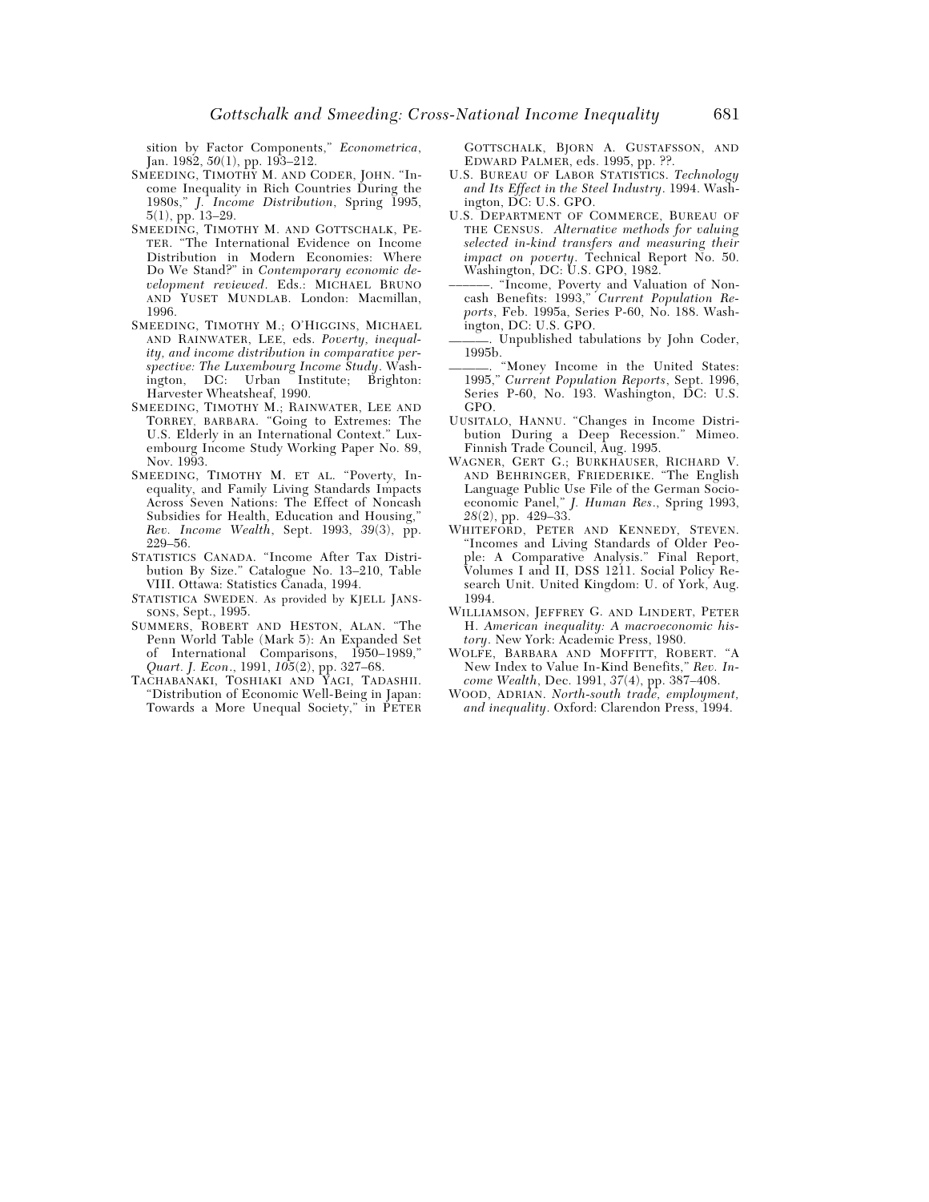sition by Factor Components," *Econometrica*, Jan. 1982, *50*(1), pp. 193–212.

SMEEDING, TIMOTHY M. AND CODER, JOHN. "Income Inequality in Rich Countries During the 1980s," *J. Income Distribution*, Spring 1995, 5(1), pp. 13–29.

SMEEDING, TIMOTHY M. AND GOTTSCHALK, PETER. "The International Evidence on Income Distribution in Modern Economies: Where Do We Stand?" in *Contemporary economic development reviewed*. Eds.: MICHAEL BRUNO AND YUSET MUNDLAB. London: Macmillan, 1996.

SMEEDING, TIMOTHY M.; O'HIGGINS, MICHAEL AND RAINWATER, LEE, eds. *Poverty, inequality, and income distribution in comparative perspective: The Luxembourg Income Study*. Washington, DC: Urban Institute; Brighton: Harvester Wheatsheaf, 1990.

SMEEDING, TIMOTHY M.; RAINWATER, LEE AND TORREY, BARBARA. "Going to Extremes: The U.S. Elderly in an International Context." Luxembourg Income Study Working Paper No. 89, Nov. 1993.

SMEEDING, TIMOTHY M. ET AL. "Poverty, Inequality, and Family Living Standards Impacts Across Seven Nations: The Effect of Noncash Subsidies for Health, Education and Housing," *Rev. Income Wealth*, Sept. 1993, *39*(3), pp. 229–56.

STATISTICS CANADA. "Income After Tax Distribution By Size." Catalogue No. 13–210, Table VIII. Ottawa: Statistics Canada, 1994.

STATISTICA SWEDEN. As provided by KJELL JANSSONS, Sept., 1995.

SUMMERS, ROBERT AND HESTON, ALAN. "The Penn World Table (Mark 5): An Expanded Set of International Comparisons, 1950–1989," *Quart. J. Econ.*, 1991, *105*(2), pp. 327–68.

TACHABANAKI, TOSHIAKI AND YAGI, TADASHII. "Distribution of Economic Well-Being in Japan: Towards a More Unequal Society," in PETER GOTTSCHALK, BJORN A. GUSTAFSSON, AND EDWARD PALMER, eds. 1995, pp. ??.

U.S. BUREAU OF LABOR STATISTICS. *Technology and Its Effect in the Steel Industry*. 1994. Washington, DC: U.S. GPO.

U.S. DEPARTMENT OF COMMERCE, BUREAU OF THE CENSUS. *Alternative methods for valuing selected in-kind transfers and measuring their impact on poverty*. Technical Report No. 50. Washington, DC: U.S. GPO, 1982.

———. "Income, Poverty and Valuation of Noncash Benefits: 1993," *Current Population Reports*, Feb. 1995a, Series P-60, No. 188. Washington, DC: U.S. GPO.

———. Unpublished tabulations by John Coder, 1995b.

———. "Money Income in the United States: 1995," *Current Population Reports*, Sept. 1996, Series P-60, No. 193. Washington, DC: U.S. GPO.

UUSITALO, HANNU. "Changes in Income Distribution During a Deep Recession." Mimeo. Finnish Trade Council, Aug. 1995.

WAGNER, GERT G.; BURKHAUSER, RICHARD V. AND BEHRINGER, FRIEDERIKE. "The English Language Public Use File of the German Socioeconomic Panel," *J. Human Res.*, Spring 1993, *28*(2), pp. 429–33.

WHITEFORD, PETER AND KENNEDY, STEVEN. "Incomes and Living Standards of Older People: A Comparative Analysis." Final Report, Volumes I and II, DSS 1211. Social Policy Research Unit. United Kingdom: U. of York, Aug. 1994.

WILLIAMSON, JEFFREY G. AND LINDERT, PETER H. *American inequality: A macroeconomic history*. New York: Academic Press, 1980.

WOLFE, BARBARA AND MOFFITT, ROBERT. "A New Index to Value In-Kind Benefits," *Rev. Income Wealth*, Dec. 1991, *37*(4), pp. 387–408.

WOOD, ADRIAN. *North-south trade, employment, and inequality*. Oxford: Clarendon Press, 1994.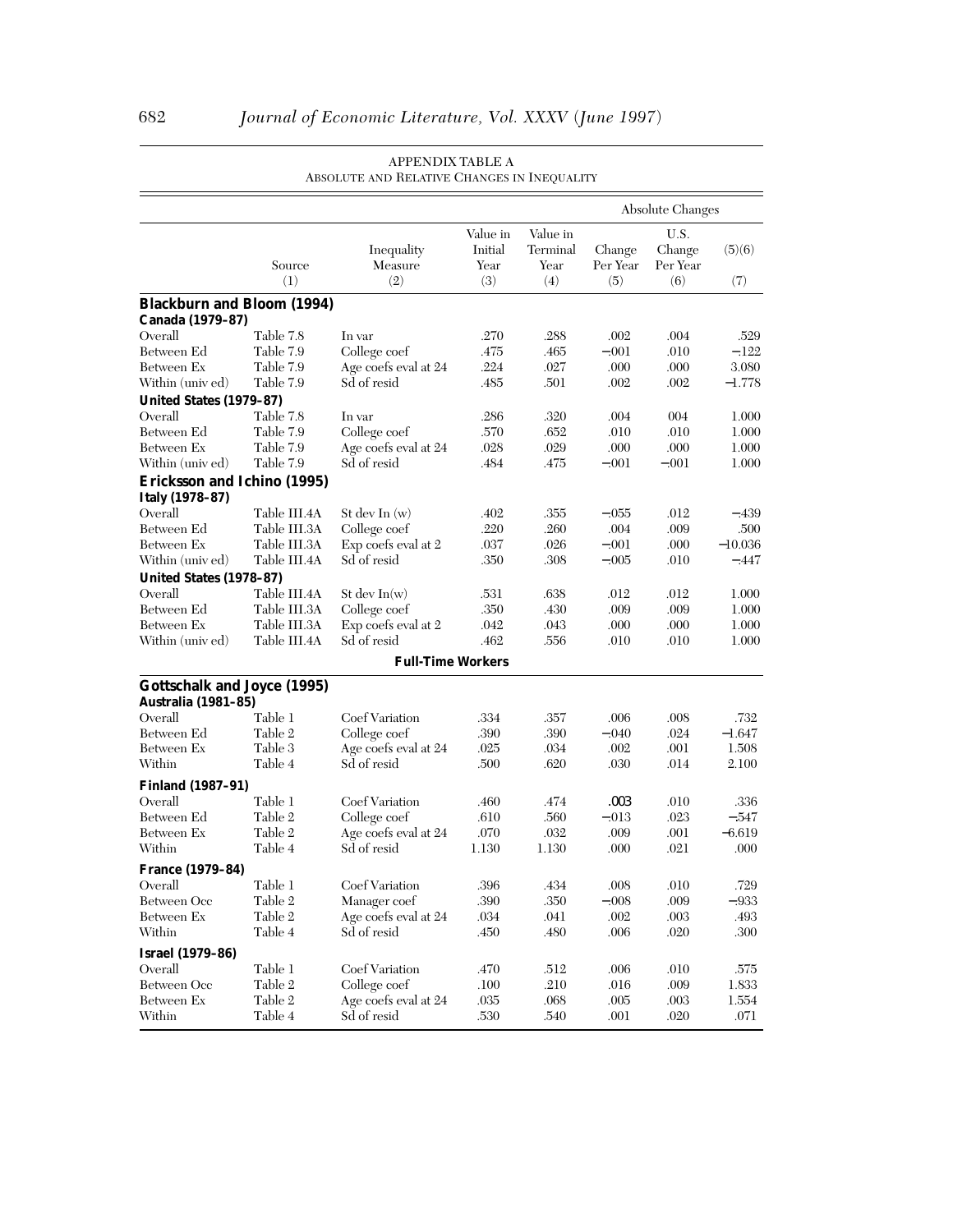APPENDIX TABLE A
ABSOLUTE AND RELATIVE CHANGES IN INEQUALITY

| | | | | | Absolute Changes | | |
|---|---|---|---|---|---|---|---|
| | Source (1) | Inequality Measure (2) | Value in Initial Year (3) | Value in Terminal Year (4) | Change Per Year (5) | U.S. Change Per Year (6) | (5)(6) (7) |
| **Blackburn and Bloom (1994)** | | | | | | | |
| **Canada (1979–87)** | | | | | | | |
| Overall | Table 7.8 | ln var | .270 | .288 | .002 | .004 | .529 |
| Between Ed | Table 7.9 | College coef | .475 | .465 | −.001 | .010 | −.122 |
| Between Ex | Table 7.9 | Age coefs eval at 24 | .224 | .027 | .000 | .000 | 3.080 |
| Within (univ ed) | Table 7.9 | Sd of resid | .485 | .501 | .002 | .002 | −1.778 |
| **United States (1979–87)** | | | | | | | |
| Overall | Table 7.8 | ln var | .286 | .320 | .004 | 004 | 1.000 |
| Between Ed | Table 7.9 | College coef | .570 | .652 | .010 | .010 | 1.000 |
| Between Ex | Table 7.9 | Age coefs eval at 24 | .028 | .029 | .000 | .000 | 1.000 |
| Within (univ ed) | Table 7.9 | Sd of resid | .484 | .475 | −.001 | −.001 | 1.000 |
| **Ericksson and Ichino (1995)** | | | | | | | |
| **Italy (1978–87)** | | | | | | | |
| Overall | Table III.4A | St dev ln (w) | .402 | .355 | −.055 | .012 | −.439 |
| Between Ed | Table III.3A | College coef | .220 | .260 | .004 | .009 | .500 |
| Between Ex | Table III.3A | Exp coefs eval at 2 | .037 | .026 | −.001 | .000 | −10.036 |
| Within (univ ed) | Table III.4A | Sd of resid | .350 | .308 | −.005 | .010 | −.447 |
| **United States (1978–87)** | | | | | | | |
| Overall | Table III.4A | St dev ln(w) | .531 | .638 | .012 | .012 | 1.000 |
| Between Ed | Table III.3A | College coef | .350 | .430 | .009 | .009 | 1.000 |
| Between Ex | Table III.3A | Exp coefs eval at 2 | .042 | .043 | .000 | .000 | 1.000 |
| Within (univ ed) | Table III.4A | Sd of resid | .462 | .556 | .010 | .010 | 1.000 |
| | | **Full-Time Workers** | | | | | |
| **Gottschalk and Joyce (1995)** | | | | | | | |
| **Australia (1981–85)** | | | | | | | |
| Overall | Table 1 | Coef Variation | .334 | .357 | .006 | .008 | .732 |
| Between Ed | Table 2 | College coef | .390 | .390 | −.040 | .024 | −1.647 |
| Between Ex | Table 3 | Age coefs eval at 24 | .025 | .034 | .002 | .001 | 1.508 |
| Within | Table 4 | Sd of resid | .500 | .620 | .030 | .014 | 2.100 |
| **Finland (1987–91)** | | | | | | | |
| Overall | Table 1 | Coef Variation | .460 | .474 | .003 | .010 | .336 |
| Between Ed | Table 2 | College coef | .610 | .560 | −.013 | .023 | −.547 |
| Between Ex | Table 2 | Age coefs eval at 24 | .070 | .032 | .009 | .001 | −6.619 |
| Within | Table 4 | Sd of resid | 1.130 | 1.130 | .000 | .021 | .000 |
| **France (1979–84)** | | | | | | | |
| Overall | Table 1 | Coef Variation | .396 | .434 | .008 | .010 | .729 |
| Between Occ | Table 2 | Manager coef | .390 | .350 | −.008 | .009 | −.933 |
| Between Ex | Table 2 | Age coefs eval at 24 | .034 | .041 | .002 | .003 | .493 |
| Within | Table 4 | Sd of resid | .450 | .480 | .006 | .020 | .300 |
| **Israel (1979–86)** | | | | | | | |
| Overall | Table 1 | Coef Variation | .470 | .512 | .006 | .010 | .575 |
| Between Occ | Table 2 | College coef | .100 | .210 | .016 | .009 | 1.833 |
| Between Ex | Table 2 | Age coefs eval at 24 | .035 | .068 | .005 | .003 | 1.554 |
| Within | Table 4 | Sd of resid | .530 | .540 | .001 | .020 | .071 |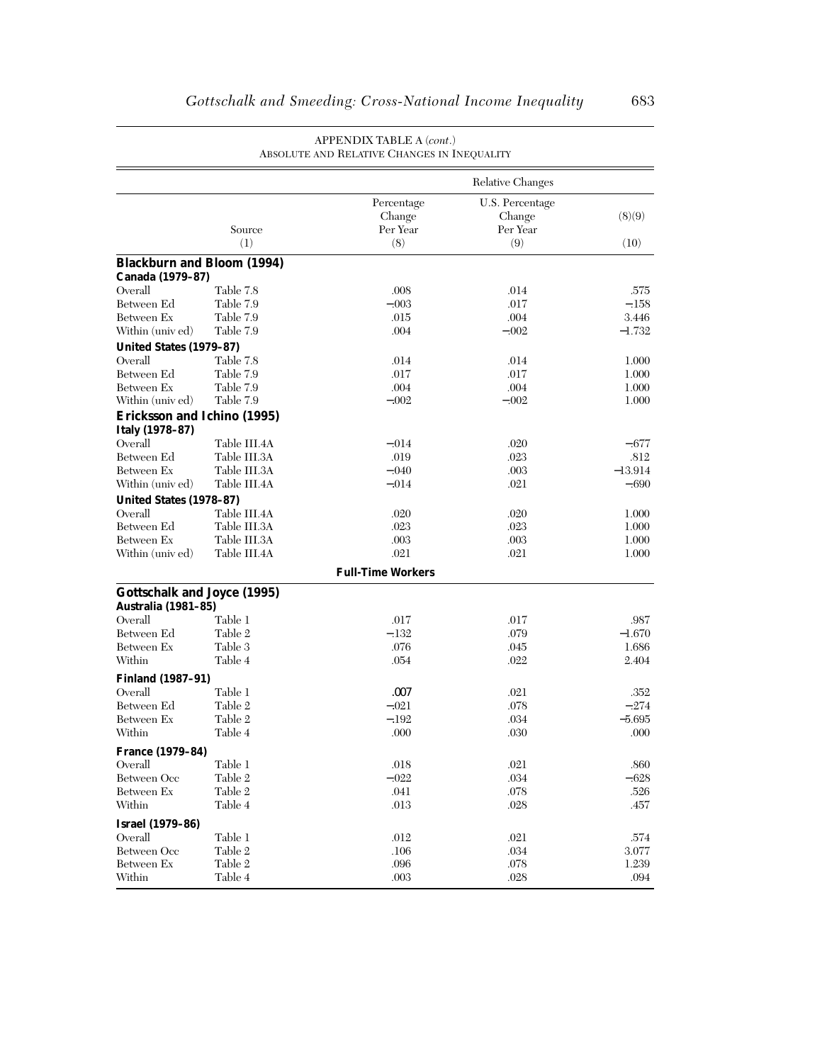APPENDIX TABLE A (*cont.*)
ABSOLUTE AND RELATIVE CHANGES IN INEQUALITY

| | | Relative Changes | | |
|---|---|---|---|---|
| | Source | Percentage Change Per Year | U.S. Percentage Change Per Year | (8)(9) |
| | (1) | (8) | (9) | (10) |
| **Blackburn and Bloom (1994)** | | | | |
| **Canada (1979–87)** | | | | |
| Overall | Table 7.8 | .008 | .014 | .575 |
| Between Ed | Table 7.9 | −.003 | .017 | −.158 |
| Between Ex | Table 7.9 | .015 | .004 | 3.446 |
| Within (univ ed) | Table 7.9 | .004 | −.002 | −1.732 |
| **United States (1979–87)** | | | | |
| Overall | Table 7.8 | .014 | .014 | 1.000 |
| Between Ed | Table 7.9 | .017 | .017 | 1.000 |
| Between Ex | Table 7.9 | .004 | .004 | 1.000 |
| Within (univ ed) | Table 7.9 | −.002 | −.002 | 1.000 |
| **Ericksson and Ichino (1995)** | | | | |
| **Italy (1978–87)** | | | | |
| Overall | Table III.4A | −.014 | .020 | −.677 |
| Between Ed | Table III.3A | .019 | .023 | .812 |
| Between Ex | Table III.3A | −.040 | .003 | −13.914 |
| Within (univ ed) | Table III.4A | −.014 | .021 | −.690 |
| **United States (1978–87)** | | | | |
| Overall | Table III.4A | .020 | .020 | 1.000 |
| Between Ed | Table III.3A | .023 | .023 | 1.000 |
| Between Ex | Table III.3A | .003 | .003 | 1.000 |
| Within (univ ed) | Table III.4A | .021 | .021 | 1.000 |
| | | **Full-Time Workers** | | |
| **Gottschalk and Joyce (1995)** | | | | |
| **Australia (1981–85)** | | | | |
| Overall | Table 1 | .017 | .017 | .987 |
| Between Ed | Table 2 | −.132 | .079 | −1.670 |
| Between Ex | Table 3 | .076 | .045 | 1.686 |
| Within | Table 4 | .054 | .022 | 2.404 |
| **Finland (1987–91)** | | | | |
| Overall | Table 1 | .007 | .021 | .352 |
| Between Ed | Table 2 | −.021 | .078 | −.274 |
| Between Ex | Table 2 | −.192 | .034 | −5.695 |
| Within | Table 4 | .000 | .030 | .000 |
| **France (1979–84)** | | | | |
| Overall | Table 1 | .018 | .021 | .860 |
| Between Occ | Table 2 | −.022 | .034 | −.628 |
| Between Ex | Table 2 | .041 | .078 | .526 |
| Within | Table 4 | .013 | .028 | .457 |
| **Israel (1979–86)** | | | | |
| Overall | Table 1 | .012 | .021 | .574 |
| Between Occ | Table 2 | .106 | .034 | 3.077 |
| Between Ex | Table 2 | .096 | .078 | 1.239 |
| Within | Table 4 | .003 | .028 | .094 |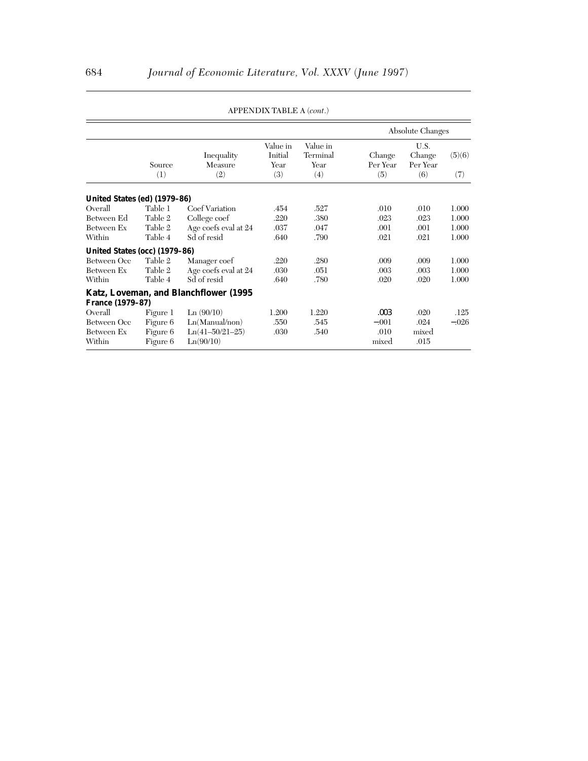APPENDIX TABLE A (*cont.*)

| | Source (1) | Inequality Measure (2) | Value in Initial Year (3) | Value in Terminal Year (4) | Absolute Changes: Change Per Year (5) | Absolute Changes: U.S. Change Per Year (6) | Absolute Changes: (5)(6) (7) |
|---|---|---|---|---|---|---|---|
| **United States (ed) (1979–86)** | | | | | | | |
| Overall | Table 1 | Coef Variation | .454 | .527 | .010 | .010 | 1.000 |
| Between Ed | Table 2 | College coef | .220 | .380 | .023 | .023 | 1.000 |
| Between Ex | Table 2 | Age coefs eval at 24 | .037 | .047 | .001 | .001 | 1.000 |
| Within | Table 4 | Sd of resid | .640 | .790 | .021 | .021 | 1.000 |
| **United States (occ) (1979–86)** | | | | | | | |
| Between Occ | Table 2 | Manager coef | .220 | .280 | .009 | .009 | 1.000 |
| Between Ex | Table 2 | Age coefs eval at 24 | .030 | .051 | .003 | .003 | 1.000 |
| Within | Table 4 | Sd of resid | .640 | .780 | .020 | .020 | 1.000 |
| **Katz, Loveman, and Blanchflower (1995** | | | | | | | |
| **France (1979–87)** | | | | | | | |
| Overall | Figure 1 | Ln (90/10) | 1.200 | 1.220 | .003 | .020 | .125 |
| Between Occ | Figure 6 | Ln(Manual/non) | .550 | .545 | –.001 | .024 | –.026 |
| Between Ex | Figure 6 | Ln(41–50/21–25) | .030 | .540 | .010 | mixed | |
| Within | Figure 6 | Ln(90/10) | | | mixed | .015 | |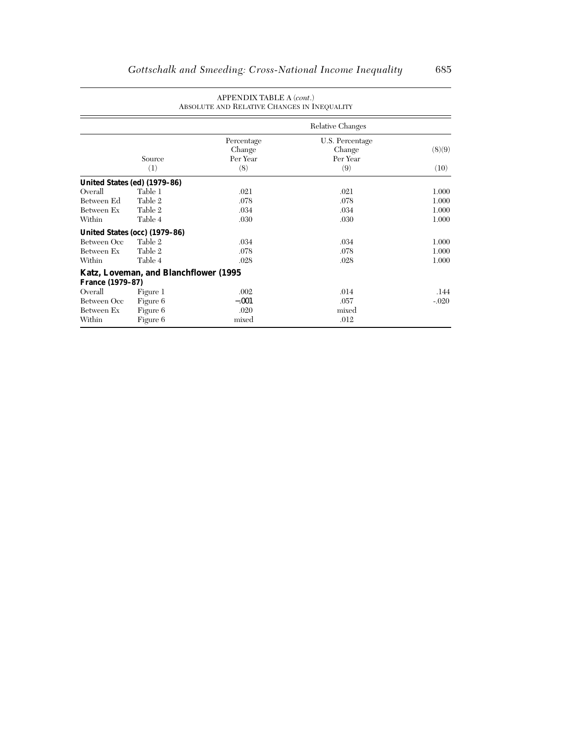APPENDIX TABLE A (*cont.*)
ABSOLUTE AND RELATIVE CHANGES IN INEQUALITY

| | | Relative Changes | | |
|---|---|---|---|---|
| | Source | Percentage Change Per Year | U.S. Percentage Change Per Year | (8)(9) |
| | (1) | (8) | (9) | (10) |
| **United States (ed) (1979–86)** | | | | |
| Overall | Table 1 | .021 | .021 | 1.000 |
| Between Ed | Table 2 | .078 | .078 | 1.000 |
| Between Ex | Table 2 | .034 | .034 | 1.000 |
| Within | Table 4 | .030 | .030 | 1.000 |
| **United States (occ) (1979–86)** | | | | |
| Between Occ | Table 2 | .034 | .034 | 1.000 |
| Between Ex | Table 2 | .078 | .078 | 1.000 |
| Within | Table 4 | .028 | .028 | 1.000 |
| **Katz, Loveman, and Blanchflower (1995** | | | | |
| **France (1979–87)** | | | | |
| Overall | Figure 1 | .002 | .014 | .144 |
| Between Occ | Figure 6 | –.001 | .057 | -.020 |
| Between Ex | Figure 6 | .020 | mixed | |
| Within | Figure 6 | mixed | .012 | |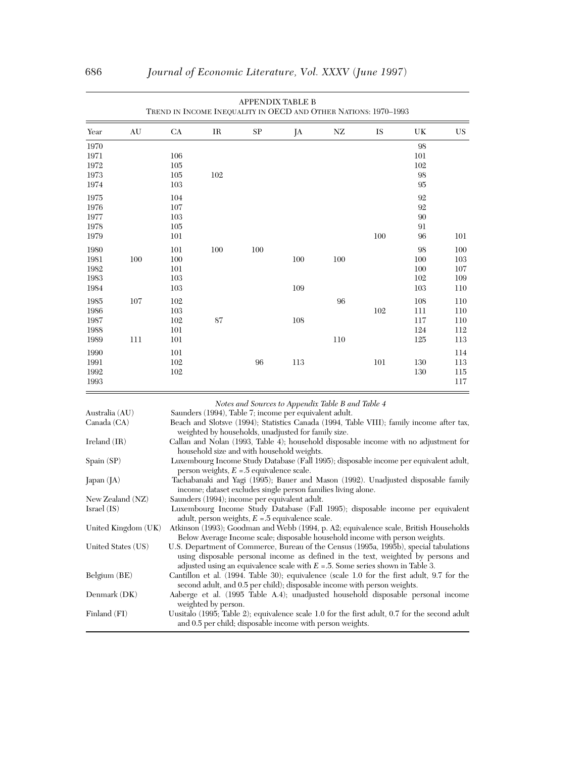APPENDIX TABLE B
TREND IN INCOME INEQUALITY IN OECD AND OTHER NATIONS: 1970–1993

| Year | AU | CA | IR | SP | JA | NZ | IS | UK | US |
|---|---|---|---|---|---|---|---|---|---|
| 1970 | | | | | | | | 98 | |
| 1971 | | 106 | | | | | | 101 | |
| 1972 | | 105 | | | | | | 102 | |
| 1973 | | 105 | 102 | | | | | 98 | |
| 1974 | | 103 | | | | | | 95 | |
| 1975 | | 104 | | | | | | 92 | |
| 1976 | | 107 | | | | | | 92 | |
| 1977 | | 103 | | | | | | 90 | |
| 1978 | | 105 | | | | | | 91 | |
| 1979 | | 101 | | | | | 100 | 96 | 101 |
| 1980 | | 101 | 100 | 100 | | | | 98 | 100 |
| 1981 | 100 | 100 | | | 100 | 100 | | 100 | 103 |
| 1982 | | 101 | | | | | | 100 | 107 |
| 1983 | | 103 | | | | | | 102 | 109 |
| 1984 | | 103 | | | 109 | | | 103 | 110 |
| 1985 | 107 | 102 | | | | 96 | | 108 | 110 |
| 1986 | | 103 | | | | | 102 | 111 | 110 |
| 1987 | | 102 | 87 | | 108 | | | 117 | 110 |
| 1988 | | 101 | | | | | | 124 | 112 |
| 1989 | 111 | 101 | | | | 110 | | 125 | 113 |
| 1990 | | 101 | | | | | | | 114 |
| 1991 | | 102 | | 96 | 113 | | 101 | 130 | 113 |
| 1992 | | 102 | | | | | | 130 | 115 |
| 1993 | | | | | | | | | 117 |

*Notes and Sources to Appendix Table B and Table 4*

| | |
|---|---|
| Australia (AU) | Saunders (1994), Table 7; income per equivalent adult. |
| Canada (CA) | Beach and Slotsve (1994); Statistics Canada (1994, Table VIII); family income after tax, weighted by households, unadjusted for family size. |
| Ireland (IR) | Callan and Nolan (1993, Table 4); household disposable income with no adjustment for household size and with household weights. |
| Spain (SP) | Luxembourg Income Study Database (Fall 1995); disposable income per equivalent adult, person weights, $E = .5$ equivalence scale. |
| Japan (JA) | Tachabanaki and Yagi (1995); Bauer and Mason (1992). Unadjusted disposable family income; dataset excludes single person families living alone. |
| New Zealand (NZ) | Saunders (1994); income per equivalent adult. |
| Israel (IS) | Luxembourg Income Study Database (Fall 1995); disposable income per equivalent adult, person weights, $E = .5$ equivalence scale. |
| United Kingdom (UK) | Atkinson (1993); Goodman and Webb (1994, p. A2; equivalence scale, British Households Below Average Income scale; disposable household income with person weights. |
| United States (US) | U.S. Department of Commerce, Bureau of the Census (1995a, 1995b), special tabulations using disposable personal income as defined in the text, weighted by persons and adjusted using an equivalence scale with $E = .5$. Some series shown in Table 3. |
| Belgium (BE) | Cantillon et al. (1994. Table 30); equivalence (scale 1.0 for the first adult, 9.7 for the second adult, and 0.5 per child); disposable income with person weights. |
| Denmark (DK) | Aaberge et al. (1995 Table A.4); unadjusted household disposable personal income weighted by person. |
| Finland (FI) | Uusitalo (1995; Table 2); equivalence scale 1.0 for the first adult, 0.7 for the second adult and 0.5 per child; disposable income with person weights. |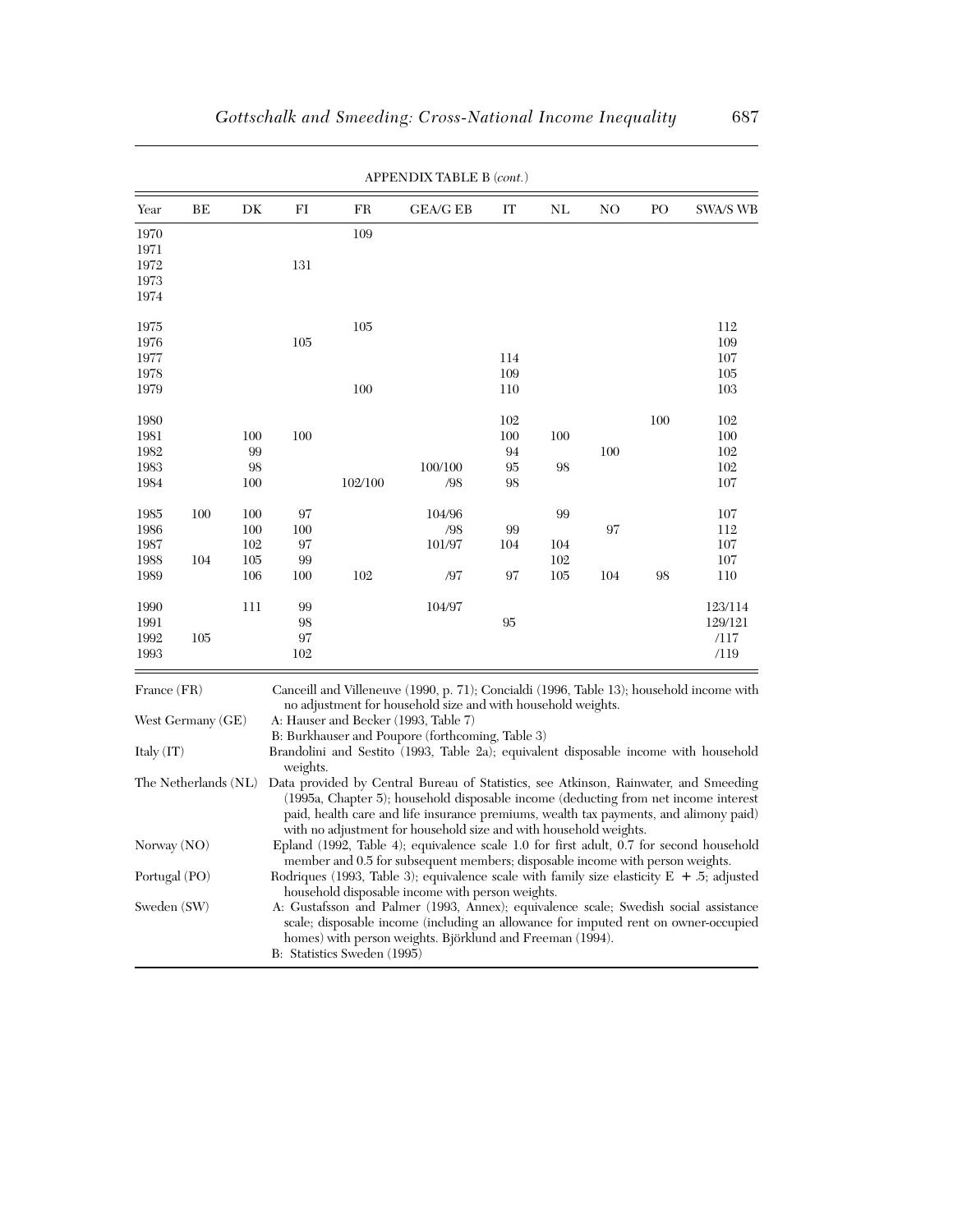APPENDIX TABLE B (*cont.*)

| Year | BE | DK | FI | FR | GEA/G EB | IT | NL | NO | PO | SWA/S WB |
|---|---|---|---|---|---|---|---|---|---|---|
| 1970 | | | | 109 | | | | | | |
| 1971 | | | | | | | | | | |
| 1972 | | | 131 | | | | | | | |
| 1973 | | | | | | | | | | |
| 1974 | | | | | | | | | | |
| 1975 | | | | 105 | | | | | | 112 |
| 1976 | | | 105 | | | | | | | 109 |
| 1977 | | | | | | 114 | | | | 107 |
| 1978 | | | | | | 109 | | | | 105 |
| 1979 | | | | 100 | | 110 | | | | 103 |
| 1980 | | | | | | 102 | | | 100 | 102 |
| 1981 | | 100 | 100 | | | 100 | 100 | | | 100 |
| 1982 | | 99 | | | | 94 | | 100 | | 102 |
| 1983 | | 98 | | | 100/100 | 95 | 98 | | | 102 |
| 1984 | | 100 | | 102/100 | /98 | 98 | | | | 107 |
| 1985 | 100 | 100 | 97 | | 104/96 | | 99 | | | 107 |
| 1986 | | 100 | 100 | | /98 | 99 | | 97 | | 112 |
| 1987 | | 102 | 97 | | 101/97 | 104 | 104 | | | 107 |
| 1988 | 104 | 105 | 99 | | | | 102 | | | 107 |
| 1989 | | 106 | 100 | 102 | /97 | 97 | 105 | 104 | 98 | 110 |
| 1990 | | 111 | 99 | | 104/97 | | | | | 123/114 |
| 1991 | | | 98 | | | 95 | | | | 129/121 |
| 1992 | 105 | | 97 | | | | | | | /117 |
| 1993 | | | 102 | | | | | | | /119 |

France (FR) — Canceill and Villeneuve (1990, p. 71); Concialdi (1996, Table 13); household income with no adjustment for household size and with household weights.

West Germany (GE) — A: Hauser and Becker (1993, Table 7)
B: Burkhauser and Poupore (forthcoming, Table 3)

Italy (IT) — Brandolini and Sestito (1993, Table 2a); equivalent disposable income with household weights.

The Netherlands (NL) — Data provided by Central Bureau of Statistics, see Atkinson, Rainwater, and Smeeding (1995a, Chapter 5); household disposable income (deducting from net income interest paid, health care and life insurance premiums, wealth tax payments, and alimony paid) with no adjustment for household size and with household weights.

Norway (NO) — Epland (1992, Table 4); equivalence scale 1.0 for first adult, 0.7 for second household member and 0.5 for subsequent members; disposable income with person weights.

Portugal (PO) — Rodriques (1993, Table 3); equivalence scale with family size elasticity E + .5; adjusted household disposable income with person weights.

Sweden (SW) — A: Gustafsson and Palmer (1993, Annex); equivalence scale; Swedish social assistance scale; disposable income (including an allowance for imputed rent on owner-occupied homes) with person weights. Björklund and Freeman (1994).
B: Statistics Sweden (1995)